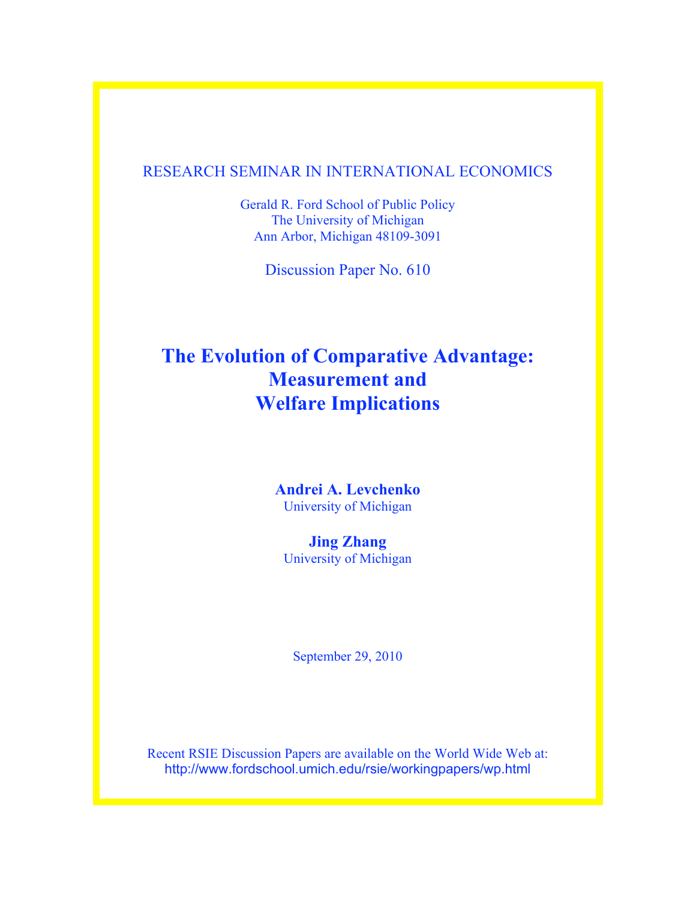RESEARCH SEMINAR IN INTERNATIONAL ECONOMICS

Gerald R. Ford School of Public Policy
The University of Michigan
Ann Arbor, Michigan 48109-3091

Discussion Paper No. 610

# The Evolution of Comparative Advantage: Measurement and Welfare Implications

**Andrei A. Levchenko**
University of Michigan

**Jing Zhang**
University of Michigan

September 29, 2010

Recent RSIE Discussion Papers are available on the World Wide Web at:
http://www.fordschool.umich.edu/rsie/workingpapers/wp.html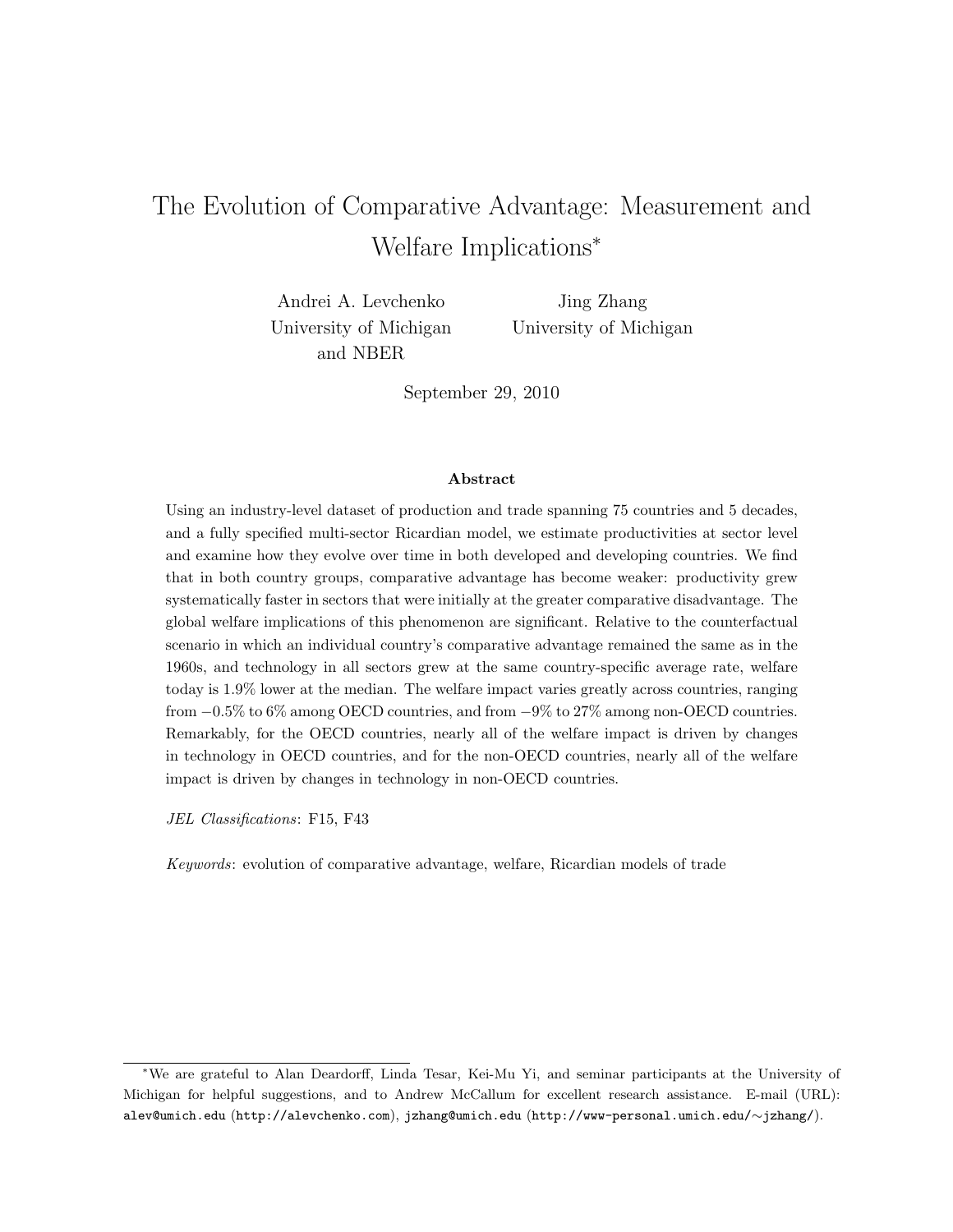# The Evolution of Comparative Advantage: Measurement and Welfare Implications*

Andrei A. Levchenko
University of Michigan
and NBER

Jing Zhang
University of Michigan

September 29, 2010

### Abstract

Using an industry-level dataset of production and trade spanning 75 countries and 5 decades, and a fully specified multi-sector Ricardian model, we estimate productivities at sector level and examine how they evolve over time in both developed and developing countries. We find that in both country groups, comparative advantage has become weaker: productivity grew systematically faster in sectors that were initially at the greater comparative disadvantage. The global welfare implications of this phenomenon are significant. Relative to the counterfactual scenario in which an individual country's comparative advantage remained the same as in the 1960s, and technology in all sectors grew at the same country-specific average rate, welfare today is 1.9% lower at the median. The welfare impact varies greatly across countries, ranging from −0.5% to 6% among OECD countries, and from −9% to 27% among non-OECD countries. Remarkably, for the OECD countries, nearly all of the welfare impact is driven by changes in technology in OECD countries, and for the non-OECD countries, nearly all of the welfare impact is driven by changes in technology in non-OECD countries.

*JEL Classifications*: F15, F43

*Keywords*: evolution of comparative advantage, welfare, Ricardian models of trade

*We are grateful to Alan Deardorff, Linda Tesar, Kei-Mu Yi, and seminar participants at the University of Michigan for helpful suggestions, and to Andrew McCallum for excellent research assistance. E-mail (URL): alev@umich.edu (http://alevchenko.com), jzhang@umich.edu (http://www-personal.umich.edu/∼jzhang/).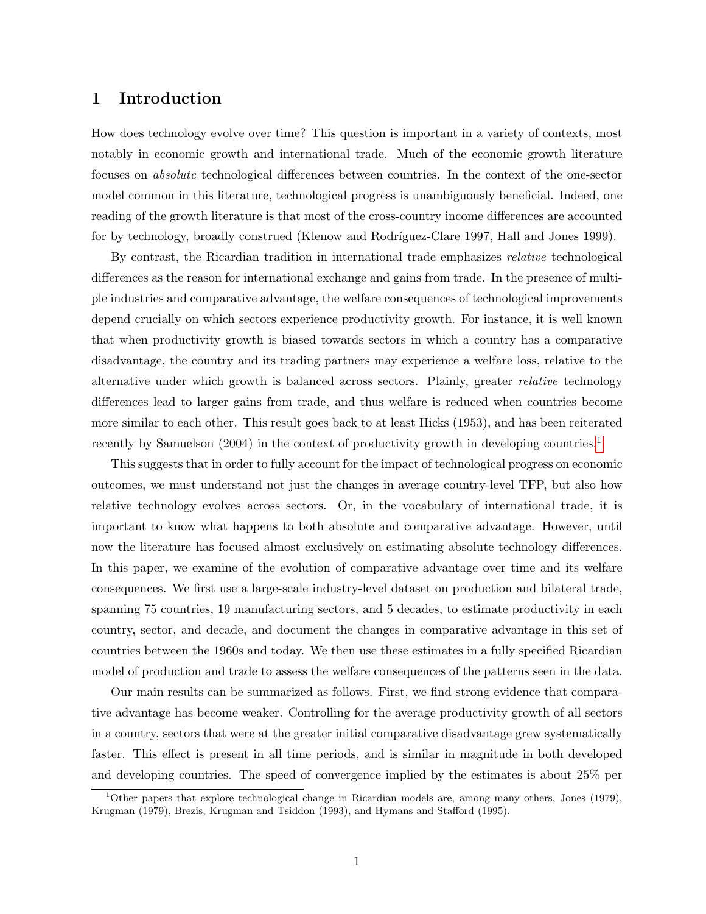# 1 Introduction

How does technology evolve over time? This question is important in a variety of contexts, most notably in economic growth and international trade. Much of the economic growth literature focuses on *absolute* technological differences between countries. In the context of the one-sector model common in this literature, technological progress is unambiguously beneficial. Indeed, one reading of the growth literature is that most of the cross-country income differences are accounted for by technology, broadly construed (Klenow and Rodríguez-Clare 1997, Hall and Jones 1999).

By contrast, the Ricardian tradition in international trade emphasizes *relative* technological differences as the reason for international exchange and gains from trade. In the presence of multiple industries and comparative advantage, the welfare consequences of technological improvements depend crucially on which sectors experience productivity growth. For instance, it is well known that when productivity growth is biased towards sectors in which a country has a comparative disadvantage, the country and its trading partners may experience a welfare loss, relative to the alternative under which growth is balanced across sectors. Plainly, greater *relative* technology differences lead to larger gains from trade, and thus welfare is reduced when countries become more similar to each other. This result goes back to at least Hicks (1953), and has been reiterated recently by Samuelson (2004) in the context of productivity growth in developing countries.[1]

This suggests that in order to fully account for the impact of technological progress on economic outcomes, we must understand not just the changes in average country-level TFP, but also how relative technology evolves across sectors. Or, in the vocabulary of international trade, it is important to know what happens to both absolute and comparative advantage. However, until now the literature has focused almost exclusively on estimating absolute technology differences. In this paper, we examine of the evolution of comparative advantage over time and its welfare consequences. We first use a large-scale industry-level dataset on production and bilateral trade, spanning 75 countries, 19 manufacturing sectors, and 5 decades, to estimate productivity in each country, sector, and decade, and document the changes in comparative advantage in this set of countries between the 1960s and today. We then use these estimates in a fully specified Ricardian model of production and trade to assess the welfare consequences of the patterns seen in the data.

Our main results can be summarized as follows. First, we find strong evidence that comparative advantage has become weaker. Controlling for the average productivity growth of all sectors in a country, sectors that were at the greater initial comparative disadvantage grew systematically faster. This effect is present in all time periods, and is similar in magnitude in both developed and developing countries. The speed of convergence implied by the estimates is about 25% per

[1] Other papers that explore technological change in Ricardian models are, among many others, Jones (1979), Krugman (1979), Brezis, Krugman and Tsiddon (1993), and Hymans and Stafford (1995).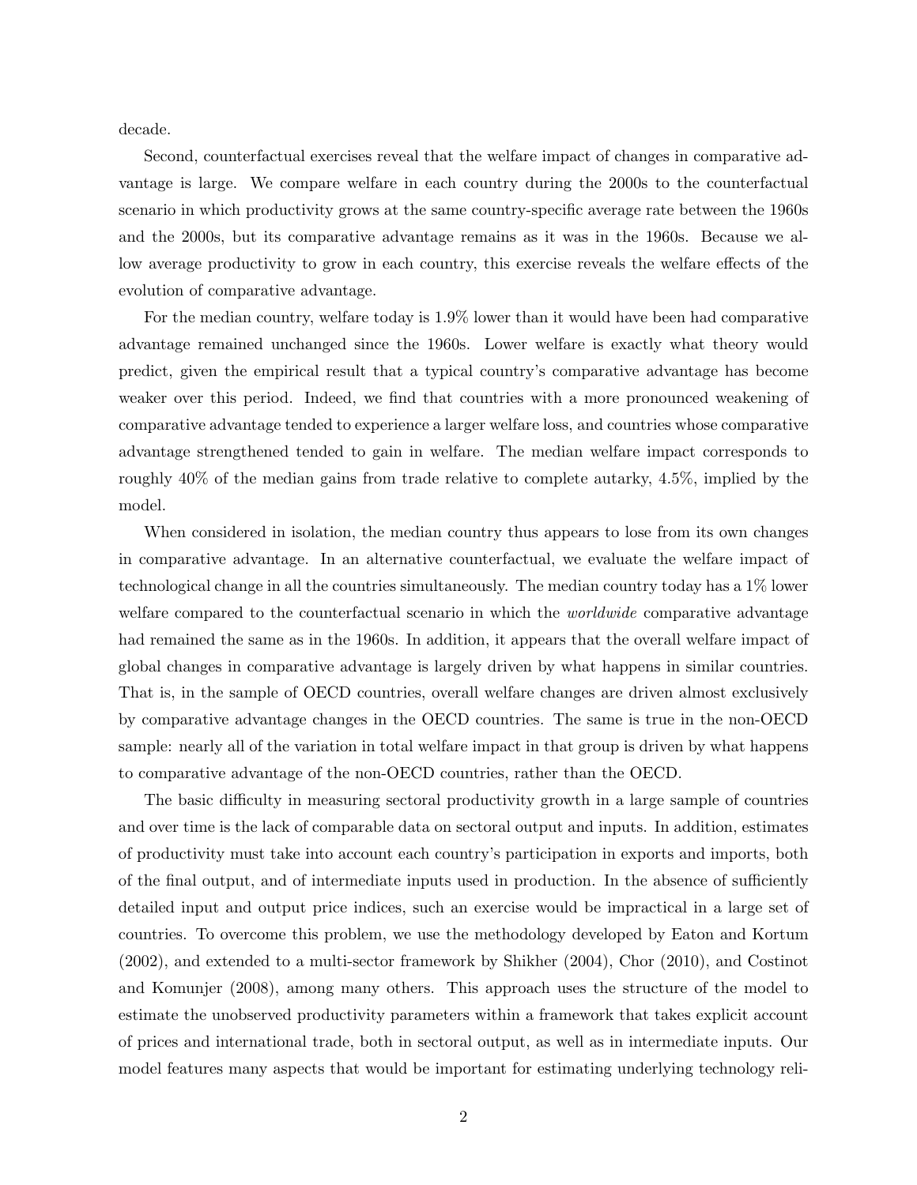decade.

Second, counterfactual exercises reveal that the welfare impact of changes in comparative advantage is large. We compare welfare in each country during the 2000s to the counterfactual scenario in which productivity grows at the same country-specific average rate between the 1960s and the 2000s, but its comparative advantage remains as it was in the 1960s. Because we allow average productivity to grow in each country, this exercise reveals the welfare effects of the evolution of comparative advantage.

For the median country, welfare today is 1.9% lower than it would have been had comparative advantage remained unchanged since the 1960s. Lower welfare is exactly what theory would predict, given the empirical result that a typical country's comparative advantage has become weaker over this period. Indeed, we find that countries with a more pronounced weakening of comparative advantage tended to experience a larger welfare loss, and countries whose comparative advantage strengthened tended to gain in welfare. The median welfare impact corresponds to roughly 40% of the median gains from trade relative to complete autarky, 4.5%, implied by the model.

When considered in isolation, the median country thus appears to lose from its own changes in comparative advantage. In an alternative counterfactual, we evaluate the welfare impact of technological change in all the countries simultaneously. The median country today has a 1% lower welfare compared to the counterfactual scenario in which the *worldwide* comparative advantage had remained the same as in the 1960s. In addition, it appears that the overall welfare impact of global changes in comparative advantage is largely driven by what happens in similar countries. That is, in the sample of OECD countries, overall welfare changes are driven almost exclusively by comparative advantage changes in the OECD countries. The same is true in the non-OECD sample: nearly all of the variation in total welfare impact in that group is driven by what happens to comparative advantage of the non-OECD countries, rather than the OECD.

The basic difficulty in measuring sectoral productivity growth in a large sample of countries and over time is the lack of comparable data on sectoral output and inputs. In addition, estimates of productivity must take into account each country's participation in exports and imports, both of the final output, and of intermediate inputs used in production. In the absence of sufficiently detailed input and output price indices, such an exercise would be impractical in a large set of countries. To overcome this problem, we use the methodology developed by Eaton and Kortum (2002), and extended to a multi-sector framework by Shikher (2004), Chor (2010), and Costinot and Komunjer (2008), among many others. This approach uses the structure of the model to estimate the unobserved productivity parameters within a framework that takes explicit account of prices and international trade, both in sectoral output, as well as in intermediate inputs. Our model features many aspects that would be important for estimating underlying technology reli-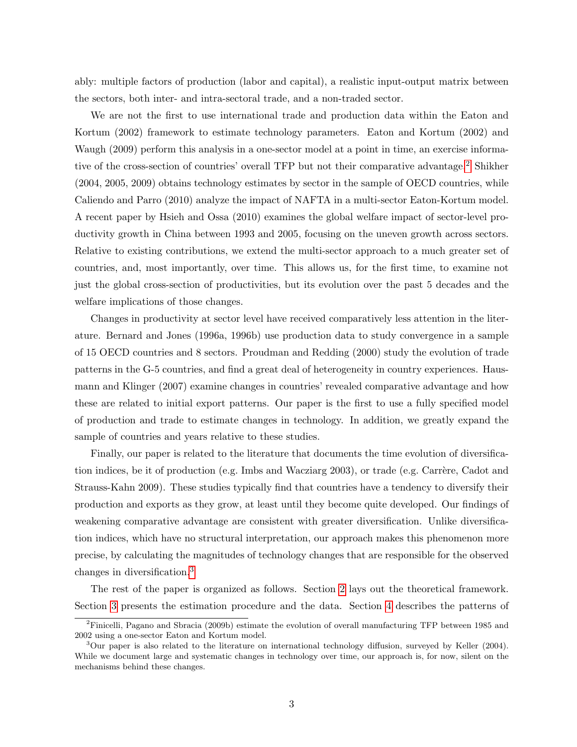ably: multiple factors of production (labor and capital), a realistic input-output matrix between the sectors, both inter- and intra-sectoral trade, and a non-traded sector.

We are not the first to use international trade and production data within the Eaton and Kortum (2002) framework to estimate technology parameters. Eaton and Kortum (2002) and Waugh (2009) perform this analysis in a one-sector model at a point in time, an exercise informative of the cross-section of countries' overall TFP but not their comparative advantage.[2] Shikher (2004, 2005, 2009) obtains technology estimates by sector in the sample of OECD countries, while Caliendo and Parro (2010) analyze the impact of NAFTA in a multi-sector Eaton-Kortum model. A recent paper by Hsieh and Ossa (2010) examines the global welfare impact of sector-level productivity growth in China between 1993 and 2005, focusing on the uneven growth across sectors. Relative to existing contributions, we extend the multi-sector approach to a much greater set of countries, and, most importantly, over time. This allows us, for the first time, to examine not just the global cross-section of productivities, but its evolution over the past 5 decades and the welfare implications of those changes.

Changes in productivity at sector level have received comparatively less attention in the literature. Bernard and Jones (1996a, 1996b) use production data to study convergence in a sample of 15 OECD countries and 8 sectors. Proudman and Redding (2000) study the evolution of trade patterns in the G-5 countries, and find a great deal of heterogeneity in country experiences. Hausmann and Klinger (2007) examine changes in countries' revealed comparative advantage and how these are related to initial export patterns. Our paper is the first to use a fully specified model of production and trade to estimate changes in technology. In addition, we greatly expand the sample of countries and years relative to these studies.

Finally, our paper is related to the literature that documents the time evolution of diversification indices, be it of production (e.g. Imbs and Wacziarg 2003), or trade (e.g. Carrère, Cadot and Strauss-Kahn 2009). These studies typically find that countries have a tendency to diversify their production and exports as they grow, at least until they become quite developed. Our findings of weakening comparative advantage are consistent with greater diversification. Unlike diversification indices, which have no structural interpretation, our approach makes this phenomenon more precise, by calculating the magnitudes of technology changes that are responsible for the observed changes in diversification.[3]

The rest of the paper is organized as follows. Section 2 lays out the theoretical framework. Section 3 presents the estimation procedure and the data. Section 4 describes the patterns of

[2] Finicelli, Pagano and Sbracia (2009b) estimate the evolution of overall manufacturing TFP between 1985 and 2002 using a one-sector Eaton and Kortum model.

[3] Our paper is also related to the literature on international technology diffusion, surveyed by Keller (2004). While we document large and systematic changes in technology over time, our approach is, for now, silent on the mechanisms behind these changes.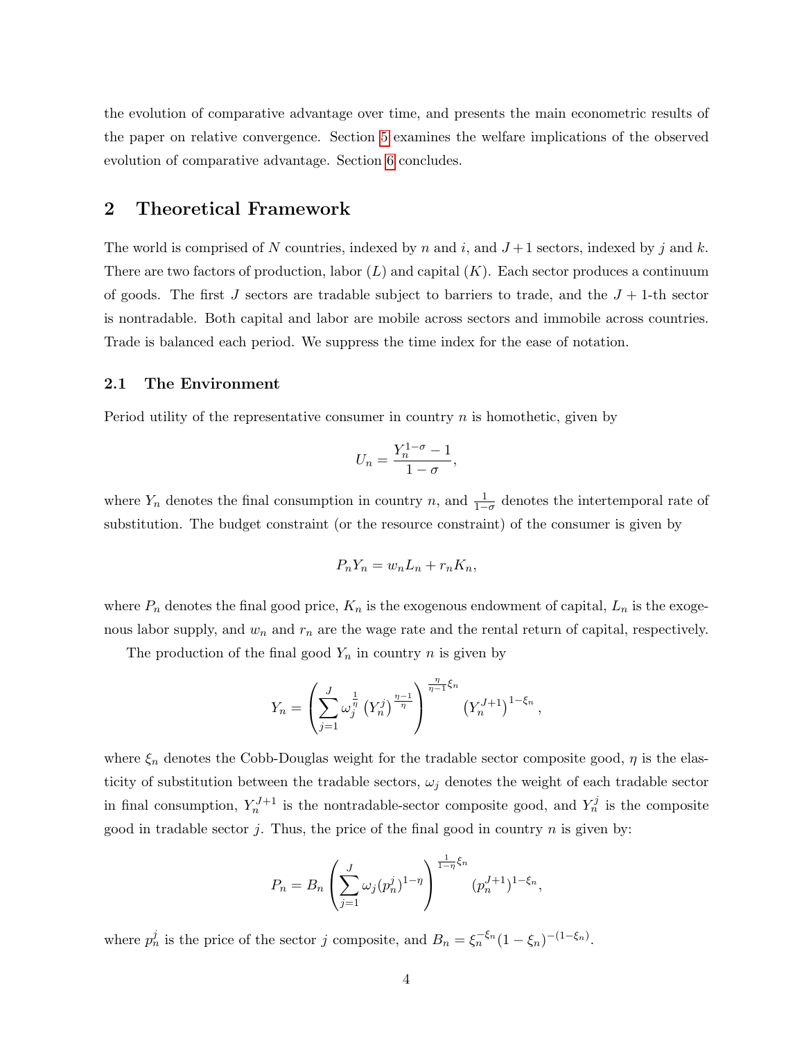the evolution of comparative advantage over time, and presents the main econometric results of the paper on relative convergence. Section 5 examines the welfare implications of the observed evolution of comparative advantage. Section 6 concludes.

## 2 Theoretical Framework

The world is comprised of $N$ countries, indexed by $n$ and $i$, and $J+1$ sectors, indexed by $j$ and $k$. There are two factors of production, labor ($L$) and capital ($K$). Each sector produces a continuum of goods. The first $J$ sectors are tradable subject to barriers to trade, and the $J+1$-th sector is nontradable. Both capital and labor are mobile across sectors and immobile across countries. Trade is balanced each period. We suppress the time index for the ease of notation.

### 2.1 The Environment

Period utility of the representative consumer in country $n$ is homothetic, given by

$$U_n = \frac{Y_n^{1-\sigma} - 1}{1-\sigma},$$

where $Y_n$ denotes the final consumption in country $n$, and $\frac{1}{1-\sigma}$ denotes the intertemporal rate of substitution. The budget constraint (or the resource constraint) of the consumer is given by

$$P_n Y_n = w_n L_n + r_n K_n,$$

where $P_n$ denotes the final good price, $K_n$ is the exogenous endowment of capital, $L_n$ is the exogenous labor supply, and $w_n$ and $r_n$ are the wage rate and the rental return of capital, respectively.

The production of the final good $Y_n$ in country $n$ is given by

$$Y_n = \left( \sum_{j=1}^{J} \omega_j^{\frac{1}{\eta}} \left(Y_n^j\right)^{\frac{\eta-1}{\eta}} \right)^{\frac{\eta}{\eta-1}\xi_n} \left(Y_n^{J+1}\right)^{1-\xi_n},$$

where $\xi_n$ denotes the Cobb-Douglas weight for the tradable sector composite good, $\eta$ is the elasticity of substitution between the tradable sectors, $\omega_j$ denotes the weight of each tradable sector in final consumption, $Y_n^{J+1}$ is the nontradable-sector composite good, and $Y_n^j$ is the composite good in tradable sector $j$. Thus, the price of the final good in country $n$ is given by:

$$P_n = B_n \left( \sum_{j=1}^{J} \omega_j (p_n^j)^{1-\eta} \right)^{\frac{1}{1-\eta}\xi_n} (p_n^{J+1})^{1-\xi_n},$$

where $p_n^j$ is the price of the sector $j$ composite, and $B_n = \xi_n^{-\xi_n}(1-\xi_n)^{-(1-\xi_n)}$.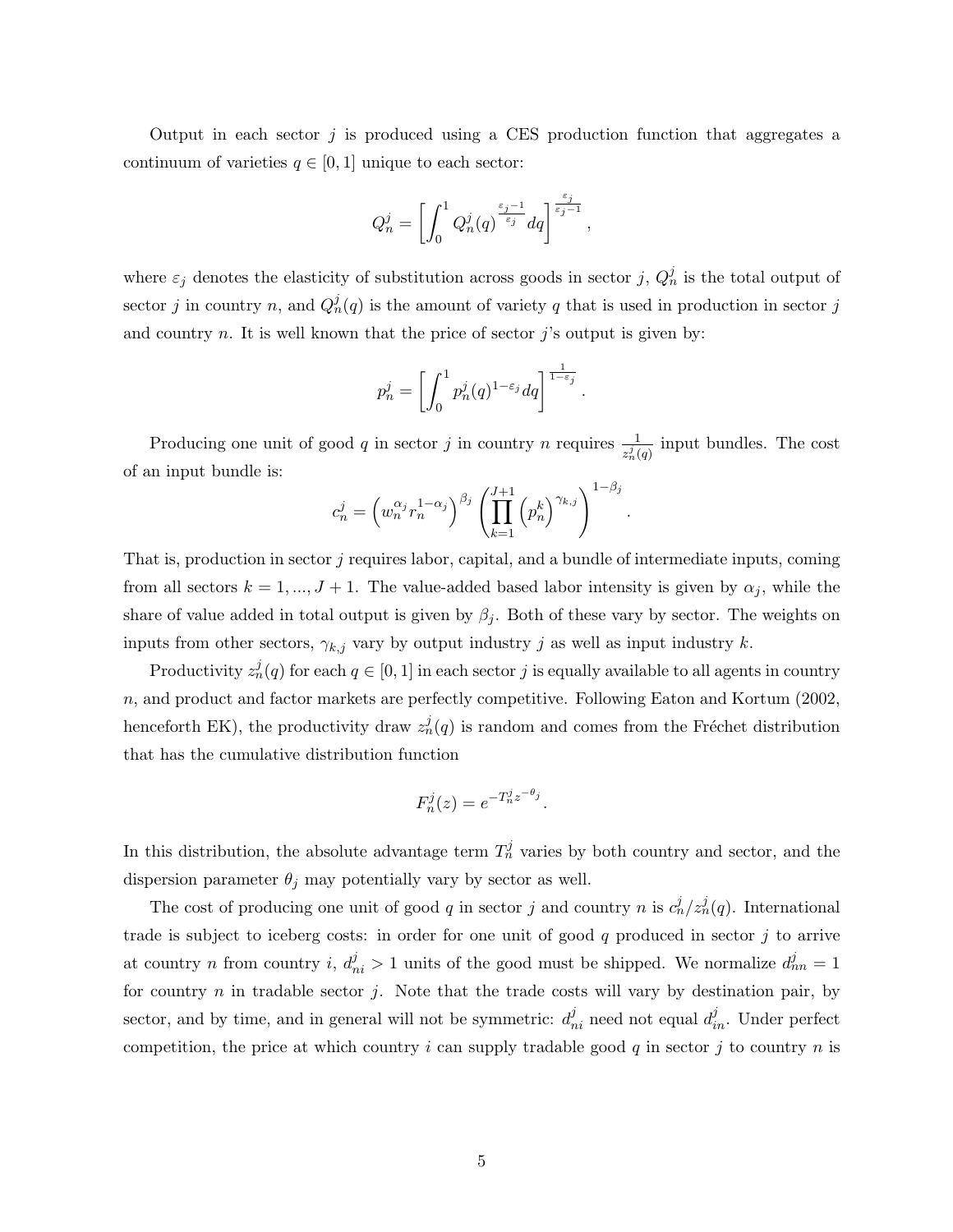Output in each sector $j$ is produced using a CES production function that aggregates a continuum of varieties $q \in [0, 1]$ unique to each sector:

$$Q_n^j = \left[ \int_0^1 Q_n^j(q)^{\frac{\varepsilon_j - 1}{\varepsilon_j}} dq \right]^{\frac{\varepsilon_j}{\varepsilon_j - 1}},$$

where $\varepsilon_j$ denotes the elasticity of substitution across goods in sector $j$, $Q_n^j$ is the total output of sector $j$ in country $n$, and $Q_n^j(q)$ is the amount of variety $q$ that is used in production in sector $j$ and country $n$. It is well known that the price of sector $j$'s output is given by:

$$p_n^j = \left[ \int_0^1 p_n^j(q)^{1-\varepsilon_j} dq \right]^{\frac{1}{1-\varepsilon_j}}.$$

Producing one unit of good $q$ in sector $j$ in country $n$ requires $\frac{1}{z_n^j(q)}$ input bundles. The cost of an input bundle is:

$$c_n^j = \left( w_n^{\alpha_j} r_n^{1-\alpha_j} \right)^{\beta_j} \left( \prod_{k=1}^{J+1} \left( p_n^k \right)^{\gamma_{k,j}} \right)^{1-\beta_j}.$$

That is, production in sector $j$ requires labor, capital, and a bundle of intermediate inputs, coming from all sectors $k = 1, ..., J + 1$. The value-added based labor intensity is given by $\alpha_j$, while the share of value added in total output is given by $\beta_j$. Both of these vary by sector. The weights on inputs from other sectors, $\gamma_{k,j}$ vary by output industry $j$ as well as input industry $k$.

Productivity $z_n^j(q)$ for each $q \in [0, 1]$ in each sector $j$ is equally available to all agents in country $n$, and product and factor markets are perfectly competitive. Following Eaton and Kortum (2002, henceforth EK), the productivity draw $z_n^j(q)$ is random and comes from the Fréchet distribution that has the cumulative distribution function

$$F_n^j(z) = e^{-T_n^j z^{-\theta_j}}.$$

In this distribution, the absolute advantage term $T_n^j$ varies by both country and sector, and the dispersion parameter $\theta_j$ may potentially vary by sector as well.

The cost of producing one unit of good $q$ in sector $j$ and country $n$ is $c_n^j / z_n^j(q)$. International trade is subject to iceberg costs: in order for one unit of good $q$ produced in sector $j$ to arrive at country $n$ from country $i$, $d_{ni}^j > 1$ units of the good must be shipped. We normalize $d_{nn}^j = 1$ for country $n$ in tradable sector $j$. Note that the trade costs will vary by destination pair, by sector, and by time, and in general will not be symmetric: $d_{ni}^j$ need not equal $d_{in}^j$. Under perfect competition, the price at which country $i$ can supply tradable good $q$ in sector $j$ to country $n$ is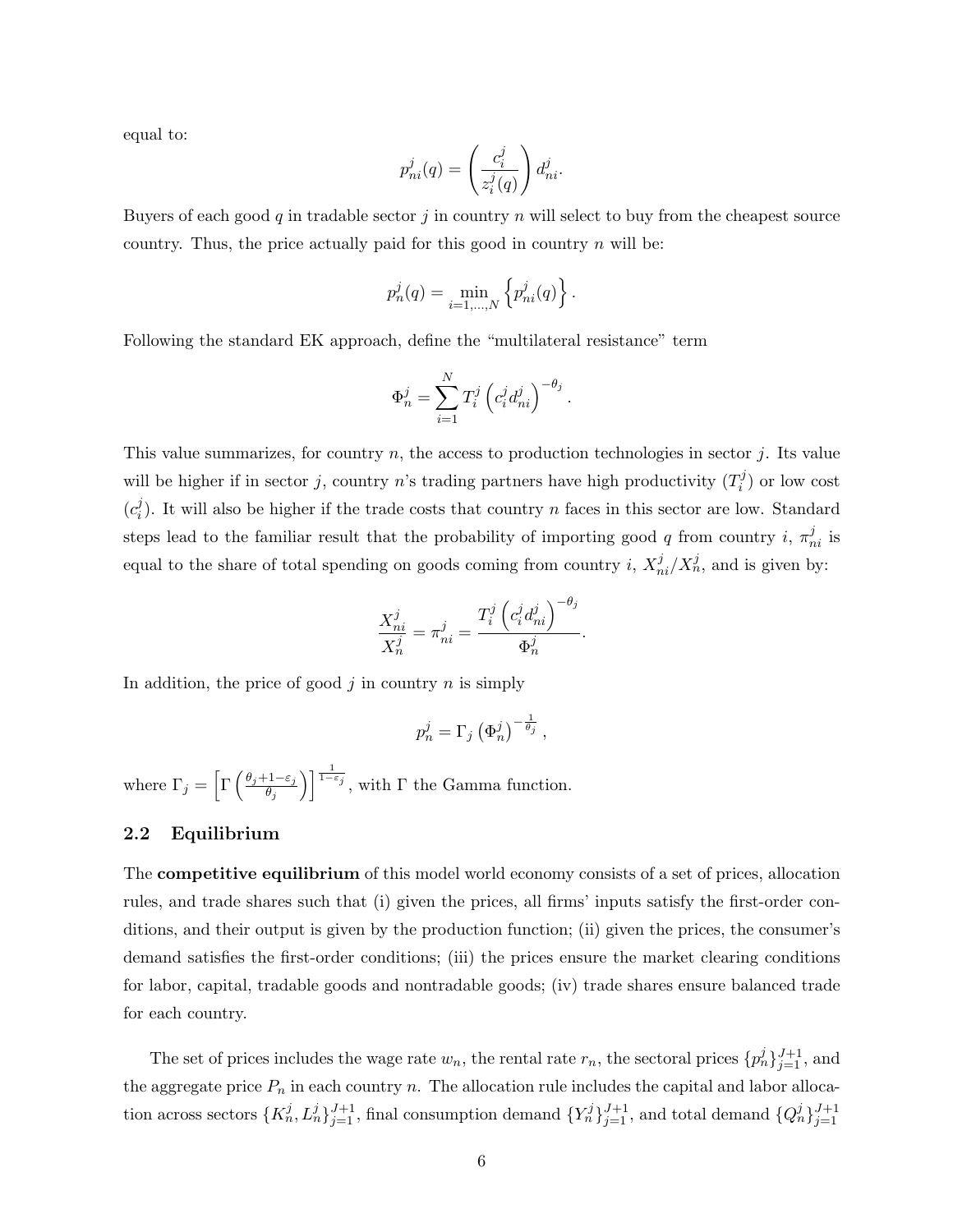equal to:

$$p_{ni}^j(q) = \left(\frac{c_i^j}{z_i^j(q)}\right) d_{ni}^j.$$

Buyers of each good $q$ in tradable sector $j$ in country $n$ will select to buy from the cheapest source country. Thus, the price actually paid for this good in country $n$ will be:

$$p_n^j(q) = \min_{i=1,\ldots,N} \left\{ p_{ni}^j(q) \right\}.$$

Following the standard EK approach, define the "multilateral resistance" term

$$\Phi_n^j = \sum_{i=1}^{N} T_i^j \left(c_i^j d_{ni}^j\right)^{-\theta_j}.$$

This value summarizes, for country $n$, the access to production technologies in sector $j$. Its value will be higher if in sector $j$, country $n$'s trading partners have high productivity ($T_i^j$) or low cost ($c_i^j$). It will also be higher if the trade costs that country $n$ faces in this sector are low. Standard steps lead to the familiar result that the probability of importing good $q$ from country $i$, $\pi_{ni}^j$ is equal to the share of total spending on goods coming from country $i$, $X_{ni}^j / X_n^j$, and is given by:

$$\frac{X_{ni}^j}{X_n^j} = \pi_{ni}^j = \frac{T_i^j \left(c_i^j d_{ni}^j\right)^{-\theta_j}}{\Phi_n^j}.$$

In addition, the price of good $j$ in country $n$ is simply

$$p_n^j = \Gamma_j \left(\Phi_n^j\right)^{-\frac{1}{\theta_j}},$$

where $\Gamma_j = \left[\Gamma\left(\frac{\theta_j + 1 - \varepsilon_j}{\theta_j}\right)\right]^{\frac{1}{1-\varepsilon_j}}$, with $\Gamma$ the Gamma function.

## 2.2 Equilibrium

The **competitive equilibrium** of this model world economy consists of a set of prices, allocation rules, and trade shares such that (i) given the prices, all firms' inputs satisfy the first-order conditions, and their output is given by the production function; (ii) given the prices, the consumer's demand satisfies the first-order conditions; (iii) the prices ensure the market clearing conditions for labor, capital, tradable goods and nontradable goods; (iv) trade shares ensure balanced trade for each country.

The set of prices includes the wage rate $w_n$, the rental rate $r_n$, the sectoral prices $\{p_n^j\}_{j=1}^{J+1}$, and the aggregate price $P_n$ in each country $n$. The allocation rule includes the capital and labor allocation across sectors $\{K_n^j, L_n^j\}_{j=1}^{J+1}$, final consumption demand $\{Y_n^j\}_{j=1}^{J+1}$, and total demand $\{Q_n^j\}_{j=1}^{J+1}$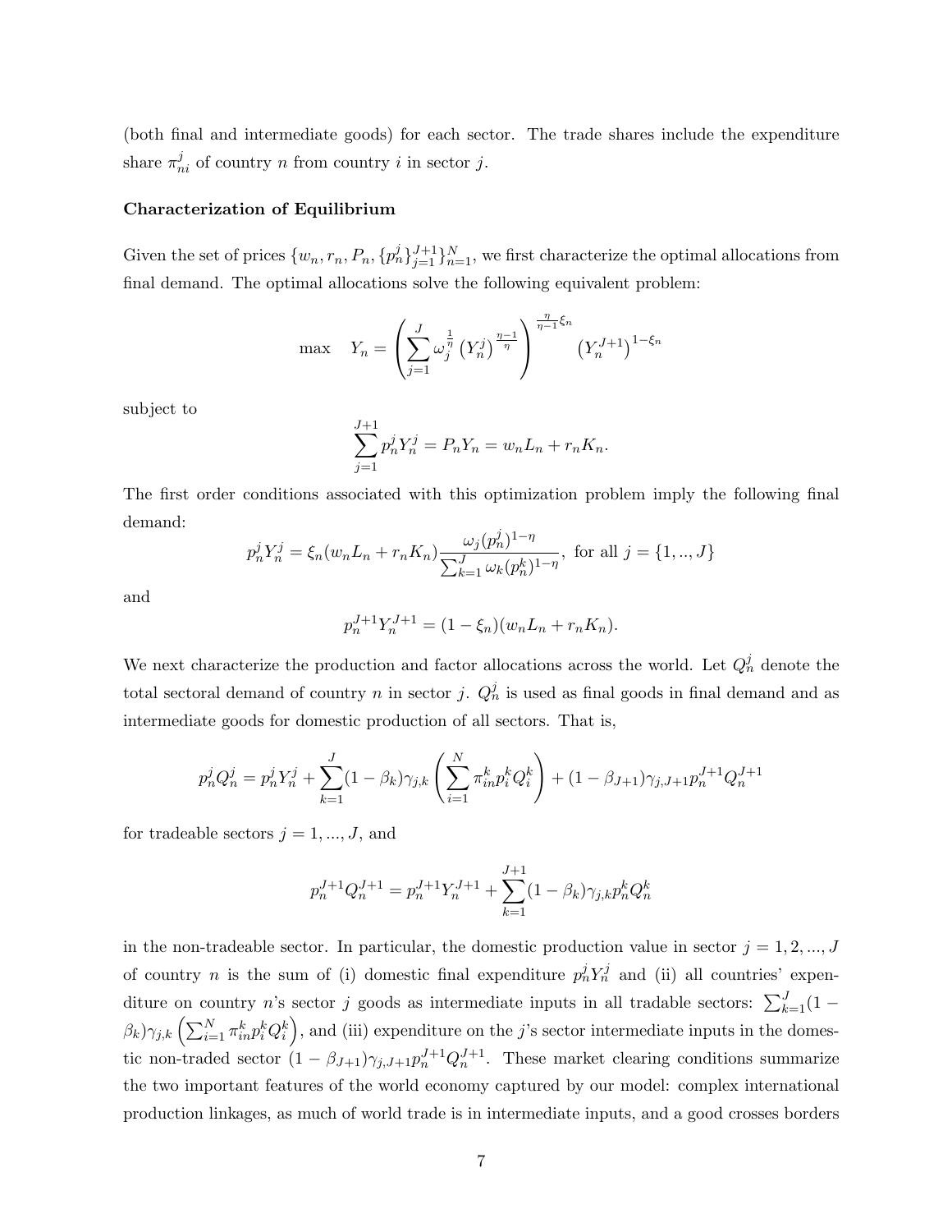(both final and intermediate goods) for each sector. The trade shares include the expenditure share $\pi_{ni}^j$ of country $n$ from country $i$ in sector $j$.

**Characterization of Equilibrium**

Given the set of prices $\{w_n, r_n, P_n, \{p_n^j\}_{j=1}^{J+1}\}_{n=1}^N$, we first characterize the optimal allocations from final demand. The optimal allocations solve the following equivalent problem:

$$\max \quad Y_n = \left( \sum_{j=1}^{J} \omega_j^{\frac{1}{\eta}} \left(Y_n^j\right)^{\frac{\eta-1}{\eta}} \right)^{\frac{\eta}{\eta-1}\xi_n} \left(Y_n^{J+1}\right)^{1-\xi_n}$$

subject to

$$\sum_{j=1}^{J+1} p_n^j Y_n^j = P_n Y_n = w_n L_n + r_n K_n.$$

The first order conditions associated with this optimization problem imply the following final demand:

$$p_n^j Y_n^j = \xi_n (w_n L_n + r_n K_n) \frac{\omega_j (p_n^j)^{1-\eta}}{\sum_{k=1}^{J} \omega_k (p_n^k)^{1-\eta}}, \text{ for all } j = \{1, .., J\}$$

and

$$p_n^{J+1} Y_n^{J+1} = (1 - \xi_n)(w_n L_n + r_n K_n).$$

We next characterize the production and factor allocations across the world. Let $Q_n^j$ denote the total sectoral demand of country $n$ in sector $j$. $Q_n^j$ is used as final goods in final demand and as intermediate goods for domestic production of all sectors. That is,

$$p_n^j Q_n^j = p_n^j Y_n^j + \sum_{k=1}^{J} (1 - \beta_k) \gamma_{j,k} \left( \sum_{i=1}^{N} \pi_{in}^k p_i^k Q_i^k \right) + (1 - \beta_{J+1}) \gamma_{j,J+1} p_n^{J+1} Q_n^{J+1}$$

for tradeable sectors $j = 1, ..., J$, and

$$p_n^{J+1} Q_n^{J+1} = p_n^{J+1} Y_n^{J+1} + \sum_{k=1}^{J+1} (1 - \beta_k) \gamma_{j,k} p_n^k Q_n^k$$

in the non-tradeable sector. In particular, the domestic production value in sector $j = 1, 2, ..., J$ of country $n$ is the sum of (i) domestic final expenditure $p_n^j Y_n^j$ and (ii) all countries' expenditure on country $n$'s sector $j$ goods as intermediate inputs in all tradable sectors: $\sum_{k=1}^{J}(1 - \beta_k)\gamma_{j,k} \left( \sum_{i=1}^{N} \pi_{in}^k p_i^k Q_i^k \right)$, and (iii) expenditure on the $j$'s sector intermediate inputs in the domestic non-traded sector $(1 - \beta_{J+1})\gamma_{j,J+1} p_n^{J+1} Q_n^{J+1}$. These market clearing conditions summarize the two important features of the world economy captured by our model: complex international production linkages, as much of world trade is in intermediate inputs, and a good crosses borders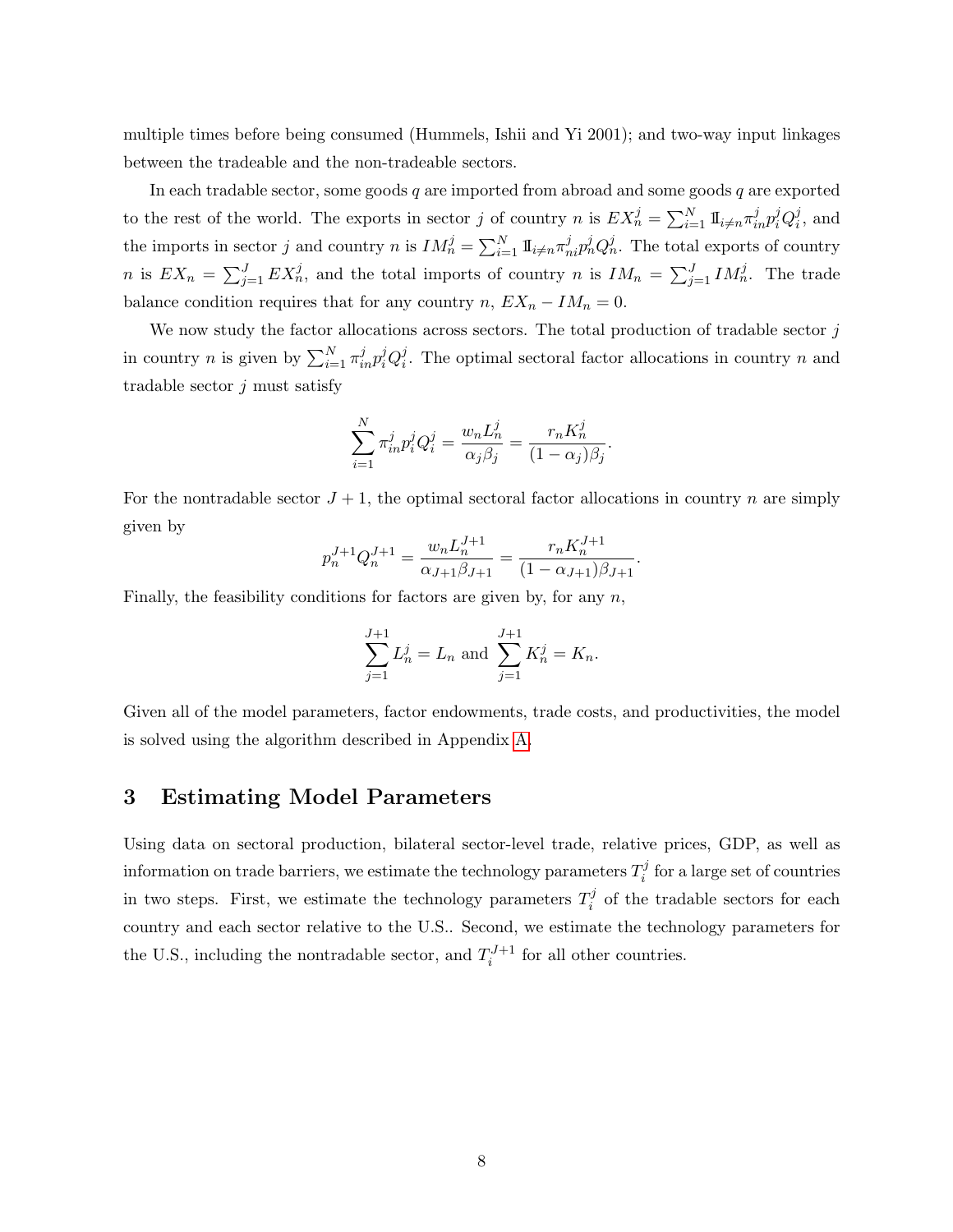multiple times before being consumed (Hummels, Ishii and Yi 2001); and two-way input linkages between the tradeable and the non-tradeable sectors.

In each tradable sector, some goods $q$ are imported from abroad and some goods $q$ are exported to the rest of the world. The exports in sector $j$ of country $n$ is $EX_n^j = \sum_{i=1}^N \mathbb{1}_{i \neq n} \pi_{in}^j p_i^j Q_i^j$, and the imports in sector $j$ and country $n$ is $IM_n^j = \sum_{i=1}^N \mathbb{1}_{i \neq n} \pi_{ni}^j p_n^j Q_n^j$. The total exports of country $n$ is $EX_n = \sum_{j=1}^J EX_n^j$, and the total imports of country $n$ is $IM_n = \sum_{j=1}^J IM_n^j$. The trade balance condition requires that for any country $n$, $EX_n - IM_n = 0$.

We now study the factor allocations across sectors. The total production of tradable sector $j$ in country $n$ is given by $\sum_{i=1}^N \pi_{in}^j p_i^j Q_i^j$. The optimal sectoral factor allocations in country $n$ and tradable sector $j$ must satisfy

$$\sum_{i=1}^N \pi_{in}^j p_i^j Q_i^j = \frac{w_n L_n^j}{\alpha_j \beta_j} = \frac{r_n K_n^j}{(1-\alpha_j)\beta_j}.$$

For the nontradable sector $J+1$, the optimal sectoral factor allocations in country $n$ are simply given by

$$p_n^{J+1} Q_n^{J+1} = \frac{w_n L_n^{J+1}}{\alpha_{J+1}\beta_{J+1}} = \frac{r_n K_n^{J+1}}{(1-\alpha_{J+1})\beta_{J+1}}.$$

Finally, the feasibility conditions for factors are given by, for any $n$,

$$\sum_{j=1}^{J+1} L_n^j = L_n \text{ and } \sum_{j=1}^{J+1} K_n^j = K_n.$$

Given all of the model parameters, factor endowments, trade costs, and productivities, the model is solved using the algorithm described in Appendix A.

# 3 Estimating Model Parameters

Using data on sectoral production, bilateral sector-level trade, relative prices, GDP, as well as information on trade barriers, we estimate the technology parameters $T_i^j$ for a large set of countries in two steps. First, we estimate the technology parameters $T_i^j$ of the tradable sectors for each country and each sector relative to the U.S.. Second, we estimate the technology parameters for the U.S., including the nontradable sector, and $T_i^{J+1}$ for all other countries.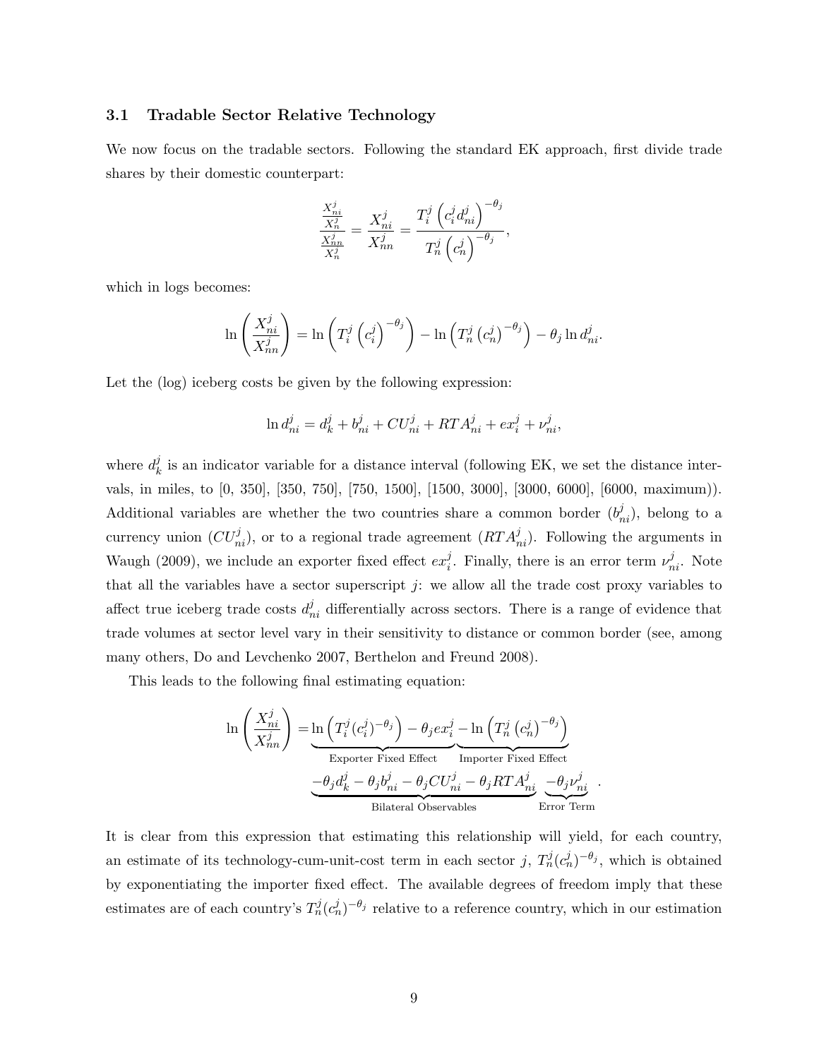### 3.1 Tradable Sector Relative Technology

We now focus on the tradable sectors. Following the standard EK approach, first divide trade shares by their domestic counterpart:

$$\frac{\frac{X_{ni}^j}{X_n^j}}{\frac{X_{nn}^j}{X_n^j}} = \frac{X_{ni}^j}{X_{nn}^j} = \frac{T_i^j \left(c_i^j d_{ni}^j\right)^{-\theta_j}}{T_n^j \left(c_n^j\right)^{-\theta_j}},$$

which in logs becomes:

$$\ln\left(\frac{X_{ni}^j}{X_{nn}^j}\right) = \ln\left(T_i^j \left(c_i^j\right)^{-\theta_j}\right) - \ln\left(T_n^j \left(c_n^j\right)^{-\theta_j}\right) - \theta_j \ln d_{ni}^j.$$

Let the (log) iceberg costs be given by the following expression:

$$\ln d_{ni}^j = d_k^j + b_{ni}^j + CU_{ni}^j + RTA_{ni}^j + ex_i^j + \nu_{ni}^j,$$

where $d_k^j$ is an indicator variable for a distance interval (following EK, we set the distance intervals, in miles, to [0, 350], [350, 750], [750, 1500], [1500, 3000], [3000, 6000], [6000, maximum)). Additional variables are whether the two countries share a common border ($b_{ni}^j$), belong to a currency union ($CU_{ni}^j$), or to a regional trade agreement ($RTA_{ni}^j$). Following the arguments in Waugh (2009), we include an exporter fixed effect $ex_i^j$. Finally, there is an error term $\nu_{ni}^j$. Note that all the variables have a sector superscript $j$: we allow all the trade cost proxy variables to affect true iceberg trade costs $d_{ni}^j$ differentially across sectors. There is a range of evidence that trade volumes at sector level vary in their sensitivity to distance or common border (see, among many others, Do and Levchenko 2007, Berthelon and Freund 2008).

This leads to the following final estimating equation:

$$\ln\left(\frac{X_{ni}^j}{X_{nn}^j}\right) = \underbrace{\ln\left(T_i^j (c_i^j)^{-\theta_j}\right) - \theta_j ex_i^j}_{\text{Exporter Fixed Effect}} \underbrace{- \ln\left(T_n^j \left(c_n^j\right)^{-\theta_j}\right)}_{\text{Importer Fixed Effect}}$$
$$\underbrace{-\theta_j d_k^j - \theta_j b_{ni}^j - \theta_j CU_{ni}^j - \theta_j RTA_{ni}^j}_{\text{Bilateral Observables}} \underbrace{-\theta_j \nu_{ni}^j}_{\text{Error Term}}.$$

It is clear from this expression that estimating this relationship will yield, for each country, an estimate of its technology-cum-unit-cost term in each sector $j$, $T_n^j (c_n^j)^{-\theta_j}$, which is obtained by exponentiating the importer fixed effect. The available degrees of freedom imply that these estimates are of each country's $T_n^j (c_n^j)^{-\theta_j}$ relative to a reference country, which in our estimation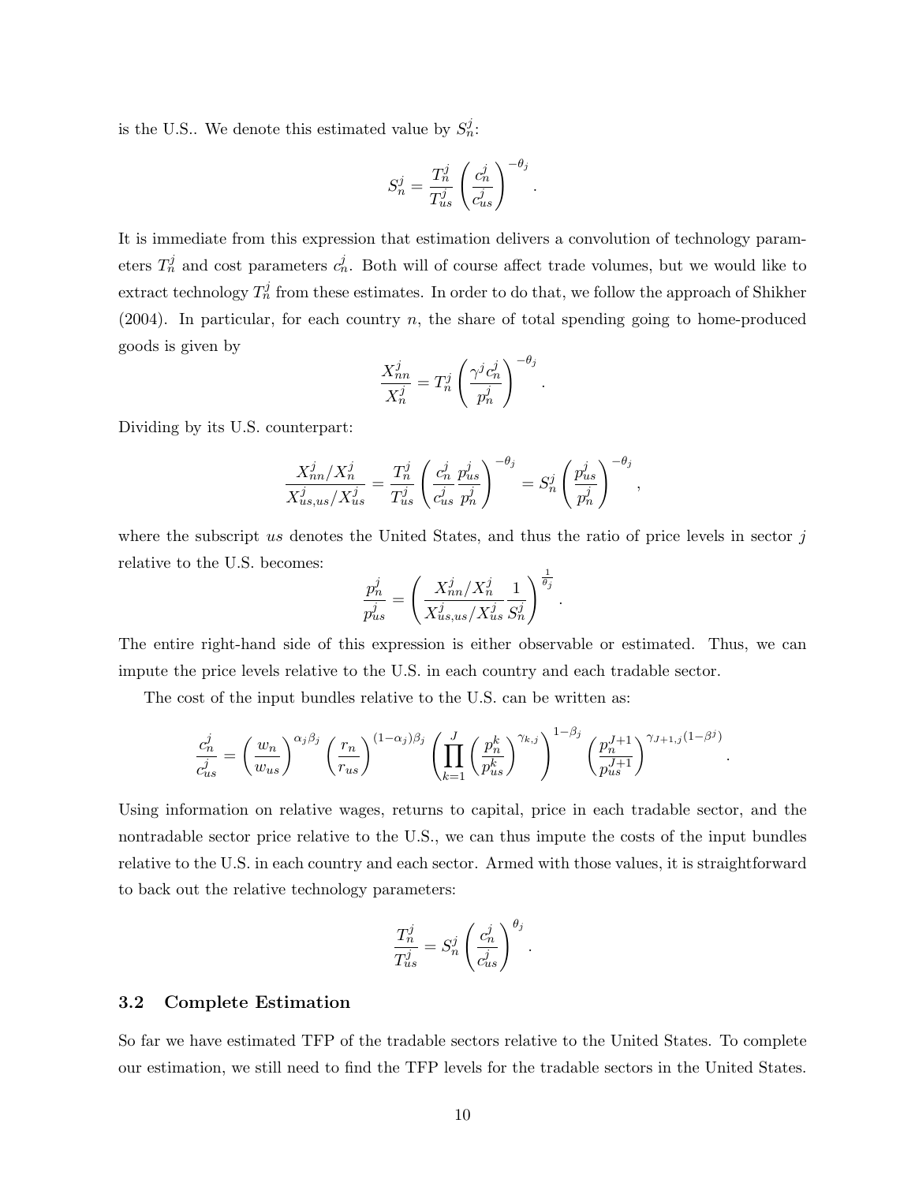is the U.S.. We denote this estimated value by $S_n^j$:

$$S_n^j = \frac{T_n^j}{T_{us}^j}\left(\frac{c_n^j}{c_{us}^j}\right)^{-\theta_j}.$$

It is immediate from this expression that estimation delivers a convolution of technology parameters $T_n^j$ and cost parameters $c_n^j$. Both will of course affect trade volumes, but we would like to extract technology $T_n^j$ from these estimates. In order to do that, we follow the approach of Shikher (2004). In particular, for each country $n$, the share of total spending going to home-produced goods is given by

$$\frac{X_{nn}^j}{X_n^j} = T_n^j\left(\frac{\gamma^j c_n^j}{p_n^j}\right)^{-\theta_j}.$$

Dividing by its U.S. counterpart:

$$\frac{X_{nn}^j/X_n^j}{X_{us,us}^j/X_{us}^j} = \frac{T_n^j}{T_{us}^j}\left(\frac{c_n^j}{c_{us}^j}\frac{p_{us}^j}{p_n^j}\right)^{-\theta_j} = S_n^j\left(\frac{p_{us}^j}{p_n^j}\right)^{-\theta_j},$$

where the subscript $us$ denotes the United States, and thus the ratio of price levels in sector $j$ relative to the U.S. becomes:

$$\frac{p_n^j}{p_{us}^j} = \left(\frac{X_{nn}^j/X_n^j}{X_{us,us}^j/X_{us}^j}\frac{1}{S_n^j}\right)^{\frac{1}{\theta_j}}.$$

The entire right-hand side of this expression is either observable or estimated. Thus, we can impute the price levels relative to the U.S. in each country and each tradable sector.

The cost of the input bundles relative to the U.S. can be written as:

$$\frac{c_n^j}{c_{us}^j} = \left(\frac{w_n}{w_{us}}\right)^{\alpha_j\beta_j}\left(\frac{r_n}{r_{us}}\right)^{(1-\alpha_j)\beta_j}\left(\prod_{k=1}^{J}\left(\frac{p_n^k}{p_{us}^k}\right)^{\gamma_{k,j}}\right)^{1-\beta_j}\left(\frac{p_n^{J+1}}{p_{us}^{J+1}}\right)^{\gamma_{J+1,j}(1-\beta^j)}.$$

Using information on relative wages, returns to capital, price in each tradable sector, and the nontradable sector price relative to the U.S., we can thus impute the costs of the input bundles relative to the U.S. in each country and each sector. Armed with those values, it is straightforward to back out the relative technology parameters:

$$\frac{T_n^j}{T_{us}^j} = S_n^j\left(\frac{c_n^j}{c_{us}^j}\right)^{\theta_j}.$$

### 3.2 Complete Estimation

So far we have estimated TFP of the tradable sectors relative to the United States. To complete our estimation, we still need to find the TFP levels for the tradable sectors in the United States.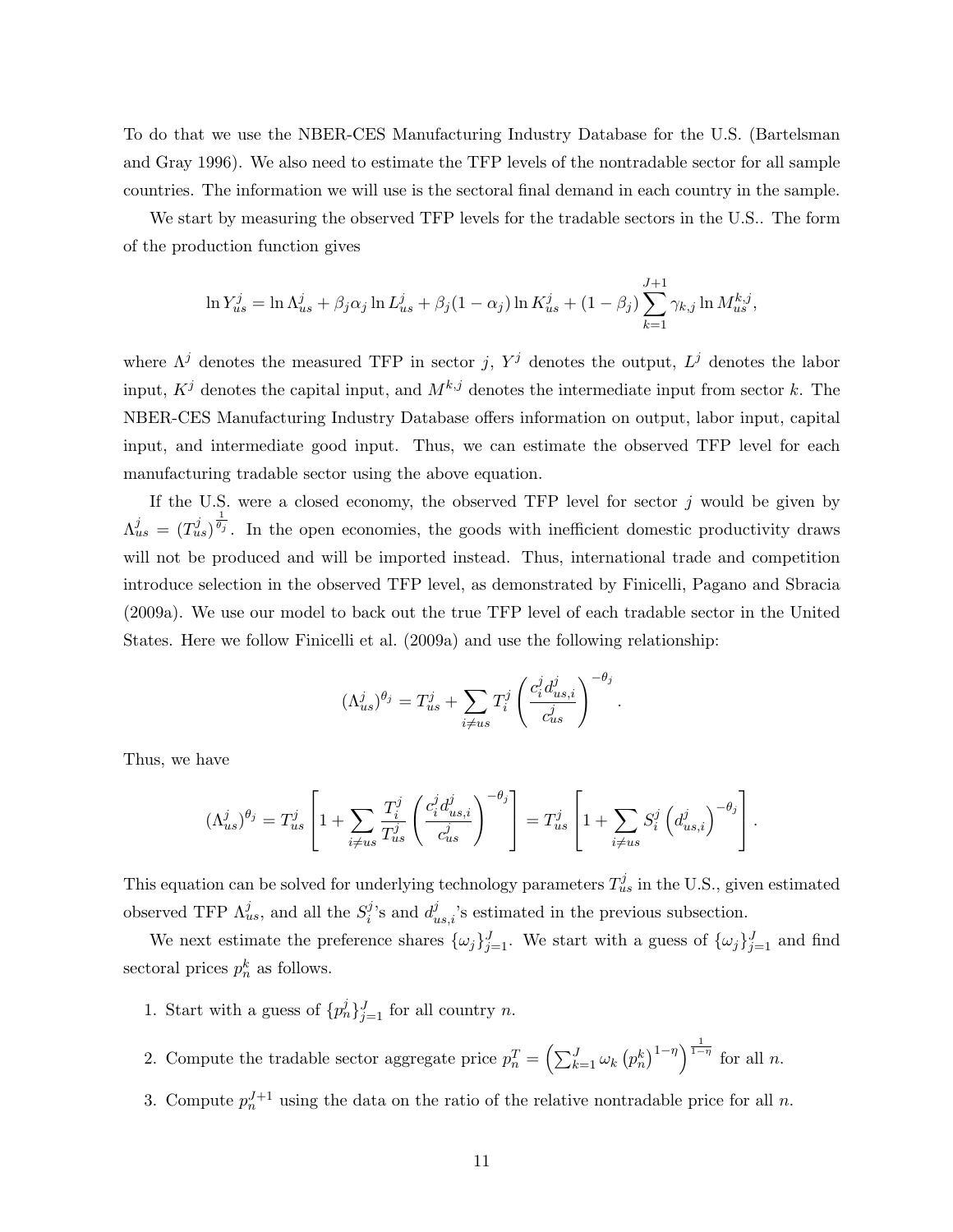To do that we use the NBER-CES Manufacturing Industry Database for the U.S. (Bartelsman and Gray 1996). We also need to estimate the TFP levels of the nontradable sector for all sample countries. The information we will use is the sectoral final demand in each country in the sample.

We start by measuring the observed TFP levels for the tradable sectors in the U.S.. The form of the production function gives

$$\ln Y_{us}^j = \ln \Lambda_{us}^j + \beta_j \alpha_j \ln L_{us}^j + \beta_j (1-\alpha_j) \ln K_{us}^j + (1-\beta_j) \sum_{k=1}^{J+1} \gamma_{k,j} \ln M_{us}^{k,j},$$

where $\Lambda^j$ denotes the measured TFP in sector $j$, $Y^j$ denotes the output, $L^j$ denotes the labor input, $K^j$ denotes the capital input, and $M^{k,j}$ denotes the intermediate input from sector $k$. The NBER-CES Manufacturing Industry Database offers information on output, labor input, capital input, and intermediate good input. Thus, we can estimate the observed TFP level for each manufacturing tradable sector using the above equation.

If the U.S. were a closed economy, the observed TFP level for sector $j$ would be given by $\Lambda_{us}^j = (T_{us}^j)^{\frac{1}{\theta_j}}$. In the open economies, the goods with inefficient domestic productivity draws will not be produced and will be imported instead. Thus, international trade and competition introduce selection in the observed TFP level, as demonstrated by Finicelli, Pagano and Sbracia (2009a). We use our model to back out the true TFP level of each tradable sector in the United States. Here we follow Finicelli et al. (2009a) and use the following relationship:

$$(\Lambda_{us}^j)^{\theta_j} = T_{us}^j + \sum_{i \neq us} T_i^j \left( \frac{c_i^j d_{us,i}^j}{c_{us}^j} \right)^{-\theta_j}.$$

Thus, we have

$$(\Lambda_{us}^j)^{\theta_j} = T_{us}^j \left[ 1 + \sum_{i \neq us} \frac{T_i^j}{T_{us}^j} \left( \frac{c_i^j d_{us,i}^j}{c_{us}^j} \right)^{-\theta_j} \right] = T_{us}^j \left[ 1 + \sum_{i \neq us} S_i^j \left( d_{us,i}^j \right)^{-\theta_j} \right].$$

This equation can be solved for underlying technology parameters $T_{us}^j$ in the U.S., given estimated observed TFP $\Lambda_{us}^j$, and all the $S_i^j$'s and $d_{us,i}^j$'s estimated in the previous subsection.

We next estimate the preference shares $\{\omega_j\}_{j=1}^J$. We start with a guess of $\{\omega_j\}_{j=1}^J$ and find sectoral prices $p_n^k$ as follows.

1. Start with a guess of $\{p_n^j\}_{j=1}^J$ for all country $n$.
2. Compute the tradable sector aggregate price $p_n^T = \left( \sum_{k=1}^J \omega_k \left( p_n^k \right)^{1-\eta} \right)^{\frac{1}{1-\eta}}$ for all $n$.
3. Compute $p_n^{J+1}$ using the data on the ratio of the relative nontradable price for all $n$.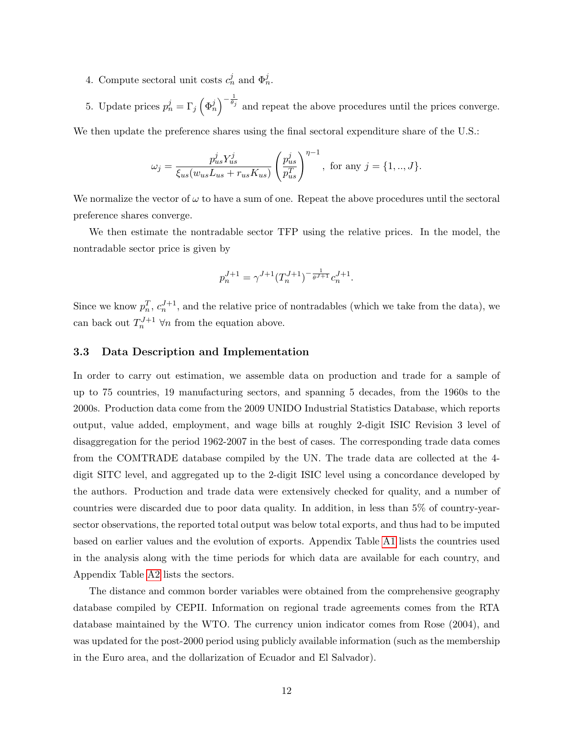4. Compute sectoral unit costs $c_n^j$ and $\Phi_n^j$.

5. Update prices $p_n^j = \Gamma_j \left(\Phi_n^j\right)^{-\frac{1}{\theta_j}}$ and repeat the above procedures until the prices converge.

We then update the preference shares using the final sectoral expenditure share of the U.S.:

$$\omega_j = \frac{p_{us}^j Y_{us}^j}{\xi_{us}(w_{us}L_{us} + r_{us}K_{us})} \left(\frac{p_{us}^j}{p_{us}^T}\right)^{\eta-1}, \text{ for any } j = \{1, .., J\}.$$

We normalize the vector of $\omega$ to have a sum of one. Repeat the above procedures until the sectoral preference shares converge.

We then estimate the nontradable sector TFP using the relative prices. In the model, the nontradable sector price is given by

$$p_n^{J+1} = \gamma^{J+1}(T_n^{J+1})^{-\frac{1}{\theta^{J+1}}} c_n^{J+1}.$$

Since we know $p_n^T$, $c_n^{J+1}$, and the relative price of nontradables (which we take from the data), we can back out $T_n^{J+1}$ $\forall n$ from the equation above.

### 3.3 Data Description and Implementation

In order to carry out estimation, we assemble data on production and trade for a sample of up to 75 countries, 19 manufacturing sectors, and spanning 5 decades, from the 1960s to the 2000s. Production data come from the 2009 UNIDO Industrial Statistics Database, which reports output, value added, employment, and wage bills at roughly 2-digit ISIC Revision 3 level of disaggregation for the period 1962-2007 in the best of cases. The corresponding trade data comes from the COMTRADE database compiled by the UN. The trade data are collected at the 4-digit SITC level, and aggregated up to the 2-digit ISIC level using a concordance developed by the authors. Production and trade data were extensively checked for quality, and a number of countries were discarded due to poor data quality. In addition, in less than 5% of country-year-sector observations, the reported total output was below total exports, and thus had to be imputed based on earlier values and the evolution of exports. Appendix Table A1 lists the countries used in the analysis along with the time periods for which data are available for each country, and Appendix Table A2 lists the sectors.

The distance and common border variables were obtained from the comprehensive geography database compiled by CEPII. Information on regional trade agreements comes from the RTA database maintained by the WTO. The currency union indicator comes from Rose (2004), and was updated for the post-2000 period using publicly available information (such as the membership in the Euro area, and the dollarization of Ecuador and El Salvador).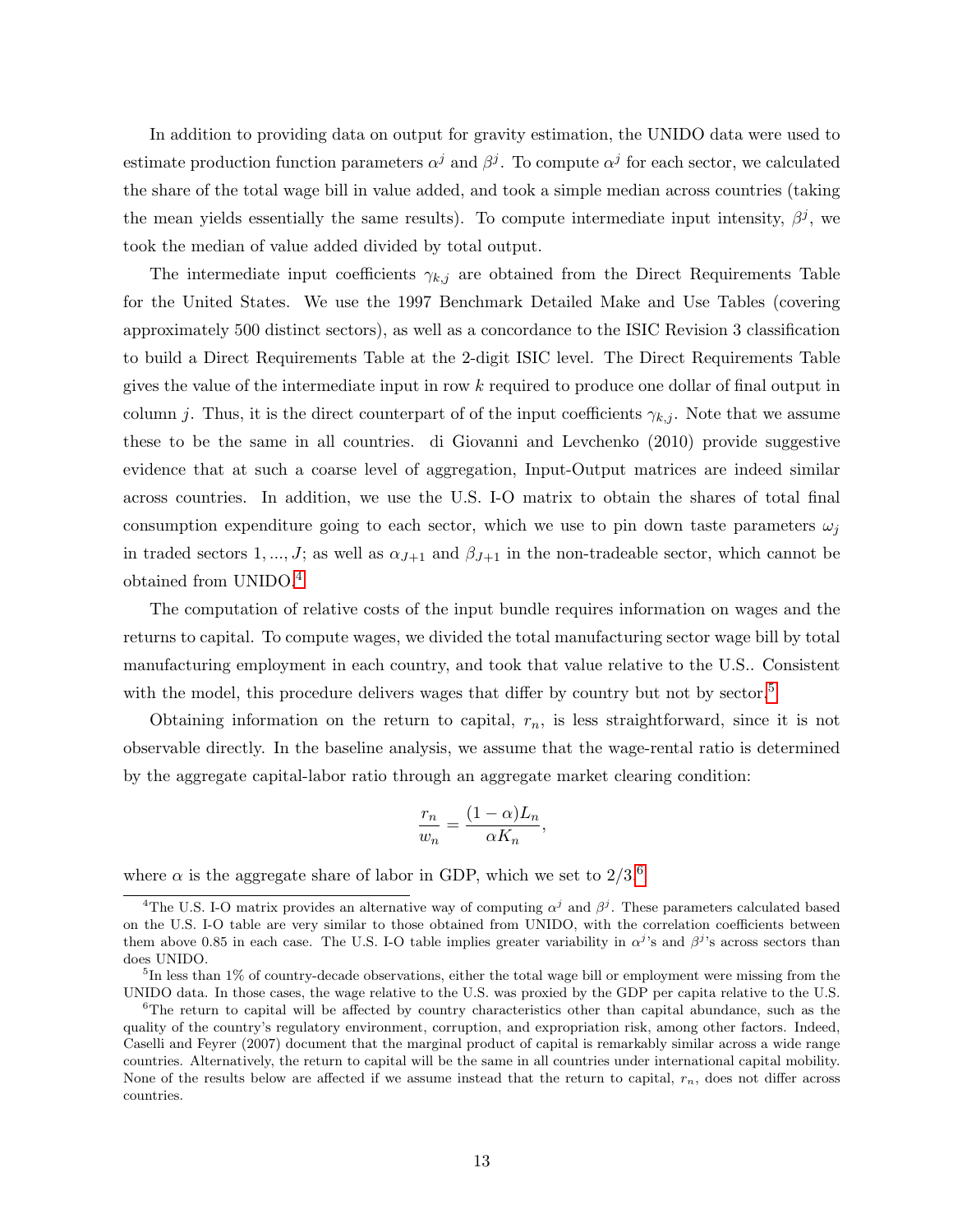In addition to providing data on output for gravity estimation, the UNIDO data were used to estimate production function parameters $\alpha^j$ and $\beta^j$. To compute $\alpha^j$ for each sector, we calculated the share of the total wage bill in value added, and took a simple median across countries (taking the mean yields essentially the same results). To compute intermediate input intensity, $\beta^j$, we took the median of value added divided by total output.

The intermediate input coefficients $\gamma_{k,j}$ are obtained from the Direct Requirements Table for the United States. We use the 1997 Benchmark Detailed Make and Use Tables (covering approximately 500 distinct sectors), as well as a concordance to the ISIC Revision 3 classification to build a Direct Requirements Table at the 2-digit ISIC level. The Direct Requirements Table gives the value of the intermediate input in row $k$ required to produce one dollar of final output in column $j$. Thus, it is the direct counterpart of of the input coefficients $\gamma_{k,j}$. Note that we assume these to be the same in all countries. di Giovanni and Levchenko (2010) provide suggestive evidence that at such a coarse level of aggregation, Input-Output matrices are indeed similar across countries. In addition, we use the U.S. I-O matrix to obtain the shares of total final consumption expenditure going to each sector, which we use to pin down taste parameters $\omega_j$ in traded sectors $1, ..., J$; as well as $\alpha_{J+1}$ and $\beta_{J+1}$ in the non-tradeable sector, which cannot be obtained from UNIDO.[4]

The computation of relative costs of the input bundle requires information on wages and the returns to capital. To compute wages, we divided the total manufacturing sector wage bill by total manufacturing employment in each country, and took that value relative to the U.S.. Consistent with the model, this procedure delivers wages that differ by country but not by sector.[5]

Obtaining information on the return to capital, $r_n$, is less straightforward, since it is not observable directly. In the baseline analysis, we assume that the wage-rental ratio is determined by the aggregate capital-labor ratio through an aggregate market clearing condition:

$$\frac{r_n}{w_n} = \frac{(1-\alpha)L_n}{\alpha K_n},$$

where $\alpha$ is the aggregate share of labor in GDP, which we set to 2/3.[6]

[4] The U.S. I-O matrix provides an alternative way of computing $\alpha^j$ and $\beta^j$. These parameters calculated based on the U.S. I-O table are very similar to those obtained from UNIDO, with the correlation coefficients between them above 0.85 in each case. The U.S. I-O table implies greater variability in $\alpha^j$'s and $\beta^j$'s across sectors than does UNIDO.

[5] In less than 1% of country-decade observations, either the total wage bill or employment were missing from the UNIDO data. In those cases, the wage relative to the U.S. was proxied by the GDP per capita relative to the U.S.

[6] The return to capital will be affected by country characteristics other than capital abundance, such as the quality of the country's regulatory environment, corruption, and expropriation risk, among other factors. Indeed, Caselli and Feyrer (2007) document that the marginal product of capital is remarkably similar across a wide range countries. Alternatively, the return to capital will be the same in all countries under international capital mobility. None of the results below are affected if we assume instead that the return to capital, $r_n$, does not differ across countries.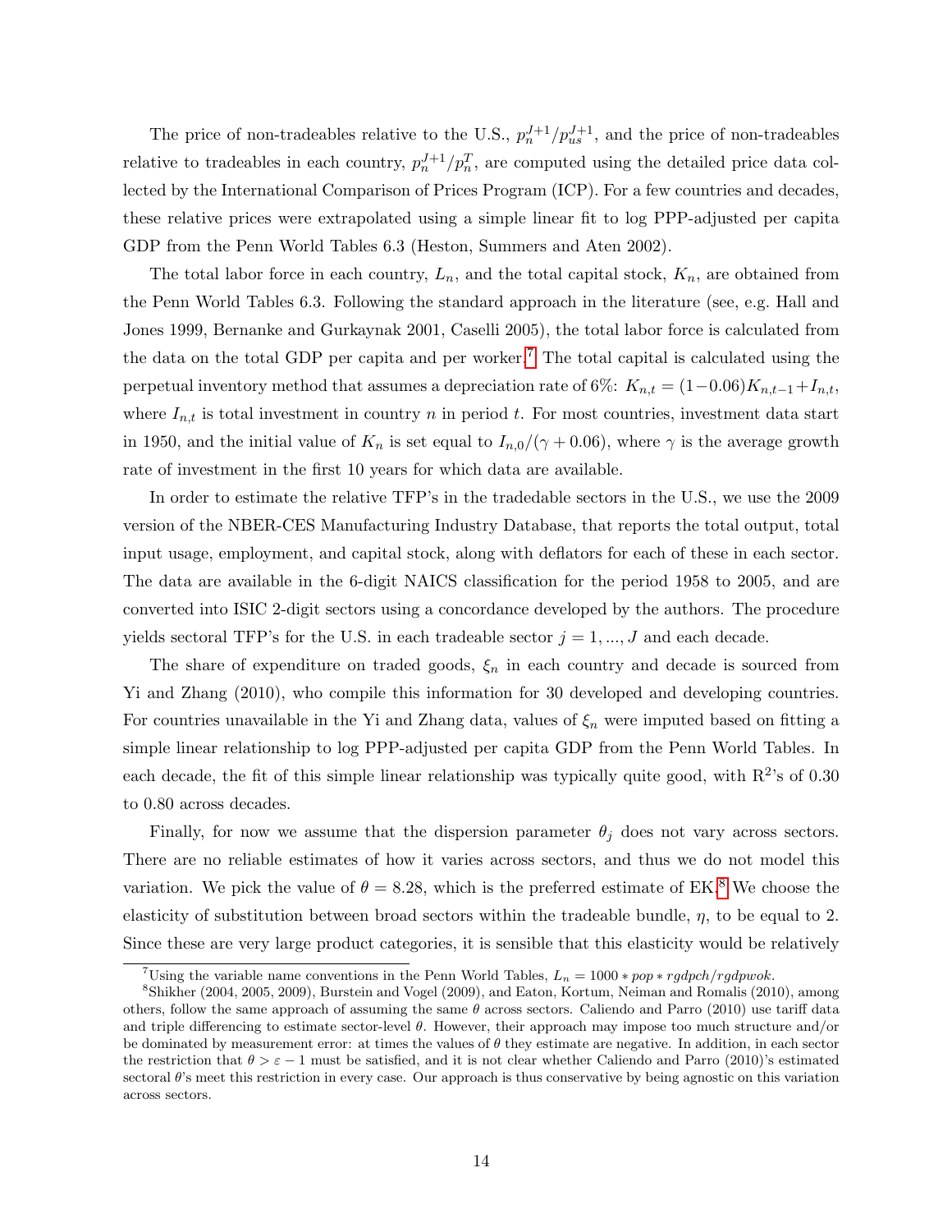The price of non-tradeables relative to the U.S., $p_n^{J+1}/p_{us}^{J+1}$, and the price of non-tradeables relative to tradeables in each country, $p_n^{J+1}/p_n^T$, are computed using the detailed price data collected by the International Comparison of Prices Program (ICP). For a few countries and decades, these relative prices were extrapolated using a simple linear fit to log PPP-adjusted per capita GDP from the Penn World Tables 6.3 (Heston, Summers and Aten 2002).

The total labor force in each country, $L_n$, and the total capital stock, $K_n$, are obtained from the Penn World Tables 6.3. Following the standard approach in the literature (see, e.g. Hall and Jones 1999, Bernanke and Gurkaynak 2001, Caselli 2005), the total labor force is calculated from the data on the total GDP per capita and per worker.[7] The total capital is calculated using the perpetual inventory method that assumes a depreciation rate of 6%: $K_{n,t} = (1-0.06)K_{n,t-1} + I_{n,t}$, where $I_{n,t}$ is total investment in country $n$ in period $t$. For most countries, investment data start in 1950, and the initial value of $K_n$ is set equal to $I_{n,0}/(\gamma + 0.06)$, where $\gamma$ is the average growth rate of investment in the first 10 years for which data are available.

In order to estimate the relative TFP's in the tradedable sectors in the U.S., we use the 2009 version of the NBER-CES Manufacturing Industry Database, that reports the total output, total input usage, employment, and capital stock, along with deflators for each of these in each sector. The data are available in the 6-digit NAICS classification for the period 1958 to 2005, and are converted into ISIC 2-digit sectors using a concordance developed by the authors. The procedure yields sectoral TFP's for the U.S. in each tradeable sector $j = 1, ..., J$ and each decade.

The share of expenditure on traded goods, $\xi_n$ in each country and decade is sourced from Yi and Zhang (2010), who compile this information for 30 developed and developing countries. For countries unavailable in the Yi and Zhang data, values of $\xi_n$ were imputed based on fitting a simple linear relationship to log PPP-adjusted per capita GDP from the Penn World Tables. In each decade, the fit of this simple linear relationship was typically quite good, with $R^2$'s of 0.30 to 0.80 across decades.

Finally, for now we assume that the dispersion parameter $\theta_j$ does not vary across sectors. There are no reliable estimates of how it varies across sectors, and thus we do not model this variation. We pick the value of $\theta = 8.28$, which is the preferred estimate of EK.[8] We choose the elasticity of substitution between broad sectors within the tradeable bundle, $\eta$, to be equal to 2. Since these are very large product categories, it is sensible that this elasticity would be relatively

[7] Using the variable name conventions in the Penn World Tables, $L_n = 1000 * pop * rgdpch/rgdpwok$.

[8] Shikher (2004, 2005, 2009), Burstein and Vogel (2009), and Eaton, Kortum, Neiman and Romalis (2010), among others, follow the same approach of assuming the same $\theta$ across sectors. Caliendo and Parro (2010) use tariff data and triple differencing to estimate sector-level $\theta$. However, their approach may impose too much structure and/or be dominated by measurement error: at times the values of $\theta$ they estimate are negative. In addition, in each sector the restriction that $\theta > \varepsilon - 1$ must be satisfied, and it is not clear whether Caliendo and Parro (2010)'s estimated sectoral $\theta$'s meet this restriction in every case. Our approach is thus conservative by being agnostic on this variation across sectors.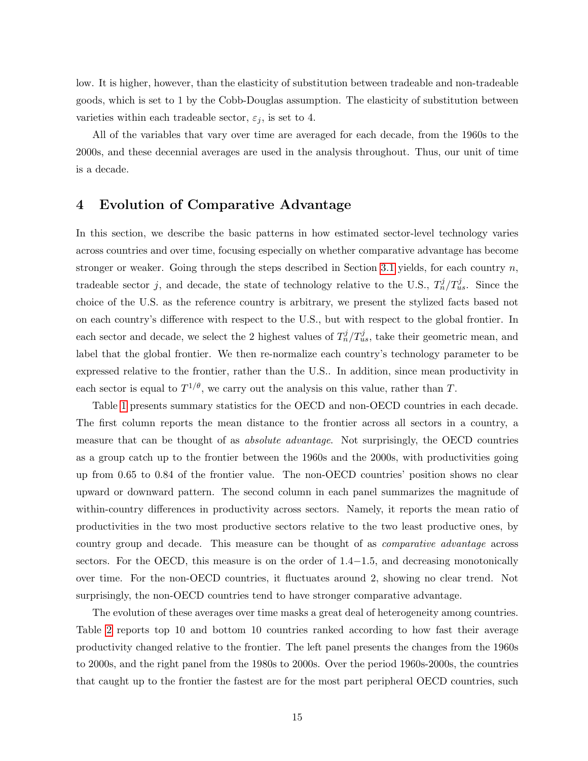low. It is higher, however, than the elasticity of substitution between tradeable and non-tradeable goods, which is set to 1 by the Cobb-Douglas assumption. The elasticity of substitution between varieties within each tradeable sector, $\varepsilon_j$, is set to 4.

All of the variables that vary over time are averaged for each decade, from the 1960s to the 2000s, and these decennial averages are used in the analysis throughout. Thus, our unit of time is a decade.

# 4 Evolution of Comparative Advantage

In this section, we describe the basic patterns in how estimated sector-level technology varies across countries and over time, focusing especially on whether comparative advantage has become stronger or weaker. Going through the steps described in Section 3.1 yields, for each country $n$, tradeable sector $j$, and decade, the state of technology relative to the U.S., $T_n^j/T_{us}^j$. Since the choice of the U.S. as the reference country is arbitrary, we present the stylized facts based not on each country's difference with respect to the U.S., but with respect to the global frontier. In each sector and decade, we select the 2 highest values of $T_n^j/T_{us}^j$, take their geometric mean, and label that the global frontier. We then re-normalize each country's technology parameter to be expressed relative to the frontier, rather than the U.S.. In addition, since mean productivity in each sector is equal to $T^{1/\theta}$, we carry out the analysis on this value, rather than $T$.

Table 1 presents summary statistics for the OECD and non-OECD countries in each decade. The first column reports the mean distance to the frontier across all sectors in a country, a measure that can be thought of as *absolute advantage*. Not surprisingly, the OECD countries as a group catch up to the frontier between the 1960s and the 2000s, with productivities going up from 0.65 to 0.84 of the frontier value. The non-OECD countries' position shows no clear upward or downward pattern. The second column in each panel summarizes the magnitude of within-country differences in productivity across sectors. Namely, it reports the mean ratio of productivities in the two most productive sectors relative to the two least productive ones, by country group and decade. This measure can be thought of as *comparative advantage* across sectors. For the OECD, this measure is on the order of 1.4−1.5, and decreasing monotonically over time. For the non-OECD countries, it fluctuates around 2, showing no clear trend. Not surprisingly, the non-OECD countries tend to have stronger comparative advantage.

The evolution of these averages over time masks a great deal of heterogeneity among countries. Table 2 reports top 10 and bottom 10 countries ranked according to how fast their average productivity changed relative to the frontier. The left panel presents the changes from the 1960s to 2000s, and the right panel from the 1980s to 2000s. Over the period 1960s-2000s, the countries that caught up to the frontier the fastest are for the most part peripheral OECD countries, such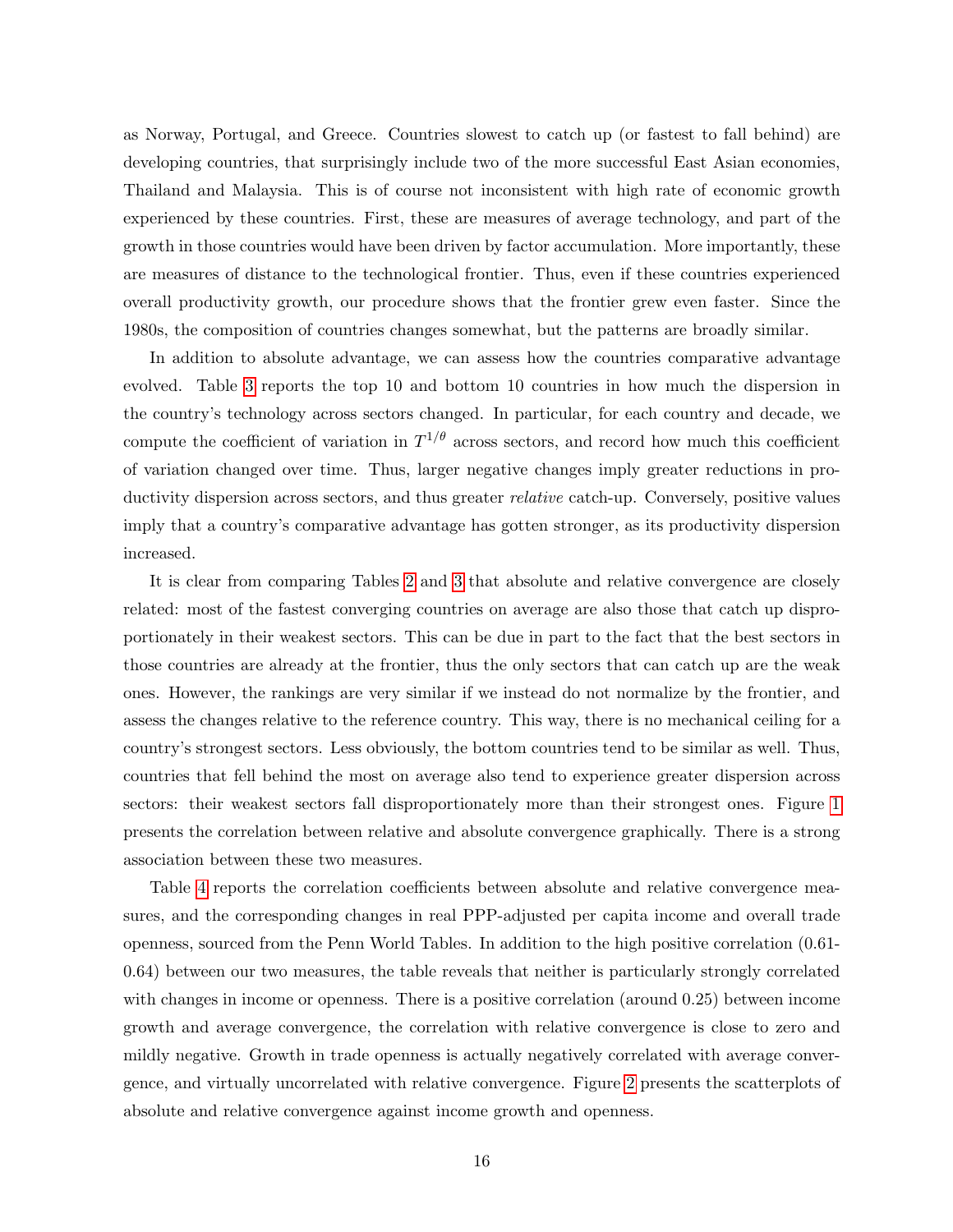as Norway, Portugal, and Greece. Countries slowest to catch up (or fastest to fall behind) are developing countries, that surprisingly include two of the more successful East Asian economies, Thailand and Malaysia. This is of course not inconsistent with high rate of economic growth experienced by these countries. First, these are measures of average technology, and part of the growth in those countries would have been driven by factor accumulation. More importantly, these are measures of distance to the technological frontier. Thus, even if these countries experienced overall productivity growth, our procedure shows that the frontier grew even faster. Since the 1980s, the composition of countries changes somewhat, but the patterns are broadly similar.

In addition to absolute advantage, we can assess how the countries comparative advantage evolved. Table 3 reports the top 10 and bottom 10 countries in how much the dispersion in the country's technology across sectors changed. In particular, for each country and decade, we compute the coefficient of variation in $T^{1/\theta}$ across sectors, and record how much this coefficient of variation changed over time. Thus, larger negative changes imply greater reductions in productivity dispersion across sectors, and thus greater *relative* catch-up. Conversely, positive values imply that a country's comparative advantage has gotten stronger, as its productivity dispersion increased.

It is clear from comparing Tables 2 and 3 that absolute and relative convergence are closely related: most of the fastest converging countries on average are also those that catch up disproportionately in their weakest sectors. This can be due in part to the fact that the best sectors in those countries are already at the frontier, thus the only sectors that can catch up are the weak ones. However, the rankings are very similar if we instead do not normalize by the frontier, and assess the changes relative to the reference country. This way, there is no mechanical ceiling for a country's strongest sectors. Less obviously, the bottom countries tend to be similar as well. Thus, countries that fell behind the most on average also tend to experience greater dispersion across sectors: their weakest sectors fall disproportionately more than their strongest ones. Figure 1 presents the correlation between relative and absolute convergence graphically. There is a strong association between these two measures.

Table 4 reports the correlation coefficients between absolute and relative convergence measures, and the corresponding changes in real PPP-adjusted per capita income and overall trade openness, sourced from the Penn World Tables. In addition to the high positive correlation (0.61-0.64) between our two measures, the table reveals that neither is particularly strongly correlated with changes in income or openness. There is a positive correlation (around 0.25) between income growth and average convergence, the correlation with relative convergence is close to zero and mildly negative. Growth in trade openness is actually negatively correlated with average convergence, and virtually uncorrelated with relative convergence. Figure 2 presents the scatterplots of absolute and relative convergence against income growth and openness.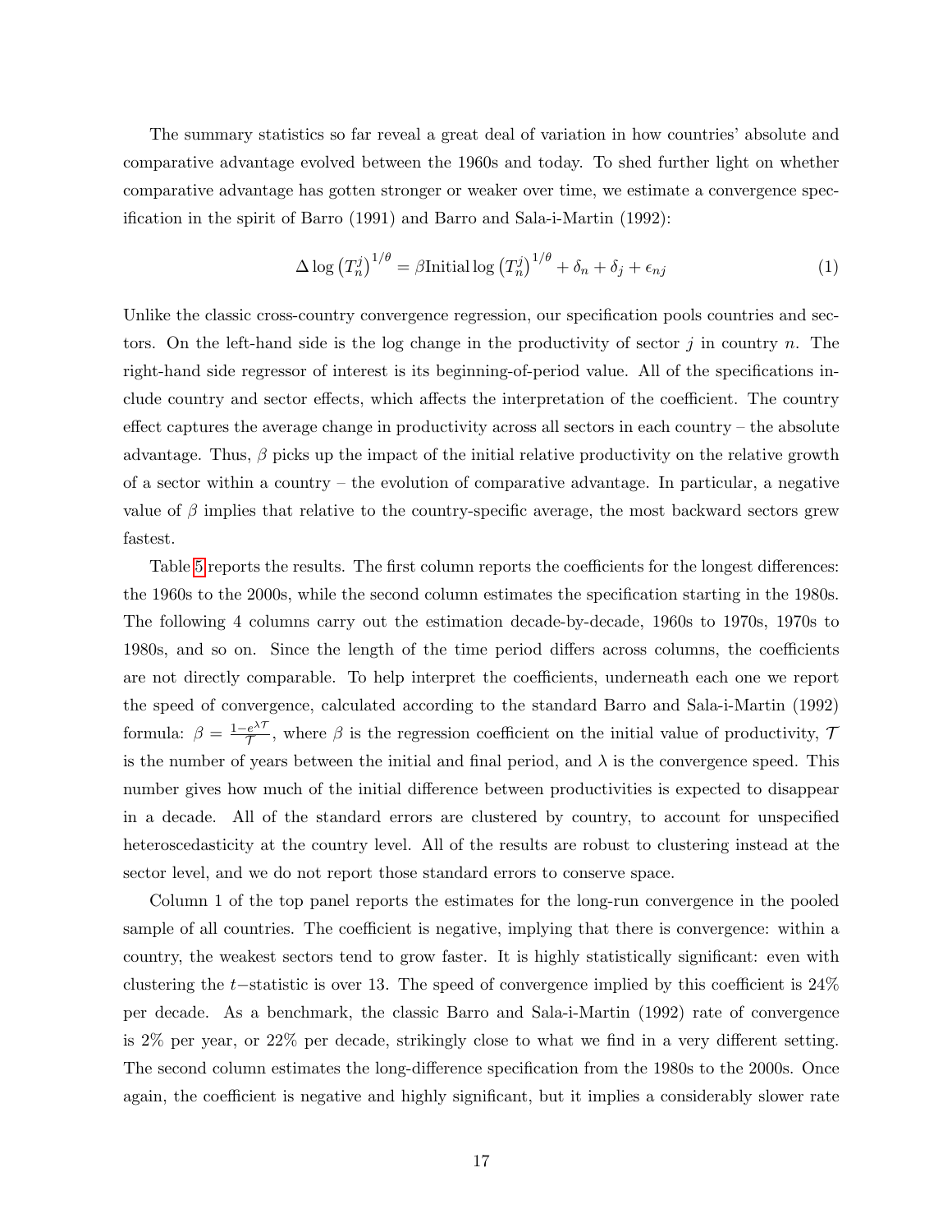The summary statistics so far reveal a great deal of variation in how countries' absolute and comparative advantage evolved between the 1960s and today. To shed further light on whether comparative advantage has gotten stronger or weaker over time, we estimate a convergence specification in the spirit of Barro (1991) and Barro and Sala-i-Martin (1992):

$$\Delta \log \left(T_n^j\right)^{1/\theta} = \beta \text{Initial} \log \left(T_n^j\right)^{1/\theta} + \delta_n + \delta_j + \epsilon_{nj} \tag{1}$$

Unlike the classic cross-country convergence regression, our specification pools countries and sectors. On the left-hand side is the log change in the productivity of sector $j$ in country $n$. The right-hand side regressor of interest is its beginning-of-period value. All of the specifications include country and sector effects, which affects the interpretation of the coefficient. The country effect captures the average change in productivity across all sectors in each country – the absolute advantage. Thus, $\beta$ picks up the impact of the initial relative productivity on the relative growth of a sector within a country – the evolution of comparative advantage. In particular, a negative value of $\beta$ implies that relative to the country-specific average, the most backward sectors grew fastest.

Table 5 reports the results. The first column reports the coefficients for the longest differences: the 1960s to the 2000s, while the second column estimates the specification starting in the 1980s. The following 4 columns carry out the estimation decade-by-decade, 1960s to 1970s, 1970s to 1980s, and so on. Since the length of the time period differs across columns, the coefficients are not directly comparable. To help interpret the coefficients, underneath each one we report the speed of convergence, calculated according to the standard Barro and Sala-i-Martin (1992) formula: $\beta = \frac{1-e^{\lambda \mathcal{T}}}{\mathcal{T}}$, where $\beta$ is the regression coefficient on the initial value of productivity, $\mathcal{T}$ is the number of years between the initial and final period, and $\lambda$ is the convergence speed. This number gives how much of the initial difference between productivities is expected to disappear in a decade. All of the standard errors are clustered by country, to account for unspecified heteroscedasticity at the country level. All of the results are robust to clustering instead at the sector level, and we do not report those standard errors to conserve space.

Column 1 of the top panel reports the estimates for the long-run convergence in the pooled sample of all countries. The coefficient is negative, implying that there is convergence: within a country, the weakest sectors tend to grow faster. It is highly statistically significant: even with clustering the $t-$statistic is over 13. The speed of convergence implied by this coefficient is 24% per decade. As a benchmark, the classic Barro and Sala-i-Martin (1992) rate of convergence is 2% per year, or 22% per decade, strikingly close to what we find in a very different setting. The second column estimates the long-difference specification from the 1980s to the 2000s. Once again, the coefficient is negative and highly significant, but it implies a considerably slower rate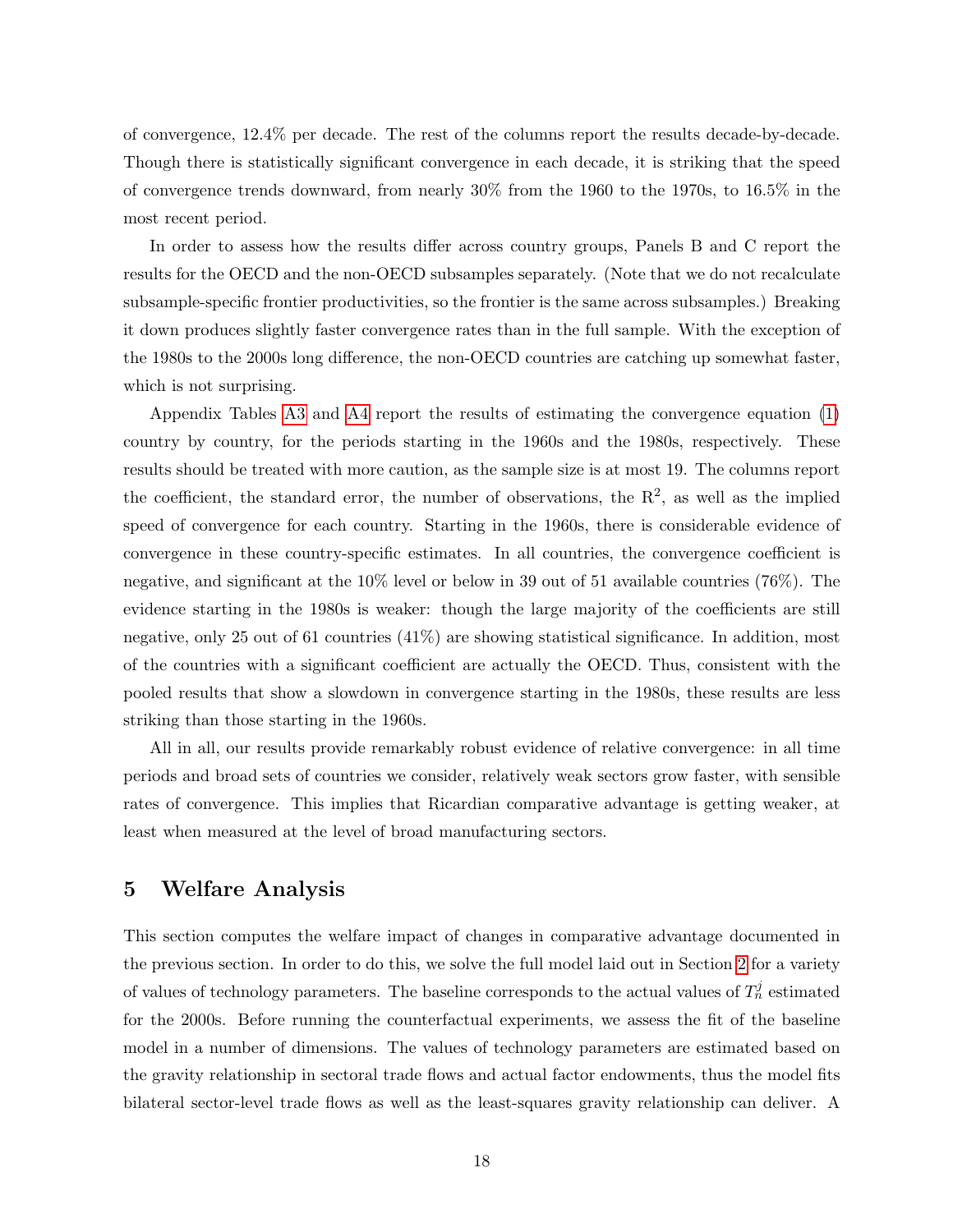of convergence, 12.4% per decade. The rest of the columns report the results decade-by-decade. Though there is statistically significant convergence in each decade, it is striking that the speed of convergence trends downward, from nearly 30% from the 1960 to the 1970s, to 16.5% in the most recent period.

In order to assess how the results differ across country groups, Panels B and C report the results for the OECD and the non-OECD subsamples separately. (Note that we do not recalculate subsample-specific frontier productivities, so the frontier is the same across subsamples.) Breaking it down produces slightly faster convergence rates than in the full sample. With the exception of the 1980s to the 2000s long difference, the non-OECD countries are catching up somewhat faster, which is not surprising.

Appendix Tables A3 and A4 report the results of estimating the convergence equation (1) country by country, for the periods starting in the 1960s and the 1980s, respectively. These results should be treated with more caution, as the sample size is at most 19. The columns report the coefficient, the standard error, the number of observations, the $R^2$, as well as the implied speed of convergence for each country. Starting in the 1960s, there is considerable evidence of convergence in these country-specific estimates. In all countries, the convergence coefficient is negative, and significant at the 10% level or below in 39 out of 51 available countries (76%). The evidence starting in the 1980s is weaker: though the large majority of the coefficients are still negative, only 25 out of 61 countries (41%) are showing statistical significance. In addition, most of the countries with a significant coefficient are actually the OECD. Thus, consistent with the pooled results that show a slowdown in convergence starting in the 1980s, these results are less striking than those starting in the 1960s.

All in all, our results provide remarkably robust evidence of relative convergence: in all time periods and broad sets of countries we consider, relatively weak sectors grow faster, with sensible rates of convergence. This implies that Ricardian comparative advantage is getting weaker, at least when measured at the level of broad manufacturing sectors.

## 5 Welfare Analysis

This section computes the welfare impact of changes in comparative advantage documented in the previous section. In order to do this, we solve the full model laid out in Section 2 for a variety of values of technology parameters. The baseline corresponds to the actual values of $T_n^j$ estimated for the 2000s. Before running the counterfactual experiments, we assess the fit of the baseline model in a number of dimensions. The values of technology parameters are estimated based on the gravity relationship in sectoral trade flows and actual factor endowments, thus the model fits bilateral sector-level trade flows as well as the least-squares gravity relationship can deliver. A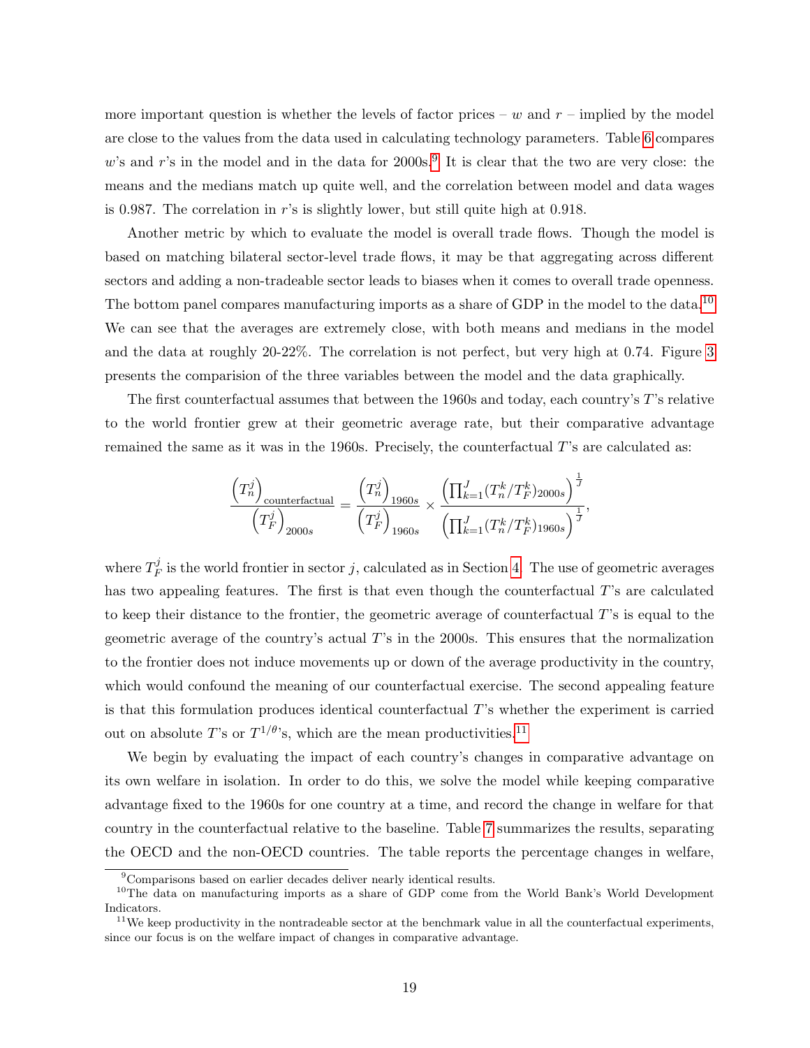more important question is whether the levels of factor prices – $w$ and $r$ – implied by the model are close to the values from the data used in calculating technology parameters. Table 6 compares $w$'s and $r$'s in the model and in the data for 2000s.[9] It is clear that the two are very close: the means and the medians match up quite well, and the correlation between model and data wages is 0.987. The correlation in $r$'s is slightly lower, but still quite high at 0.918.

Another metric by which to evaluate the model is overall trade flows. Though the model is based on matching bilateral sector-level trade flows, it may be that aggregating across different sectors and adding a non-tradeable sector leads to biases when it comes to overall trade openness. The bottom panel compares manufacturing imports as a share of GDP in the model to the data.[10] We can see that the averages are extremely close, with both means and medians in the model and the data at roughly 20-22%. The correlation is not perfect, but very high at 0.74. Figure 3 presents the comparision of the three variables between the model and the data graphically.

The first counterfactual assumes that between the 1960s and today, each country's $T$'s relative to the world frontier grew at their geometric average rate, but their comparative advantage remained the same as it was in the 1960s. Precisely, the counterfactual $T$'s are calculated as:

$$\frac{\left(T_n^j\right)_{\text{counterfactual}}}{\left(T_F^j\right)_{2000s}} = \frac{\left(T_n^j\right)_{1960s}}{\left(T_F^j\right)_{1960s}} \times \frac{\left(\prod_{k=1}^{J}(T_n^k/T_F^k)_{2000s}\right)^{\frac{1}{J}}}{\left(\prod_{k=1}^{J}(T_n^k/T_F^k)_{1960s}\right)^{\frac{1}{J}}},$$

where $T_F^j$ is the world frontier in sector $j$, calculated as in Section 4. The use of geometric averages has two appealing features. The first is that even though the counterfactual $T$'s are calculated to keep their distance to the frontier, the geometric average of counterfactual $T$'s is equal to the geometric average of the country's actual $T$'s in the 2000s. This ensures that the normalization to the frontier does not induce movements up or down of the average productivity in the country, which would confound the meaning of our counterfactual exercise. The second appealing feature is that this formulation produces identical counterfactual $T$'s whether the experiment is carried out on absolute $T$'s or $T^{1/\theta}$'s, which are the mean productivities.[11]

We begin by evaluating the impact of each country's changes in comparative advantage on its own welfare in isolation. In order to do this, we solve the model while keeping comparative advantage fixed to the 1960s for one country at a time, and record the change in welfare for that country in the counterfactual relative to the baseline. Table 7 summarizes the results, separating the OECD and the non-OECD countries. The table reports the percentage changes in welfare,

[9] Comparisons based on earlier decades deliver nearly identical results.

[10] The data on manufacturing imports as a share of GDP come from the World Bank's World Development Indicators.

[11] We keep productivity in the nontradeable sector at the benchmark value in all the counterfactual experiments, since our focus is on the welfare impact of changes in comparative advantage.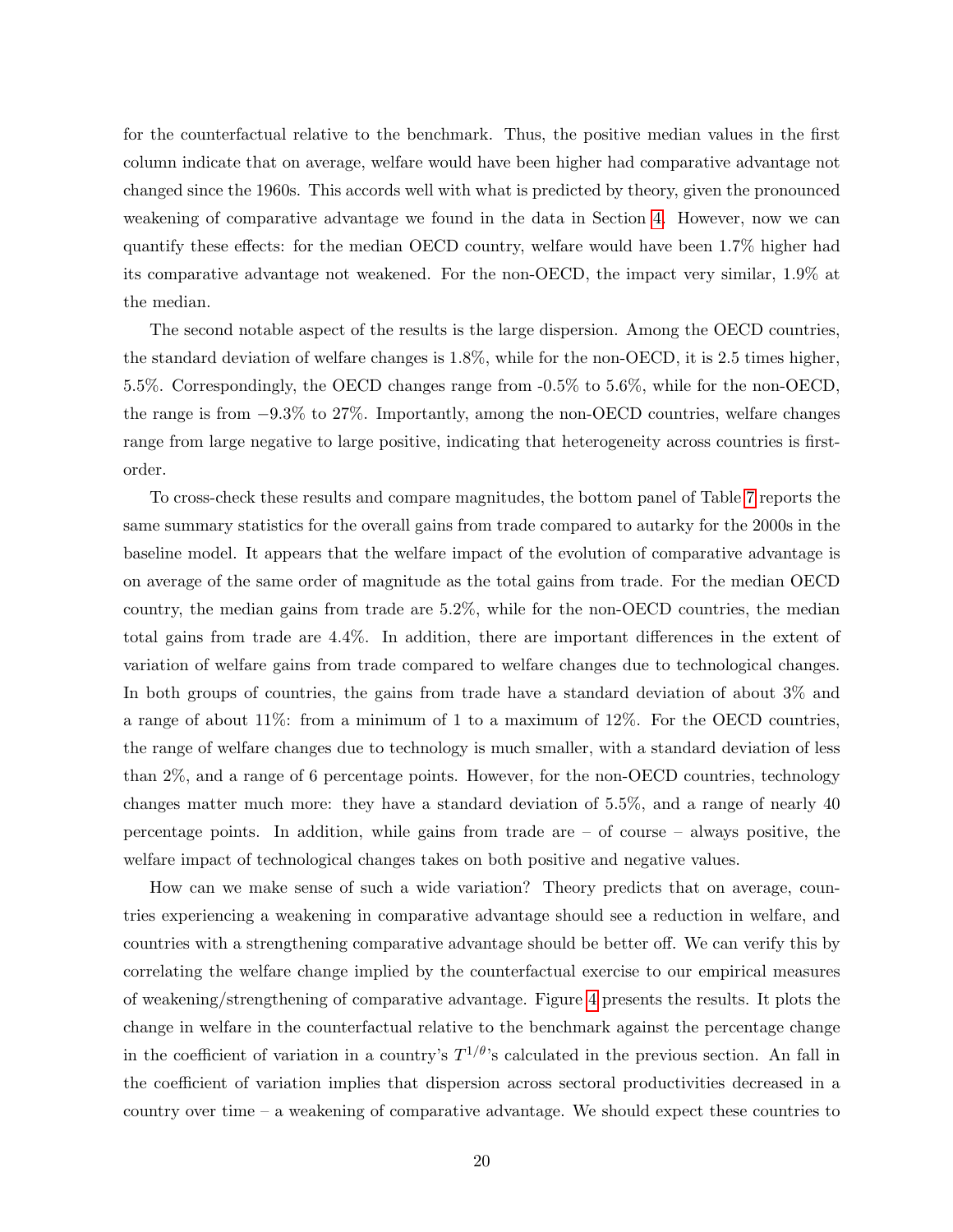for the counterfactual relative to the benchmark. Thus, the positive median values in the first column indicate that on average, welfare would have been higher had comparative advantage not changed since the 1960s. This accords well with what is predicted by theory, given the pronounced weakening of comparative advantage we found in the data in Section 4. However, now we can quantify these effects: for the median OECD country, welfare would have been 1.7% higher had its comparative advantage not weakened. For the non-OECD, the impact very similar, 1.9% at the median.

The second notable aspect of the results is the large dispersion. Among the OECD countries, the standard deviation of welfare changes is 1.8%, while for the non-OECD, it is 2.5 times higher, 5.5%. Correspondingly, the OECD changes range from -0.5% to 5.6%, while for the non-OECD, the range is from $-9.3\%$ to 27%. Importantly, among the non-OECD countries, welfare changes range from large negative to large positive, indicating that heterogeneity across countries is first-order.

To cross-check these results and compare magnitudes, the bottom panel of Table 7 reports the same summary statistics for the overall gains from trade compared to autarky for the 2000s in the baseline model. It appears that the welfare impact of the evolution of comparative advantage is on average of the same order of magnitude as the total gains from trade. For the median OECD country, the median gains from trade are 5.2%, while for the non-OECD countries, the median total gains from trade are 4.4%. In addition, there are important differences in the extent of variation of welfare gains from trade compared to welfare changes due to technological changes. In both groups of countries, the gains from trade have a standard deviation of about 3% and a range of about 11%: from a minimum of 1 to a maximum of 12%. For the OECD countries, the range of welfare changes due to technology is much smaller, with a standard deviation of less than 2%, and a range of 6 percentage points. However, for the non-OECD countries, technology changes matter much more: they have a standard deviation of 5.5%, and a range of nearly 40 percentage points. In addition, while gains from trade are – of course – always positive, the welfare impact of technological changes takes on both positive and negative values.

How can we make sense of such a wide variation? Theory predicts that on average, countries experiencing a weakening in comparative advantage should see a reduction in welfare, and countries with a strengthening comparative advantage should be better off. We can verify this by correlating the welfare change implied by the counterfactual exercise to our empirical measures of weakening/strengthening of comparative advantage. Figure 4 presents the results. It plots the change in welfare in the counterfactual relative to the benchmark against the percentage change in the coefficient of variation in a country's $T^{1/\theta}$'s calculated in the previous section. An fall in the coefficient of variation implies that dispersion across sectoral productivities decreased in a country over time – a weakening of comparative advantage. We should expect these countries to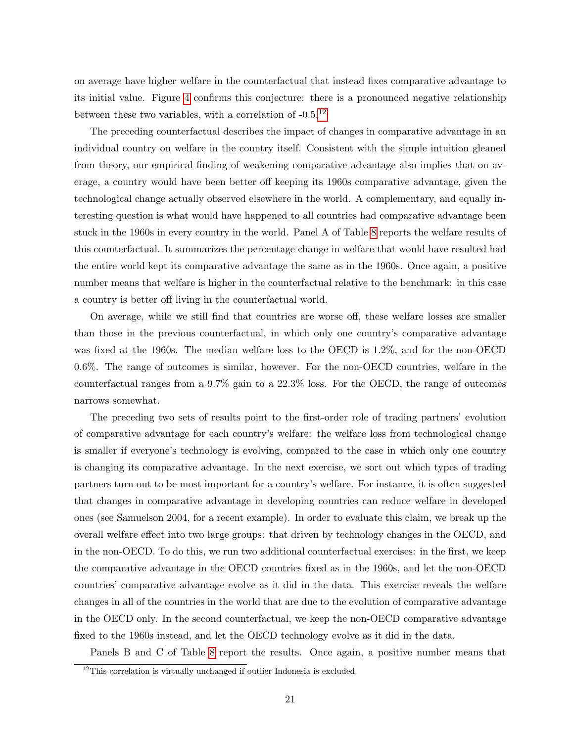on average have higher welfare in the counterfactual that instead fixes comparative advantage to its initial value. Figure 4 confirms this conjecture: there is a pronounced negative relationship between these two variables, with a correlation of -0.5.[12]

The preceding counterfactual describes the impact of changes in comparative advantage in an individual country on welfare in the country itself. Consistent with the simple intuition gleaned from theory, our empirical finding of weakening comparative advantage also implies that on average, a country would have been better off keeping its 1960s comparative advantage, given the technological change actually observed elsewhere in the world. A complementary, and equally interesting question is what would have happened to all countries had comparative advantage been stuck in the 1960s in every country in the world. Panel A of Table 8 reports the welfare results of this counterfactual. It summarizes the percentage change in welfare that would have resulted had the entire world kept its comparative advantage the same as in the 1960s. Once again, a positive number means that welfare is higher in the counterfactual relative to the benchmark: in this case a country is better off living in the counterfactual world.

On average, while we still find that countries are worse off, these welfare losses are smaller than those in the previous counterfactual, in which only one country's comparative advantage was fixed at the 1960s. The median welfare loss to the OECD is 1.2%, and for the non-OECD 0.6%. The range of outcomes is similar, however. For the non-OECD countries, welfare in the counterfactual ranges from a 9.7% gain to a 22.3% loss. For the OECD, the range of outcomes narrows somewhat.

The preceding two sets of results point to the first-order role of trading partners' evolution of comparative advantage for each country's welfare: the welfare loss from technological change is smaller if everyone's technology is evolving, compared to the case in which only one country is changing its comparative advantage. In the next exercise, we sort out which types of trading partners turn out to be most important for a country's welfare. For instance, it is often suggested that changes in comparative advantage in developing countries can reduce welfare in developed ones (see Samuelson 2004, for a recent example). In order to evaluate this claim, we break up the overall welfare effect into two large groups: that driven by technology changes in the OECD, and in the non-OECD. To do this, we run two additional counterfactual exercises: in the first, we keep the comparative advantage in the OECD countries fixed as in the 1960s, and let the non-OECD countries' comparative advantage evolve as it did in the data. This exercise reveals the welfare changes in all of the countries in the world that are due to the evolution of comparative advantage in the OECD only. In the second counterfactual, we keep the non-OECD comparative advantage fixed to the 1960s instead, and let the OECD technology evolve as it did in the data.

Panels B and C of Table 8 report the results. Once again, a positive number means that

[12] This correlation is virtually unchanged if outlier Indonesia is excluded.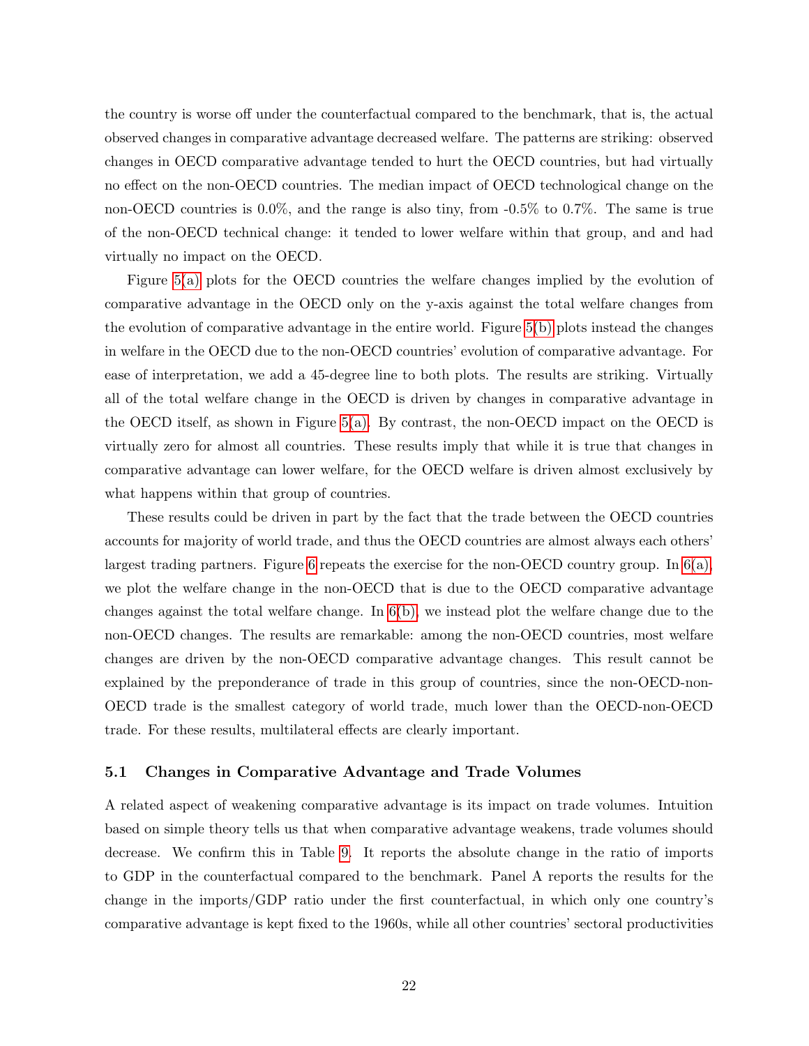the country is worse off under the counterfactual compared to the benchmark, that is, the actual observed changes in comparative advantage decreased welfare. The patterns are striking: observed changes in OECD comparative advantage tended to hurt the OECD countries, but had virtually no effect on the non-OECD countries. The median impact of OECD technological change on the non-OECD countries is 0.0%, and the range is also tiny, from -0.5% to 0.7%. The same is true of the non-OECD technical change: it tended to lower welfare within that group, and and had virtually no impact on the OECD.

Figure 5(a) plots for the OECD countries the welfare changes implied by the evolution of comparative advantage in the OECD only on the y-axis against the total welfare changes from the evolution of comparative advantage in the entire world. Figure 5(b) plots instead the changes in welfare in the OECD due to the non-OECD countries' evolution of comparative advantage. For ease of interpretation, we add a 45-degree line to both plots. The results are striking. Virtually all of the total welfare change in the OECD is driven by changes in comparative advantage in the OECD itself, as shown in Figure 5(a). By contrast, the non-OECD impact on the OECD is virtually zero for almost all countries. These results imply that while it is true that changes in comparative advantage can lower welfare, for the OECD welfare is driven almost exclusively by what happens within that group of countries.

These results could be driven in part by the fact that the trade between the OECD countries accounts for majority of world trade, and thus the OECD countries are almost always each others' largest trading partners. Figure 6 repeats the exercise for the non-OECD country group. In 6(a), we plot the welfare change in the non-OECD that is due to the OECD comparative advantage changes against the total welfare change. In 6(b), we instead plot the welfare change due to the non-OECD changes. The results are remarkable: among the non-OECD countries, most welfare changes are driven by the non-OECD comparative advantage changes. This result cannot be explained by the preponderance of trade in this group of countries, since the non-OECD-non-OECD trade is the smallest category of world trade, much lower than the OECD-non-OECD trade. For these results, multilateral effects are clearly important.

### 5.1 Changes in Comparative Advantage and Trade Volumes

A related aspect of weakening comparative advantage is its impact on trade volumes. Intuition based on simple theory tells us that when comparative advantage weakens, trade volumes should decrease. We confirm this in Table 9. It reports the absolute change in the ratio of imports to GDP in the counterfactual compared to the benchmark. Panel A reports the results for the change in the imports/GDP ratio under the first counterfactual, in which only one country's comparative advantage is kept fixed to the 1960s, while all other countries' sectoral productivities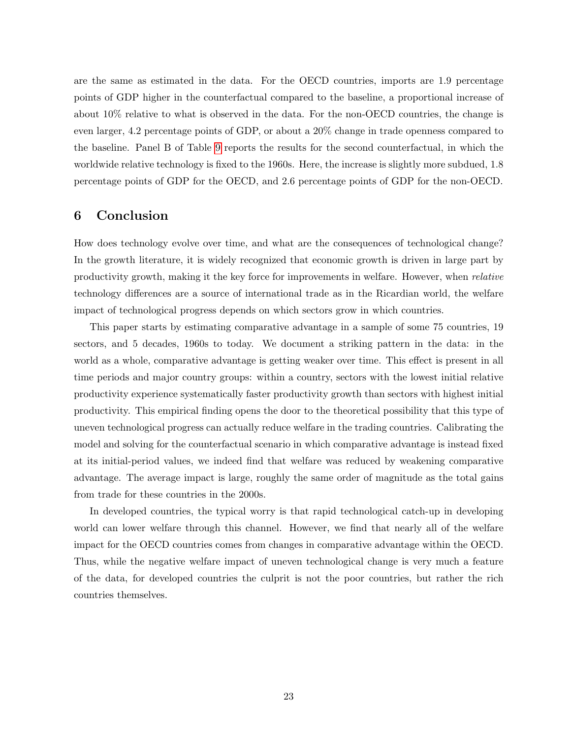are the same as estimated in the data. For the OECD countries, imports are 1.9 percentage points of GDP higher in the counterfactual compared to the baseline, a proportional increase of about 10% relative to what is observed in the data. For the non-OECD countries, the change is even larger, 4.2 percentage points of GDP, or about a 20% change in trade openness compared to the baseline. Panel B of Table 9 reports the results for the second counterfactual, in which the worldwide relative technology is fixed to the 1960s. Here, the increase is slightly more subdued, 1.8 percentage points of GDP for the OECD, and 2.6 percentage points of GDP for the non-OECD.

# 6 Conclusion

How does technology evolve over time, and what are the consequences of technological change? In the growth literature, it is widely recognized that economic growth is driven in large part by productivity growth, making it the key force for improvements in welfare. However, when *relative* technology differences are a source of international trade as in the Ricardian world, the welfare impact of technological progress depends on which sectors grow in which countries.

This paper starts by estimating comparative advantage in a sample of some 75 countries, 19 sectors, and 5 decades, 1960s to today. We document a striking pattern in the data: in the world as a whole, comparative advantage is getting weaker over time. This effect is present in all time periods and major country groups: within a country, sectors with the lowest initial relative productivity experience systematically faster productivity growth than sectors with highest initial productivity. This empirical finding opens the door to the theoretical possibility that this type of uneven technological progress can actually reduce welfare in the trading countries. Calibrating the model and solving for the counterfactual scenario in which comparative advantage is instead fixed at its initial-period values, we indeed find that welfare was reduced by weakening comparative advantage. The average impact is large, roughly the same order of magnitude as the total gains from trade for these countries in the 2000s.

In developed countries, the typical worry is that rapid technological catch-up in developing world can lower welfare through this channel. However, we find that nearly all of the welfare impact for the OECD countries comes from changes in comparative advantage within the OECD. Thus, while the negative welfare impact of uneven technological change is very much a feature of the data, for developed countries the culprit is not the poor countries, but rather the rich countries themselves.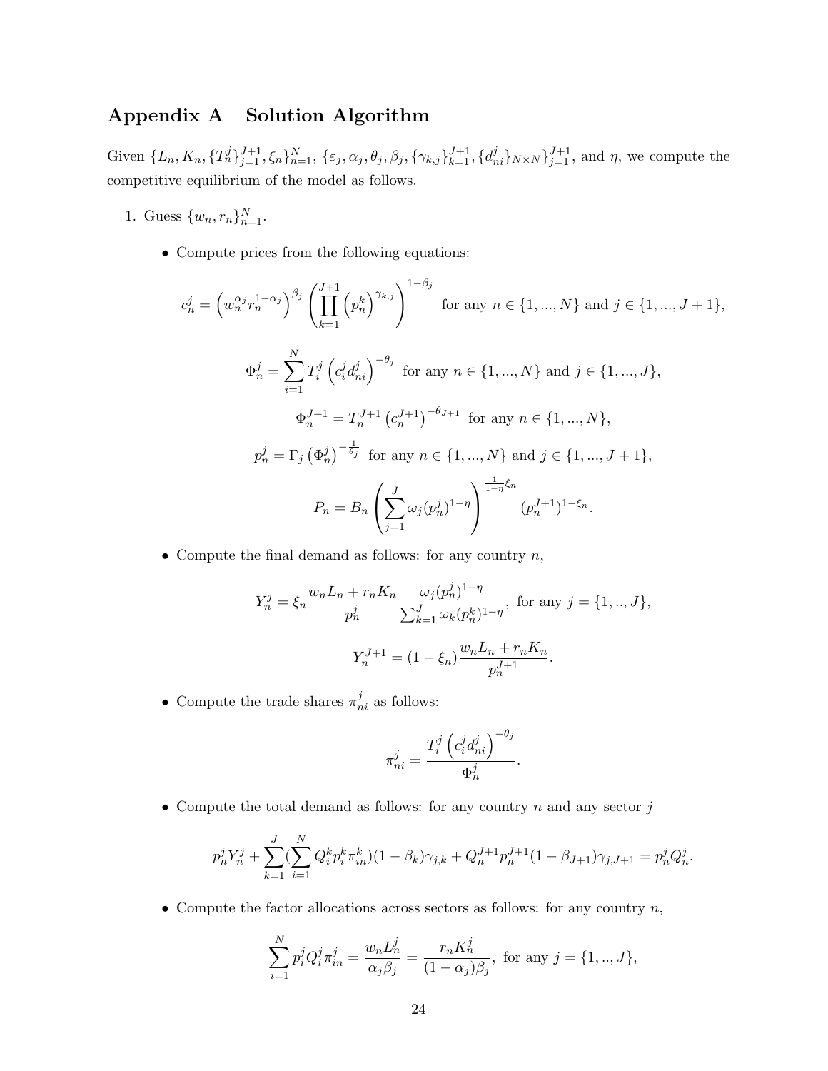# Appendix A Solution Algorithm

Given $\{L_n, K_n, \{T_n^j\}_{j=1}^{J+1}, \xi_n\}_{n=1}^N$, $\{\varepsilon_j, \alpha_j, \theta_j, \beta_j, \{\gamma_{k,j}\}_{k=1}^{J+1}, \{d_{ni}^j\}_{N\times N}\}_{j=1}^{J+1}$, and $\eta$, we compute the competitive equilibrium of the model as follows.

1. Guess $\{w_n, r_n\}_{n=1}^N$.

   - Compute prices from the following equations:

$$c_n^j = \left(w_n^{\alpha_j} r_n^{1-\alpha_j}\right)^{\beta_j} \left(\prod_{k=1}^{J+1} \left(p_n^k\right)^{\gamma_{k,j}}\right)^{1-\beta_j} \text{ for any } n \in \{1,...,N\} \text{ and } j \in \{1,...,J+1\},$$

$$\Phi_n^j = \sum_{i=1}^N T_i^j \left(c_i^j d_{ni}^j\right)^{-\theta_j} \text{ for any } n \in \{1,...,N\} \text{ and } j \in \{1,...,J\},$$

$$\Phi_n^{J+1} = T_n^{J+1} \left(c_n^{J+1}\right)^{-\theta_{J+1}} \text{ for any } n \in \{1,...,N\},$$

$$p_n^j = \Gamma_j \left(\Phi_n^j\right)^{-\frac{1}{\theta_j}} \text{ for any } n \in \{1,...,N\} \text{ and } j \in \{1,...,J+1\},$$

$$P_n = B_n \left(\sum_{j=1}^J \omega_j (p_n^j)^{1-\eta}\right)^{\frac{1}{1-\eta}\xi_n} (p_n^{J+1})^{1-\xi_n}.$$

   - Compute the final demand as follows: for any country $n$,

$$Y_n^j = \xi_n \frac{w_n L_n + r_n K_n}{p_n^j} \frac{\omega_j (p_n^j)^{1-\eta}}{\sum_{k=1}^J \omega_k (p_n^k)^{1-\eta}}, \text{ for any } j = \{1,..,J\},$$

$$Y_n^{J+1} = (1-\xi_n) \frac{w_n L_n + r_n K_n}{p_n^{J+1}}.$$

   - Compute the trade shares $\pi_{ni}^j$ as follows:

$$\pi_{ni}^j = \frac{T_i^j \left(c_i^j d_{ni}^j\right)^{-\theta_j}}{\Phi_n^j}.$$

   - Compute the total demand as follows: for any country $n$ and any sector $j$

$$p_n^j Y_n^j + \sum_{k=1}^J \left(\sum_{i=1}^N Q_i^k p_i^k \pi_{in}^k\right)(1-\beta_k)\gamma_{j,k} + Q_n^{J+1} p_n^{J+1} (1-\beta_{J+1})\gamma_{j,J+1} = p_n^j Q_n^j.$$

   - Compute the factor allocations across sectors as follows: for any country $n$,

$$\sum_{i=1}^N p_i^j Q_i^j \pi_{in}^j = \frac{w_n L_n^j}{\alpha_j \beta_j} = \frac{r_n K_n^j}{(1-\alpha_j)\beta_j}, \text{ for any } j = \{1,..,J\},$$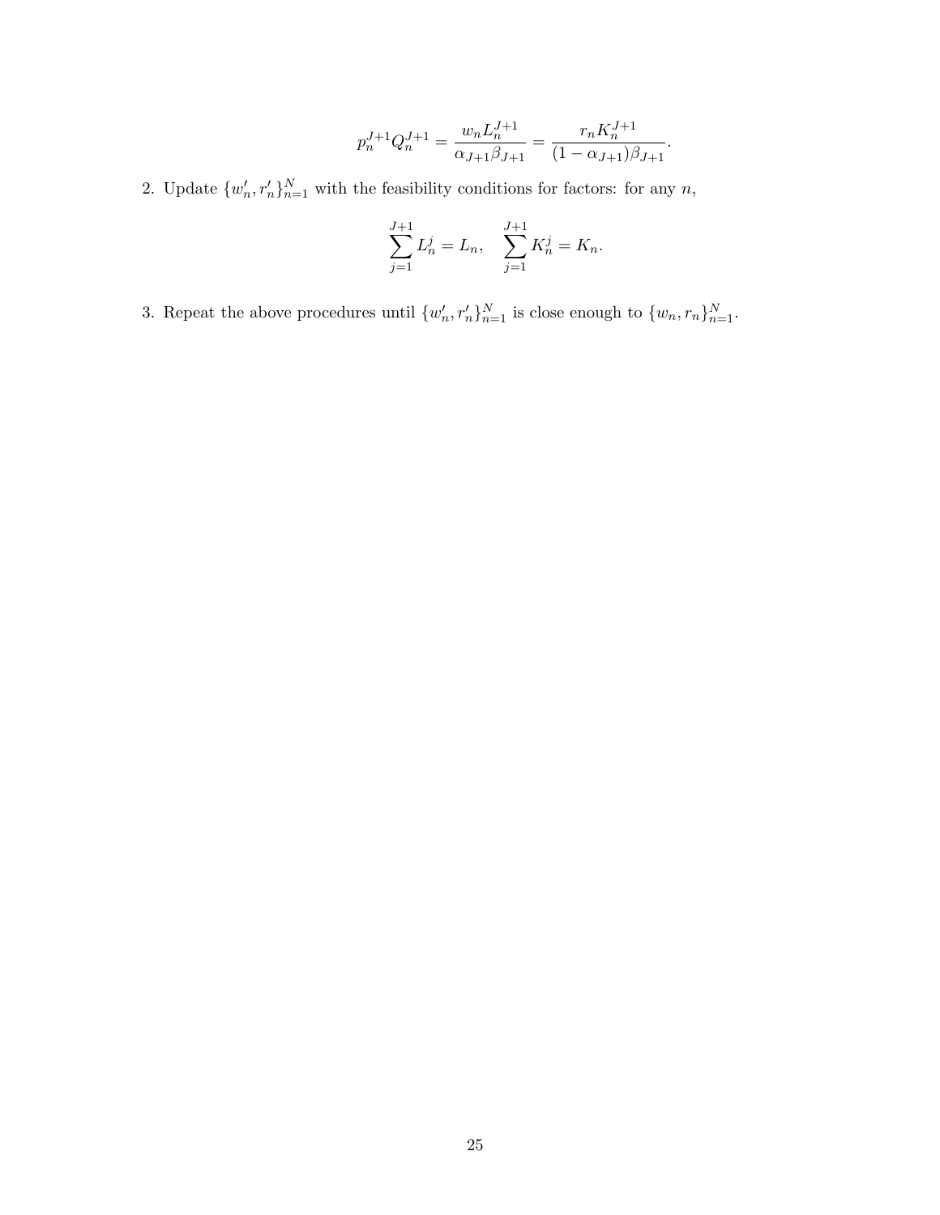$$p_n^{J+1} Q_n^{J+1} = \frac{w_n L_n^{J+1}}{\alpha_{J+1}\beta_{J+1}} = \frac{r_n K_n^{J+1}}{(1-\alpha_{J+1})\beta_{J+1}}.$$

2. Update $\{w'_n, r'_n\}_{n=1}^N$ with the feasibility conditions for factors: for any $n$,

$$\sum_{j=1}^{J+1} L_n^j = L_n, \quad \sum_{j=1}^{J+1} K_n^j = K_n.$$

3. Repeat the above procedures until $\{w'_n, r'_n\}_{n=1}^N$ is close enough to $\{w_n, r_n\}_{n=1}^N$.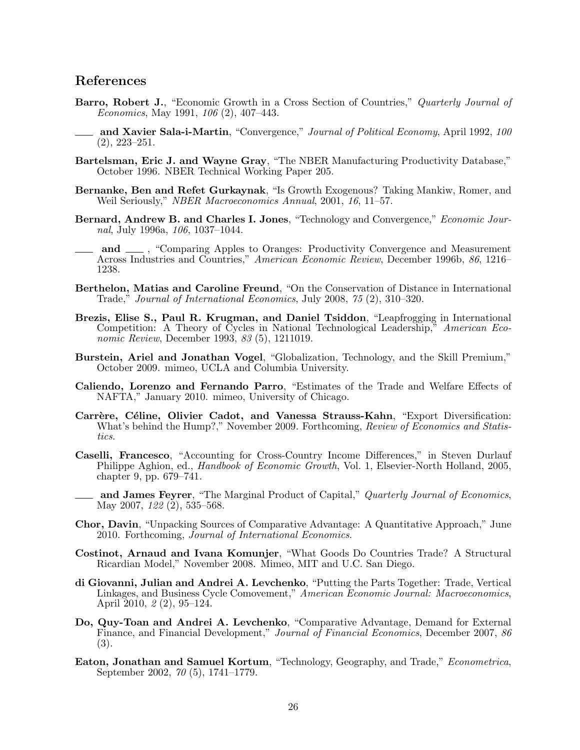## References

**Barro, Robert J.**, "Economic Growth in a Cross Section of Countries," *Quarterly Journal of Economics*, May 1991, *106* (2), 407–443.

**\_\_\_ and Xavier Sala-i-Martin**, "Convergence," *Journal of Political Economy*, April 1992, *100* (2), 223–251.

**Bartelsman, Eric J. and Wayne Gray**, "The NBER Manufacturing Productivity Database," October 1996. NBER Technical Working Paper 205.

**Bernanke, Ben and Refet Gurkaynak**, "Is Growth Exogenous? Taking Mankiw, Romer, and Weil Seriously," *NBER Macroeconomics Annual*, 2001, *16*, 11–57.

**Bernard, Andrew B. and Charles I. Jones**, "Technology and Convergence," *Economic Journal*, July 1996a, *106*, 1037–1044.

**\_\_\_ and \_\_\_** , "Comparing Apples to Oranges: Productivity Convergence and Measurement Across Industries and Countries," *American Economic Review*, December 1996b, *86*, 1216–1238.

**Berthelon, Matias and Caroline Freund**, "On the Conservation of Distance in International Trade," *Journal of International Economics*, July 2008, *75* (2), 310–320.

**Brezis, Elise S., Paul R. Krugman, and Daniel Tsiddon**, "Leapfrogging in International Competition: A Theory of Cycles in National Technological Leadership," *American Economic Review*, December 1993, *83* (5), 1211019.

**Burstein, Ariel and Jonathan Vogel**, "Globalization, Technology, and the Skill Premium," October 2009. mimeo, UCLA and Columbia University.

**Caliendo, Lorenzo and Fernando Parro**, "Estimates of the Trade and Welfare Effects of NAFTA," January 2010. mimeo, University of Chicago.

**Carrère, Céline, Olivier Cadot, and Vanessa Strauss-Kahn**, "Export Diversification: What's behind the Hump?," November 2009. Forthcoming, *Review of Economics and Statistics*.

**Caselli, Francesco**, "Accounting for Cross-Country Income Differences," in Steven Durlauf Philippe Aghion, ed., *Handbook of Economic Growth*, Vol. 1, Elsevier-North Holland, 2005, chapter 9, pp. 679–741.

**\_\_\_ and James Feyrer**, "The Marginal Product of Capital," *Quarterly Journal of Economics*, May 2007, *122* (2), 535–568.

**Chor, Davin**, "Unpacking Sources of Comparative Advantage: A Quantitative Approach," June 2010. Forthcoming, *Journal of International Economics*.

**Costinot, Arnaud and Ivana Komunjer**, "What Goods Do Countries Trade? A Structural Ricardian Model," November 2008. Mimeo, MIT and U.C. San Diego.

**di Giovanni, Julian and Andrei A. Levchenko**, "Putting the Parts Together: Trade, Vertical Linkages, and Business Cycle Comovement," *American Economic Journal: Macroeconomics*, April 2010, *2* (2), 95–124.

**Do, Quy-Toan and Andrei A. Levchenko**, "Comparative Advantage, Demand for External Finance, and Financial Development," *Journal of Financial Economics*, December 2007, *86* (3).

**Eaton, Jonathan and Samuel Kortum**, "Technology, Geography, and Trade," *Econometrica*, September 2002, *70* (5), 1741–1779.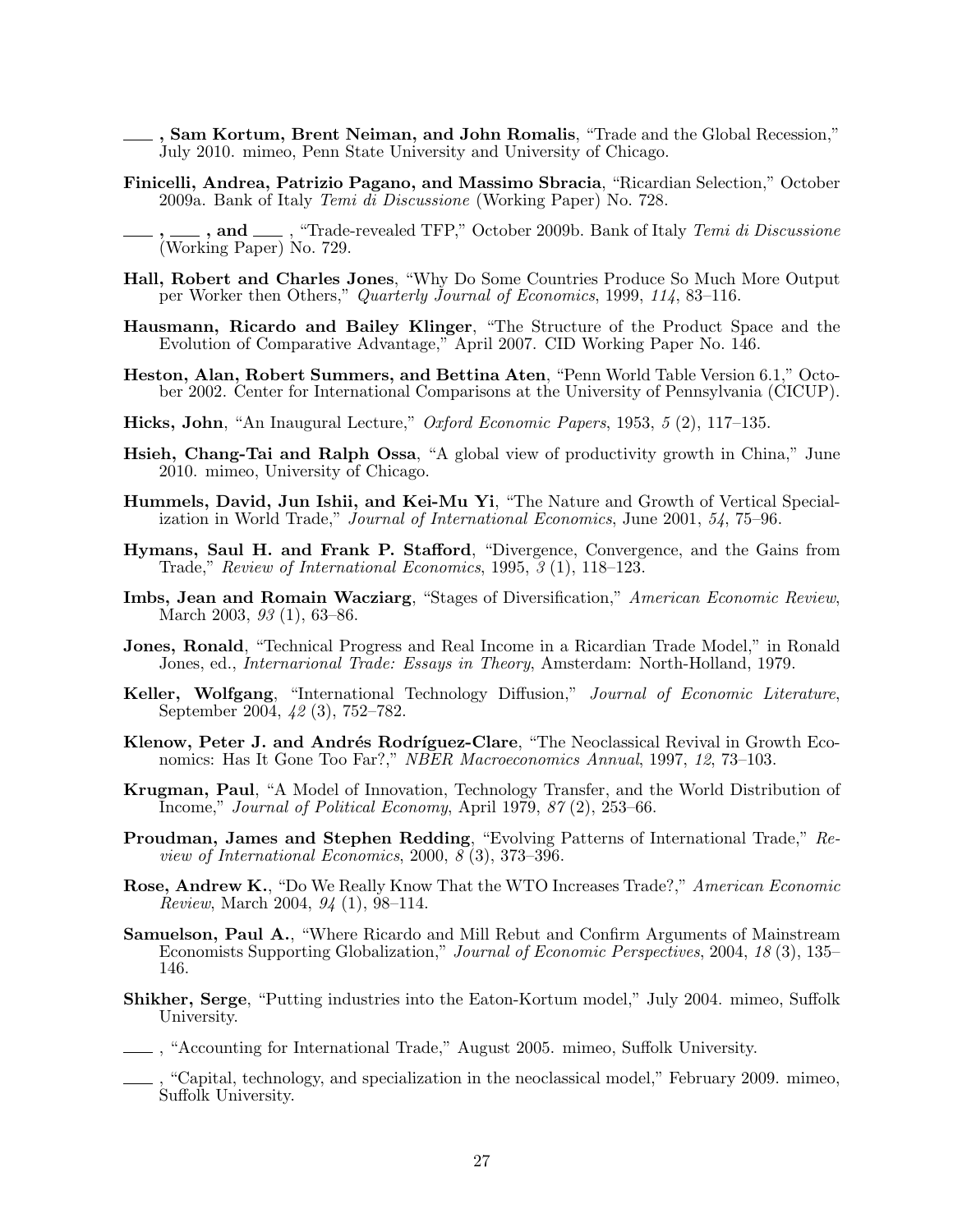——, **Sam Kortum, Brent Neiman, and John Romalis**, "Trade and the Global Recession," July 2010. mimeo, Penn State University and University of Chicago.

**Finicelli, Andrea, Patrizio Pagano, and Massimo Sbracia**, "Ricardian Selection," October 2009a. Bank of Italy *Temi di Discussione* (Working Paper) No. 728.

——, ——, **and** ——, "Trade-revealed TFP," October 2009b. Bank of Italy *Temi di Discussione* (Working Paper) No. 729.

**Hall, Robert and Charles Jones**, "Why Do Some Countries Produce So Much More Output per Worker then Others," *Quarterly Journal of Economics*, 1999, *114*, 83–116.

**Hausmann, Ricardo and Bailey Klinger**, "The Structure of the Product Space and the Evolution of Comparative Advantage," April 2007. CID Working Paper No. 146.

**Heston, Alan, Robert Summers, and Bettina Aten**, "Penn World Table Version 6.1," October 2002. Center for International Comparisons at the University of Pennsylvania (CICUP).

**Hicks, John**, "An Inaugural Lecture," *Oxford Economic Papers*, 1953, *5* (2), 117–135.

**Hsieh, Chang-Tai and Ralph Ossa**, "A global view of productivity growth in China," June 2010. mimeo, University of Chicago.

**Hummels, David, Jun Ishii, and Kei-Mu Yi**, "The Nature and Growth of Vertical Specialization in World Trade," *Journal of International Economics*, June 2001, *54*, 75–96.

**Hymans, Saul H. and Frank P. Stafford**, "Divergence, Convergence, and the Gains from Trade," *Review of International Economics*, 1995, *3* (1), 118–123.

**Imbs, Jean and Romain Wacziarg**, "Stages of Diversification," *American Economic Review*, March 2003, *93* (1), 63–86.

**Jones, Ronald**, "Technical Progress and Real Income in a Ricardian Trade Model," in Ronald Jones, ed., *Internarional Trade: Essays in Theory*, Amsterdam: North-Holland, 1979.

**Keller, Wolfgang**, "International Technology Diffusion," *Journal of Economic Literature*, September 2004, *42* (3), 752–782.

**Klenow, Peter J. and Andrés Rodríguez-Clare**, "The Neoclassical Revival in Growth Economics: Has It Gone Too Far?," *NBER Macroeconomics Annual*, 1997, *12*, 73–103.

**Krugman, Paul**, "A Model of Innovation, Technology Transfer, and the World Distribution of Income," *Journal of Political Economy*, April 1979, *87* (2), 253–66.

**Proudman, James and Stephen Redding**, "Evolving Patterns of International Trade," *Review of International Economics*, 2000, *8* (3), 373–396.

**Rose, Andrew K.**, "Do We Really Know That the WTO Increases Trade?," *American Economic Review*, March 2004, *94* (1), 98–114.

**Samuelson, Paul A.**, "Where Ricardo and Mill Rebut and Confirm Arguments of Mainstream Economists Supporting Globalization," *Journal of Economic Perspectives*, 2004, *18* (3), 135–146.

**Shikher, Serge**, "Putting industries into the Eaton-Kortum model," July 2004. mimeo, Suffolk University.

——, "Accounting for International Trade," August 2005. mimeo, Suffolk University.

——, "Capital, technology, and specialization in the neoclassical model," February 2009. mimeo, Suffolk University.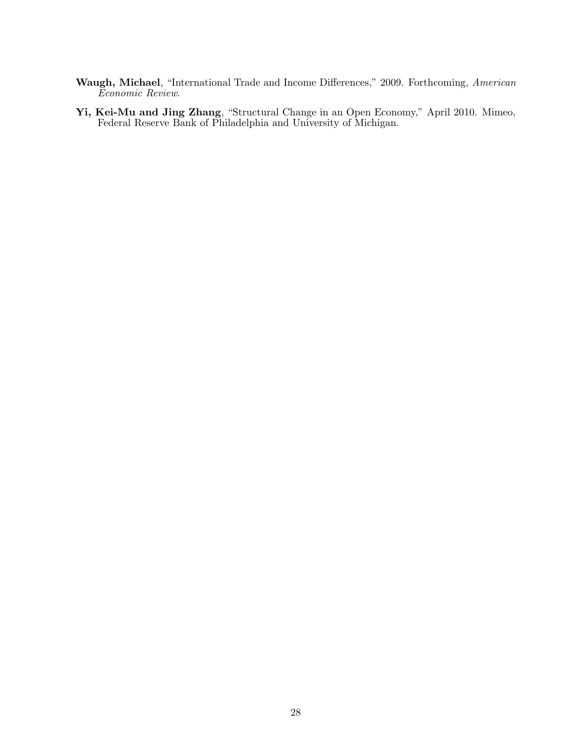**Waugh, Michael**, "International Trade and Income Differences," 2009. Forthcoming, *American Economic Review*.

**Yi, Kei-Mu and Jing Zhang**, "Structural Change in an Open Economy," April 2010. Mimeo, Federal Reserve Bank of Philadelphia and University of Michigan.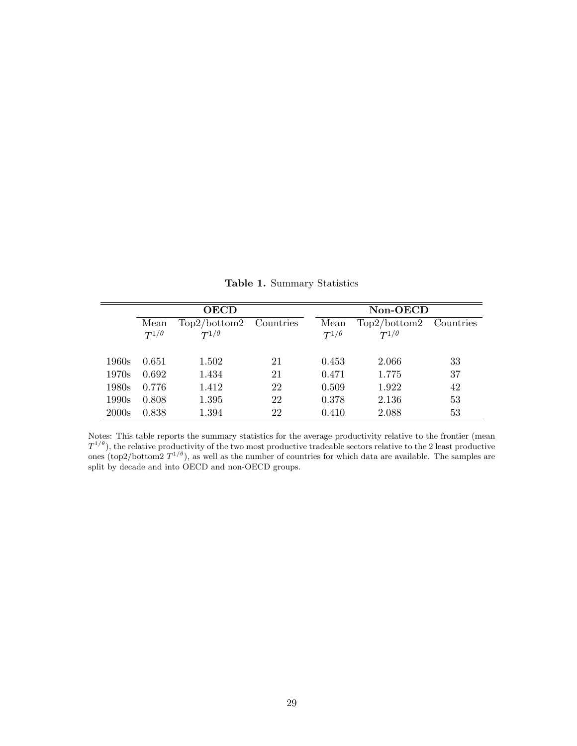**Table 1.** Summary Statistics

| | OECD | | | Non-OECD | | |
|---|---|---|---|---|---|---|
| | Mean $T^{1/\theta}$ | Top2/bottom2 $T^{1/\theta}$ | Countries | Mean $T^{1/\theta}$ | Top2/bottom2 $T^{1/\theta}$ | Countries |
| 1960s | 0.651 | 1.502 | 21 | 0.453 | 2.066 | 33 |
| 1970s | 0.692 | 1.434 | 21 | 0.471 | 1.775 | 37 |
| 1980s | 0.776 | 1.412 | 22 | 0.509 | 1.922 | 42 |
| 1990s | 0.808 | 1.395 | 22 | 0.378 | 2.136 | 53 |
| 2000s | 0.838 | 1.394 | 22 | 0.410 | 2.088 | 53 |

Notes: This table reports the summary statistics for the average productivity relative to the frontier (mean $T^{1/\theta}$), the relative productivity of the two most productive tradeable sectors relative to the 2 least productive ones (top2/bottom2 $T^{1/\theta}$), as well as the number of countries for which data are available. The samples are split by decade and into OECD and non-OECD groups.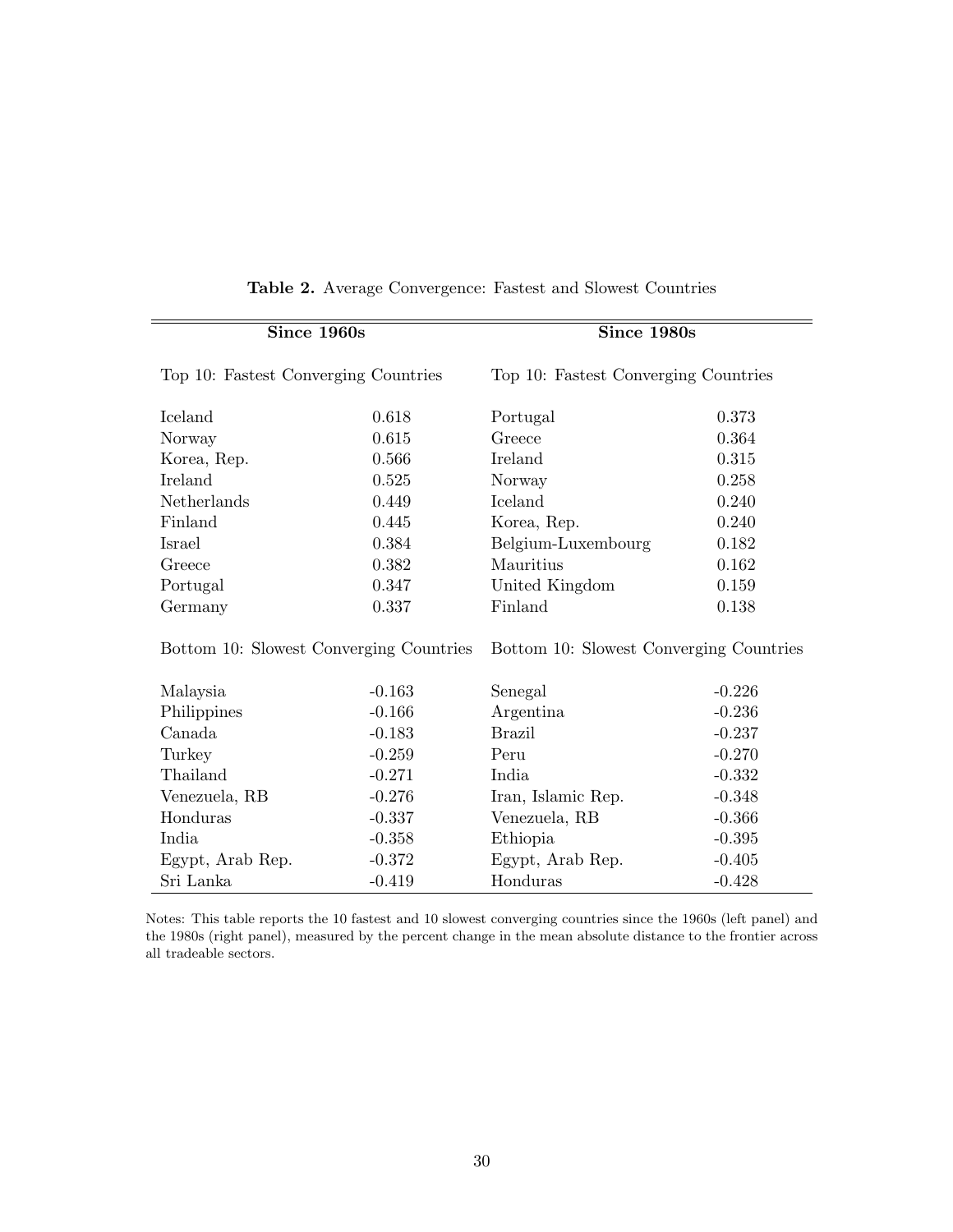**Table 2.** Average Convergence: Fastest and Slowest Countries

| **Since 1960s** | | **Since 1980s** | |
|---|---|---|---|
| Top 10: Fastest Converging Countries | | Top 10: Fastest Converging Countries | |
| Iceland | 0.618 | Portugal | 0.373 |
| Norway | 0.615 | Greece | 0.364 |
| Korea, Rep. | 0.566 | Ireland | 0.315 |
| Ireland | 0.525 | Norway | 0.258 |
| Netherlands | 0.449 | Iceland | 0.240 |
| Finland | 0.445 | Korea, Rep. | 0.240 |
| Israel | 0.384 | Belgium-Luxembourg | 0.182 |
| Greece | 0.382 | Mauritius | 0.162 |
| Portugal | 0.347 | United Kingdom | 0.159 |
| Germany | 0.337 | Finland | 0.138 |
| Bottom 10: Slowest Converging Countries | | Bottom 10: Slowest Converging Countries | |
| Malaysia | -0.163 | Senegal | -0.226 |
| Philippines | -0.166 | Argentina | -0.236 |
| Canada | -0.183 | Brazil | -0.237 |
| Turkey | -0.259 | Peru | -0.270 |
| Thailand | -0.271 | India | -0.332 |
| Venezuela, RB | -0.276 | Iran, Islamic Rep. | -0.348 |
| Honduras | -0.337 | Venezuela, RB | -0.366 |
| India | -0.358 | Ethiopia | -0.395 |
| Egypt, Arab Rep. | -0.372 | Egypt, Arab Rep. | -0.405 |
| Sri Lanka | -0.419 | Honduras | -0.428 |

Notes: This table reports the 10 fastest and 10 slowest converging countries since the 1960s (left panel) and the 1980s (right panel), measured by the percent change in the mean absolute distance to the frontier across all tradeable sectors.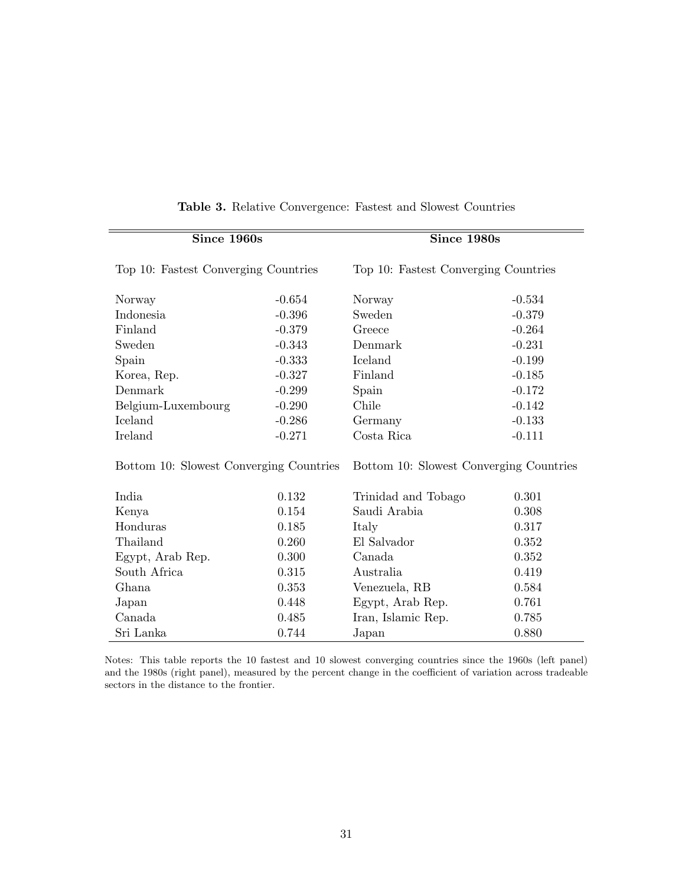**Table 3.** Relative Convergence: Fastest and Slowest Countries

| **Since 1960s** | | **Since 1980s** | |
|---|---|---|---|
| Top 10: Fastest Converging Countries | | Top 10: Fastest Converging Countries | |
| Norway | -0.654 | Norway | -0.534 |
| Indonesia | -0.396 | Sweden | -0.379 |
| Finland | -0.379 | Greece | -0.264 |
| Sweden | -0.343 | Denmark | -0.231 |
| Spain | -0.333 | Iceland | -0.199 |
| Korea, Rep. | -0.327 | Finland | -0.185 |
| Denmark | -0.299 | Spain | -0.172 |
| Belgium-Luxembourg | -0.290 | Chile | -0.142 |
| Iceland | -0.286 | Germany | -0.133 |
| Ireland | -0.271 | Costa Rica | -0.111 |
| Bottom 10: Slowest Converging Countries | | Bottom 10: Slowest Converging Countries | |
| India | 0.132 | Trinidad and Tobago | 0.301 |
| Kenya | 0.154 | Saudi Arabia | 0.308 |
| Honduras | 0.185 | Italy | 0.317 |
| Thailand | 0.260 | El Salvador | 0.352 |
| Egypt, Arab Rep. | 0.300 | Canada | 0.352 |
| South Africa | 0.315 | Australia | 0.419 |
| Ghana | 0.353 | Venezuela, RB | 0.584 |
| Japan | 0.448 | Egypt, Arab Rep. | 0.761 |
| Canada | 0.485 | Iran, Islamic Rep. | 0.785 |
| Sri Lanka | 0.744 | Japan | 0.880 |

Notes: This table reports the 10 fastest and 10 slowest converging countries since the 1960s (left panel) and the 1980s (right panel), measured by the percent change in the coefficient of variation across tradeable sectors in the distance to the frontier.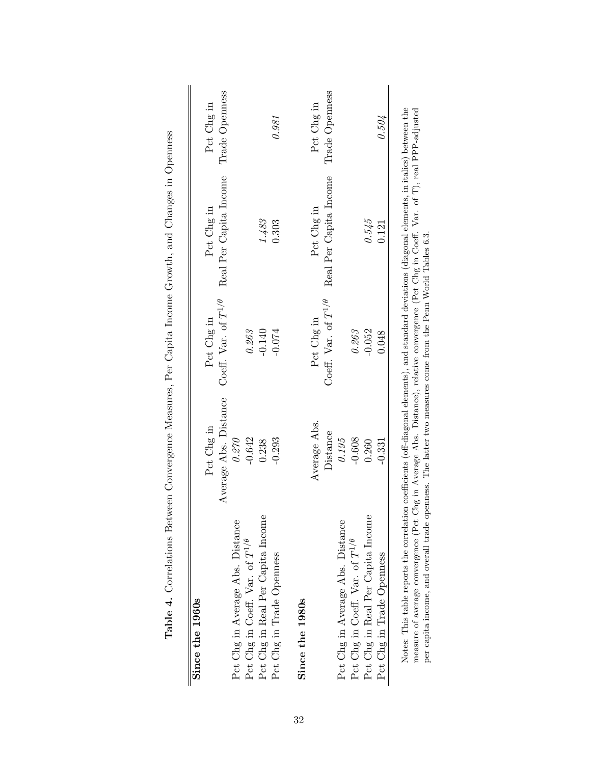**Table 4.** Correlations Between Convergence Measures, Per Capita Income Growth, and Changes in Openness

| **Since the 1960s** | Pct Chg in Average Abs. Distance | Pct Chg in Coeff. Var. of $T^{1/\theta}$ | Pct Chg in Real Per Capita Income | Pct Chg in Trade Openness |
|---|---|---|---|---|
| Pct Chg in Average Abs. Distance | *0.270* | | | |
| Pct Chg in Coeff. Var. of $T^{1/\theta}$ | -0.642 | *0.263* | | |
| Pct Chg in Real Per Capita Income | 0.238 | -0.140 | *1.483* | |
| Pct Chg in Trade Openness | -0.293 | -0.074 | 0.303 | *0.981* |

| **Since the 1980s** | Average Abs. Distance | Pct Chg in Coeff. Var. of $T^{1/\theta}$ | Pct Chg in Real Per Capita Income | Pct Chg in Trade Openness |
|---|---|---|---|---|
| Pct Chg in Average Abs. Distance | *0.195* | | | |
| Pct Chg in Coeff. Var. of $T^{1/\theta}$ | -0.608 | *0.263* | | |
| Pct Chg in Real Per Capita Income | 0.260 | -0.052 | *0.545* | |
| Pct Chg in Trade Openness | -0.331 | 0.048 | 0.121 | *0.504* |

Notes: This table reports the correlation coefficients (off-diagonal elements), and standard deviations (diagonal elements, in italics) between the measure of average convergence (Pct Chg in Average Abs. Distance), relative convergence (Pct Chg in Coeff. Var. of T), real PPP-adjusted per capita income, and overall trade openness. The latter two measures come from the Penn World Tables 6.3.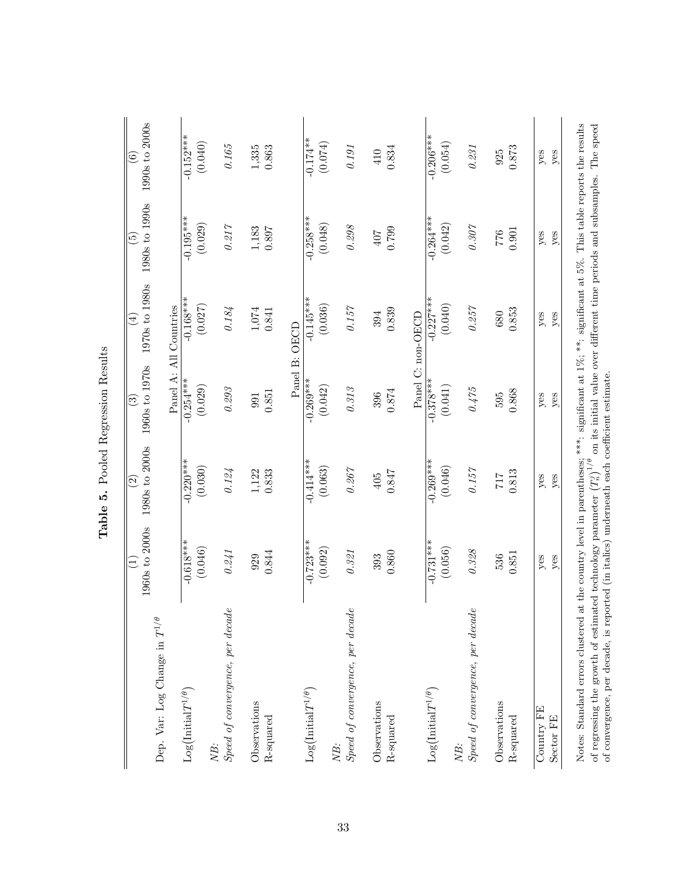**Table 5.** Pooled Regression Results

| Dep. Var: Log Change in $T^{1/\theta}$ | (1) 1960s to 2000s | (2) 1980s to 2000s | (3) 1960s to 1970s | (4) 1970s to 1980s | (5) 1980s to 1990s | (6) 1990s to 2000s |
|---|---|---|---|---|---|---|
| | | | Panel A: All Countries | | | |
| Log(Initial$T^{1/\theta}$) | -0.618*** | -0.220*** | -0.254*** | -0.168*** | -0.195*** | -0.152*** |
| | (0.046) | (0.030) | (0.029) | (0.027) | (0.029) | (0.040) |
| *NB: Speed of convergence, per decade* | *0.241* | *0.124* | *0.293* | *0.184* | *0.217* | *0.165* |
| Observations | 929 | 1,122 | 991 | 1,074 | 1,183 | 1,335 |
| R-squared | 0.844 | 0.833 | 0.851 | 0.841 | 0.897 | 0.863 |
| | | | Panel B: OECD | | | |
| Log(Initial$T^{1/\theta}$) | -0.723*** | -0.414*** | -0.269*** | -0.145*** | -0.258*** | -0.174** |
| | (0.092) | (0.063) | (0.042) | (0.036) | (0.048) | (0.074) |
| *NB: Speed of convergence, per decade* | *0.321* | *0.267* | *0.313* | *0.157* | *0.298* | *0.191* |
| Observations | 393 | 405 | 396 | 394 | 407 | 410 |
| R-squared | 0.860 | 0.847 | 0.874 | 0.839 | 0.799 | 0.834 |
| | | | Panel C: non-OECD | | | |
| Log(Initial$T^{1/\theta}$) | -0.731*** | -0.269*** | -0.378*** | -0.227*** | -0.264*** | -0.206*** |
| | (0.056) | (0.046) | (0.041) | (0.040) | (0.042) | (0.054) |
| *NB: Speed of convergence, per decade* | *0.328* | *0.157* | *0.475* | *0.257* | *0.307* | *0.231* |
| Observations | 536 | 717 | 595 | 680 | 776 | 925 |
| R-squared | 0.851 | 0.813 | 0.868 | 0.853 | 0.901 | 0.873 |
| Country FE | yes | yes | yes | yes | yes | yes |
| Sector FE | yes | yes | yes | yes | yes | yes |

Notes: Standard errors clustered at the country level in parentheses; ***: significant at 1%; **: significant at 5%. This table reports the results of regressing the growth of estimated technology parameter $\left(T_n^j\right)^{1/\theta}$ on its initial value over different time periods and subsamples. The speed of convergence, per decade, is reported (in italics) underneath each coefficient estimate.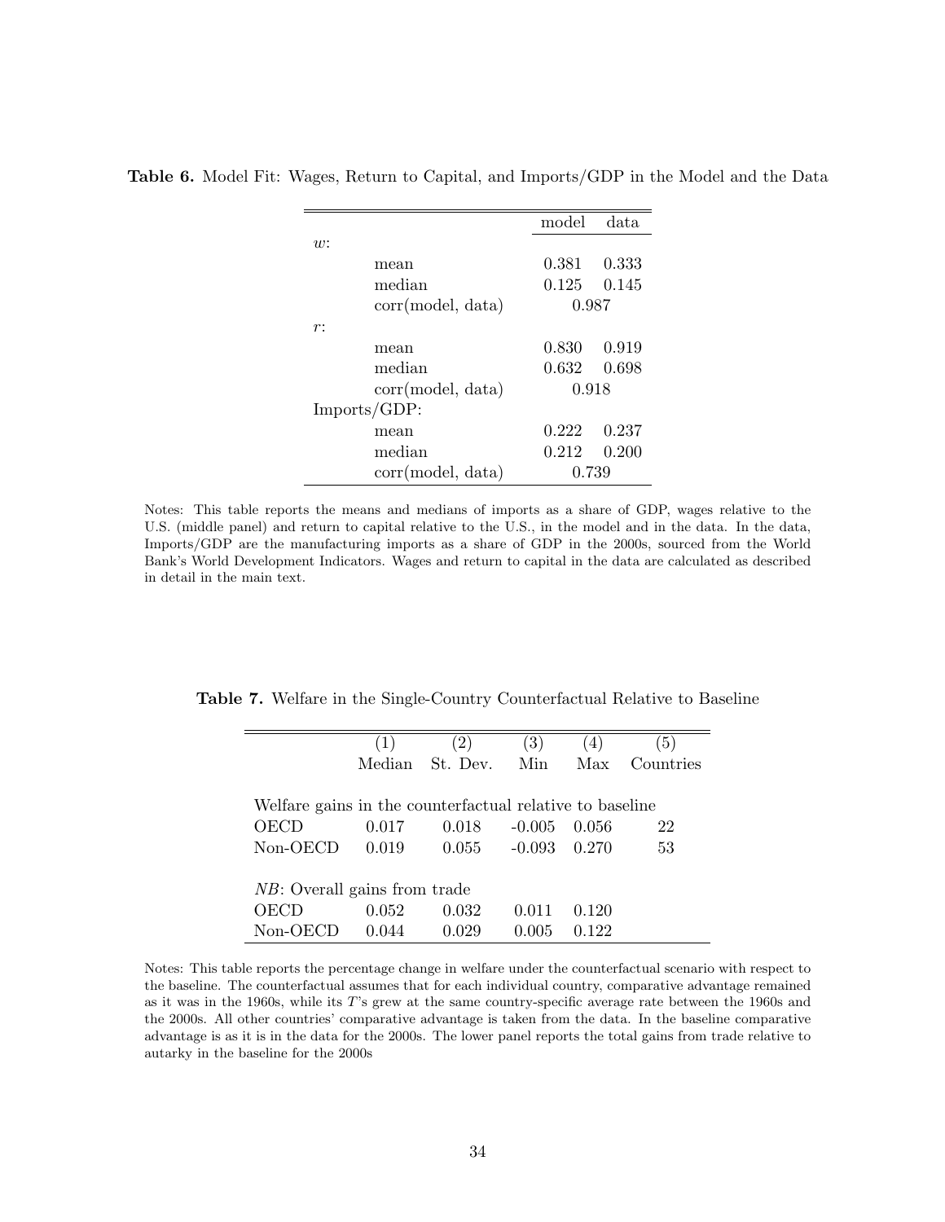**Table 6.** Model Fit: Wages, Return to Capital, and Imports/GDP in the Model and the Data

| | | model | data |
|---|---|---|---|
| $w$: | | | |
| | mean | 0.381 | 0.333 |
| | median | 0.125 | 0.145 |
| | corr(model, data) | 0.987 | |
| $r$: | | | |
| | mean | 0.830 | 0.919 |
| | median | 0.632 | 0.698 |
| | corr(model, data) | 0.918 | |
| Imports/GDP: | | | |
| | mean | 0.222 | 0.237 |
| | median | 0.212 | 0.200 |
| | corr(model, data) | 0.739 | |

Notes: This table reports the means and medians of imports as a share of GDP, wages relative to the U.S. (middle panel) and return to capital relative to the U.S., in the model and in the data. In the data, Imports/GDP are the manufacturing imports as a share of GDP in the 2000s, sourced from the World Bank's World Development Indicators. Wages and return to capital in the data are calculated as described in detail in the main text.

**Table 7.** Welfare in the Single-Country Counterfactual Relative to Baseline

| | (1) Median | (2) St. Dev. | (3) Min | (4) Max | (5) Countries |
|---|---|---|---|---|---|
| Welfare gains in the counterfactual relative to baseline | | | | | |
| OECD | 0.017 | 0.018 | -0.005 | 0.056 | 22 |
| Non-OECD | 0.019 | 0.055 | -0.093 | 0.270 | 53 |
| *NB*: Overall gains from trade | | | | | |
| OECD | 0.052 | 0.032 | 0.011 | 0.120 | |
| Non-OECD | 0.044 | 0.029 | 0.005 | 0.122 | |

Notes: This table reports the percentage change in welfare under the counterfactual scenario with respect to the baseline. The counterfactual assumes that for each individual country, comparative advantage remained as it was in the 1960s, while its $T$'s grew at the same country-specific average rate between the 1960s and the 2000s. All other countries' comparative advantage is taken from the data. In the baseline comparative advantage is as it is in the data for the 2000s. The lower panel reports the total gains from trade relative to autarky in the baseline for the 2000s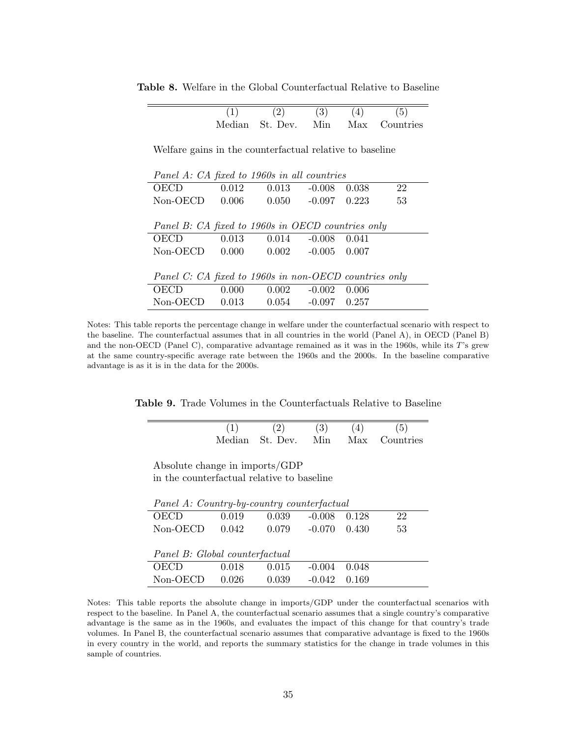**Table 8.** Welfare in the Global Counterfactual Relative to Baseline

| | (1) | (2) | (3) | (4) | (5) |
|---|---|---|---|---|---|
| | Median | St. Dev. | Min | Max | Countries |
| Welfare gains in the counterfactual relative to baseline | | | | | |
| *Panel A: CA fixed to 1960s in all countries* | | | | | |
| OECD | 0.012 | 0.013 | -0.008 | 0.038 | 22 |
| Non-OECD | 0.006 | 0.050 | -0.097 | 0.223 | 53 |
| *Panel B: CA fixed to 1960s in OECD countries only* | | | | | |
| OECD | 0.013 | 0.014 | -0.008 | 0.041 | |
| Non-OECD | 0.000 | 0.002 | -0.005 | 0.007 | |
| *Panel C: CA fixed to 1960s in non-OECD countries only* | | | | | |
| OECD | 0.000 | 0.002 | -0.002 | 0.006 | |
| Non-OECD | 0.013 | 0.054 | -0.097 | 0.257 | |

Notes: This table reports the percentage change in welfare under the counterfactual scenario with respect to the baseline. The counterfactual assumes that in all countries in the world (Panel A), in OECD (Panel B) and the non-OECD (Panel C), comparative advantage remained as it was in the 1960s, while its $T$'s grew at the same country-specific average rate between the 1960s and the 2000s. In the baseline comparative advantage is as it is in the data for the 2000s.

**Table 9.** Trade Volumes in the Counterfactuals Relative to Baseline

| | (1) | (2) | (3) | (4) | (5) |
|---|---|---|---|---|---|
| | Median | St. Dev. | Min | Max | Countries |
| Absolute change in imports/GDP in the counterfactual relative to baseline | | | | | |
| *Panel A: Country-by-country counterfactual* | | | | | |
| OECD | 0.019 | 0.039 | -0.008 | 0.128 | 22 |
| Non-OECD | 0.042 | 0.079 | -0.070 | 0.430 | 53 |
| *Panel B: Global counterfactual* | | | | | |
| OECD | 0.018 | 0.015 | -0.004 | 0.048 | |
| Non-OECD | 0.026 | 0.039 | -0.042 | 0.169 | |

Notes: This table reports the absolute change in imports/GDP under the counterfactual scenarios with respect to the baseline. In Panel A, the counterfactual scenario assumes that a single country's comparative advantage is the same as in the 1960s, and evaluates the impact of this change for that country's trade volumes. In Panel B, the counterfactual scenario assumes that comparative advantage is fixed to the 1960s in every country in the world, and reports the summary statistics for the change in trade volumes in this sample of countries.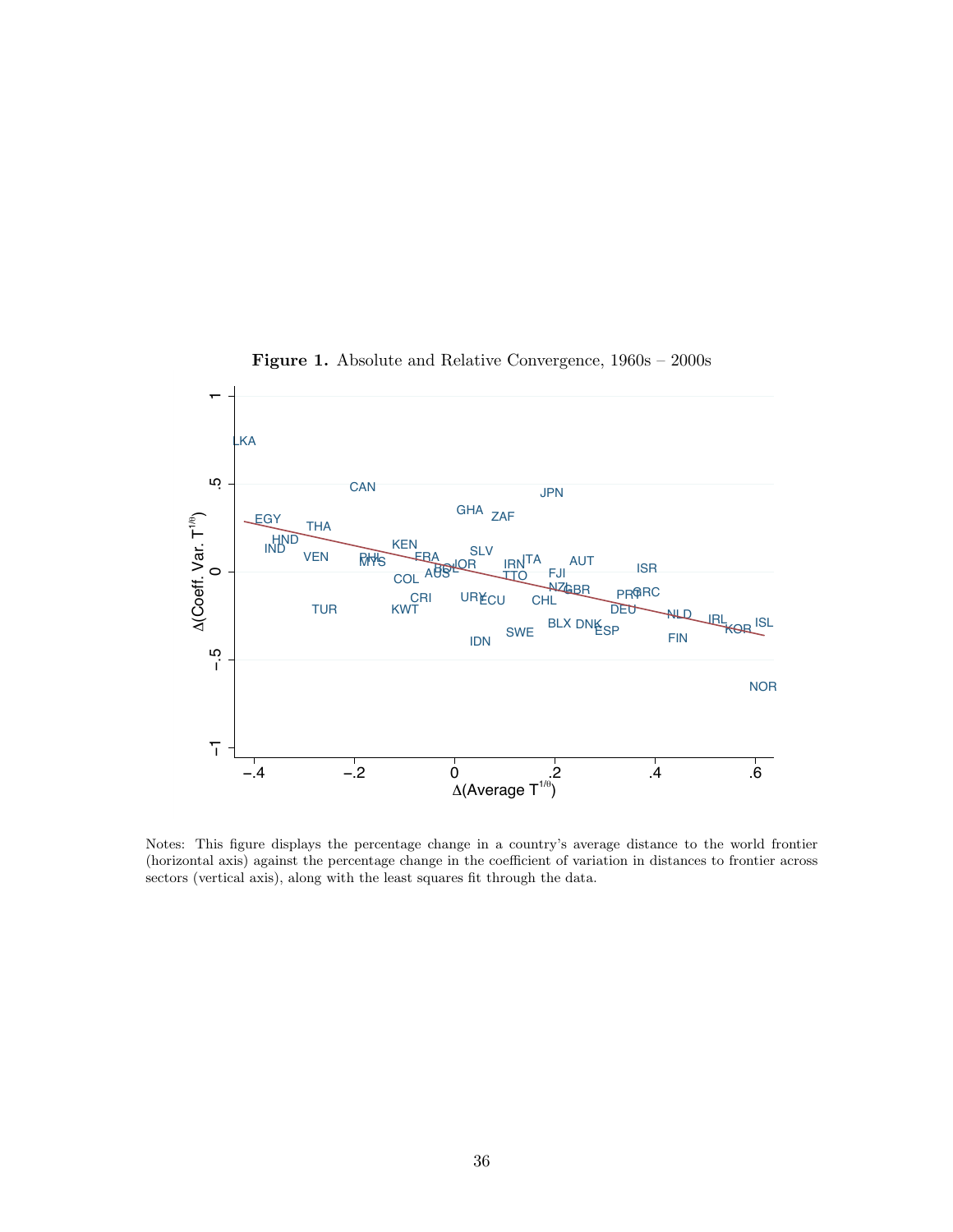**Figure 1.** Absolute and Relative Convergence, 1960s – 2000s

Notes: This figure displays the percentage change in a country's average distance to the world frontier (horizontal axis) against the percentage change in the coefficient of variation in distances to frontier across sectors (vertical axis), along with the least squares fit through the data.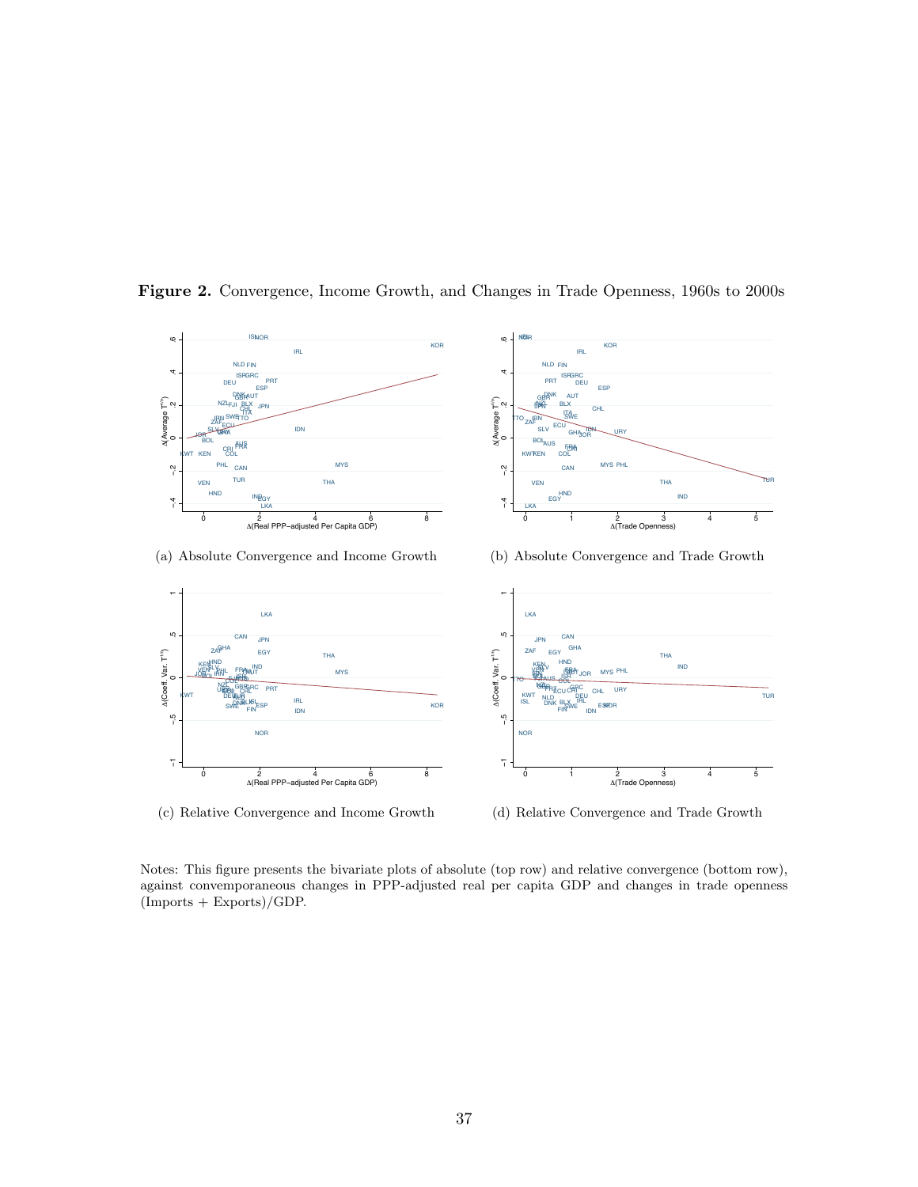**Figure 2.** Convergence, Income Growth, and Changes in Trade Openness, 1960s to 2000s

(a) Absolute Convergence and Income Growth

(b) Absolute Convergence and Trade Growth

(c) Relative Convergence and Income Growth

(d) Relative Convergence and Trade Growth

Notes: This figure presents the bivariate plots of absolute (top row) and relative convergence (bottom row), against convemporaneous changes in PPP-adjusted real per capita GDP and changes in trade openness (Imports + Exports)/GDP.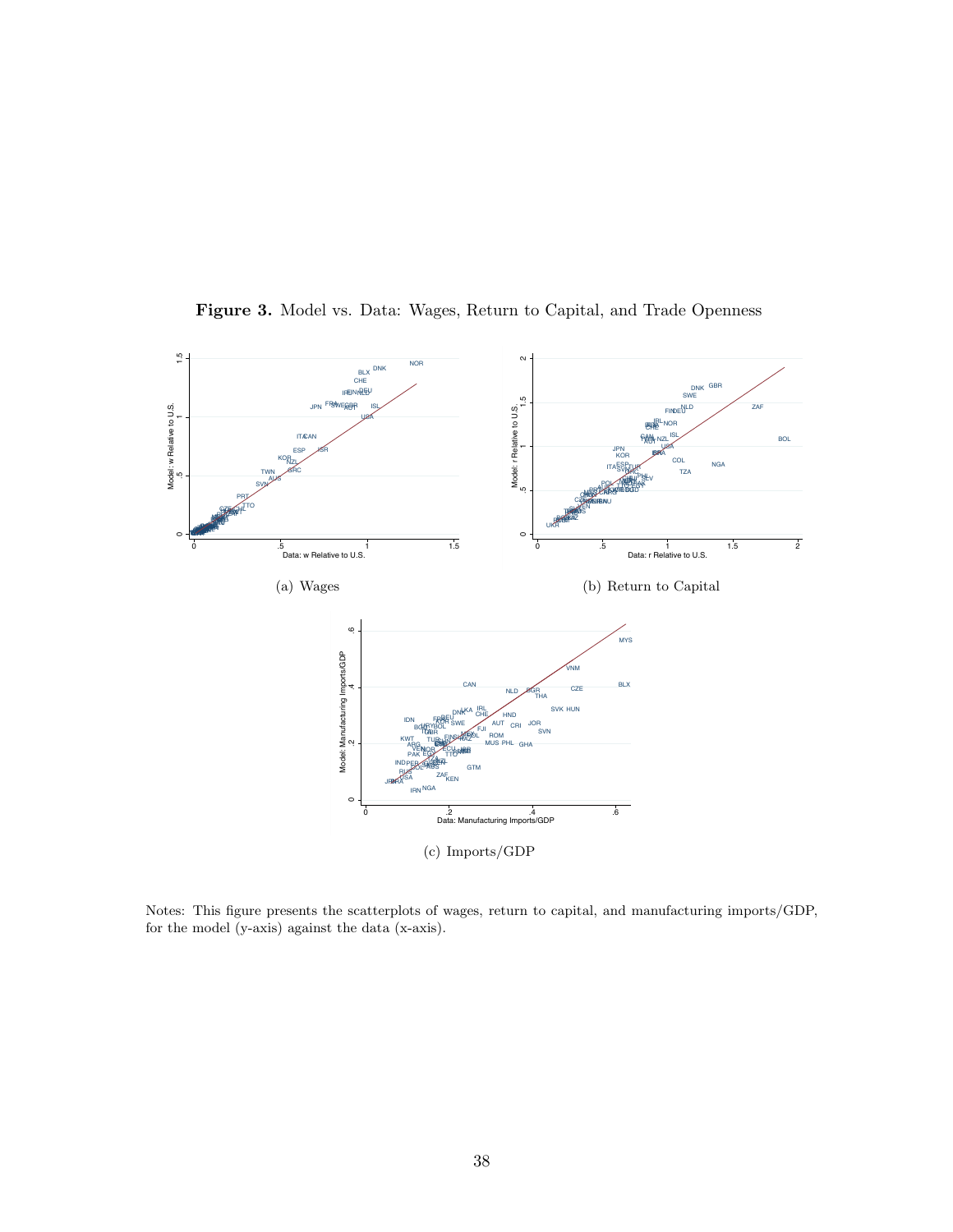**Figure 3.** Model vs. Data: Wages, Return to Capital, and Trade Openness

(a) Wages

(b) Return to Capital

(c) Imports/GDP

Notes: This figure presents the scatterplots of wages, return to capital, and manufacturing imports/GDP, for the model (y-axis) against the data (x-axis).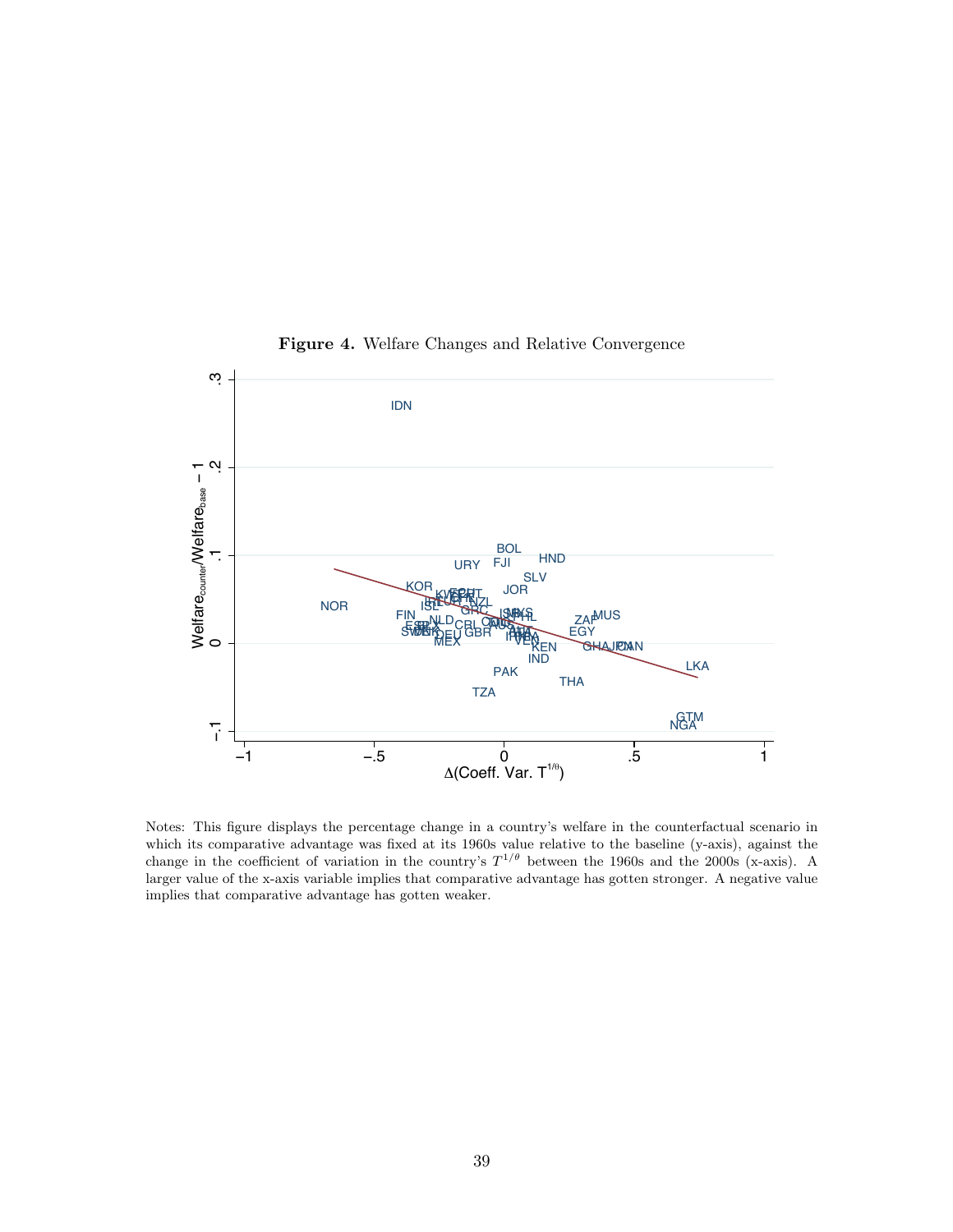**Figure 4.** Welfare Changes and Relative Convergence

Notes: This figure displays the percentage change in a country's welfare in the counterfactual scenario in which its comparative advantage was fixed at its 1960s value relative to the baseline (y-axis), against the change in the coefficient of variation in the country's $T^{1/\theta}$ between the 1960s and the 2000s (x-axis). A larger value of the x-axis variable implies that comparative advantage has gotten stronger. A negative value implies that comparative advantage has gotten weaker.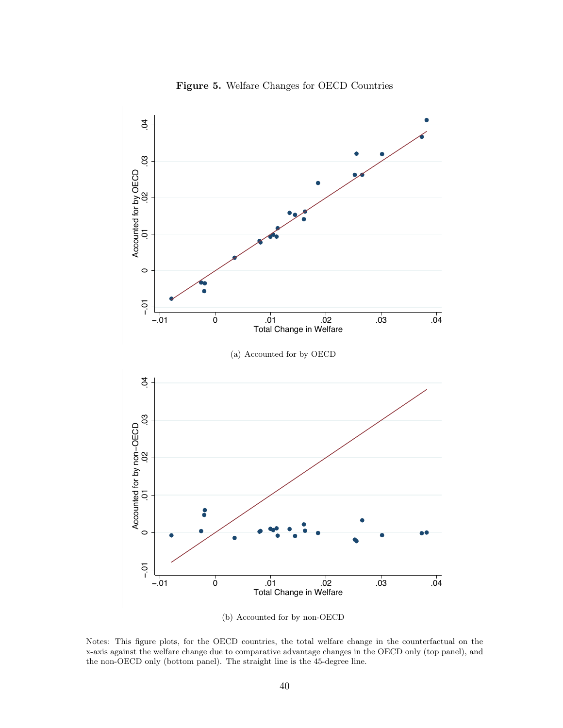**Figure 5.** Welfare Changes for OECD Countries

(a) Accounted for by OECD

(b) Accounted for by non-OECD

Notes: This figure plots, for the OECD countries, the total welfare change in the counterfactual on the x-axis against the welfare change due to comparative advantage changes in the OECD only (top panel), and the non-OECD only (bottom panel). The straight line is the 45-degree line.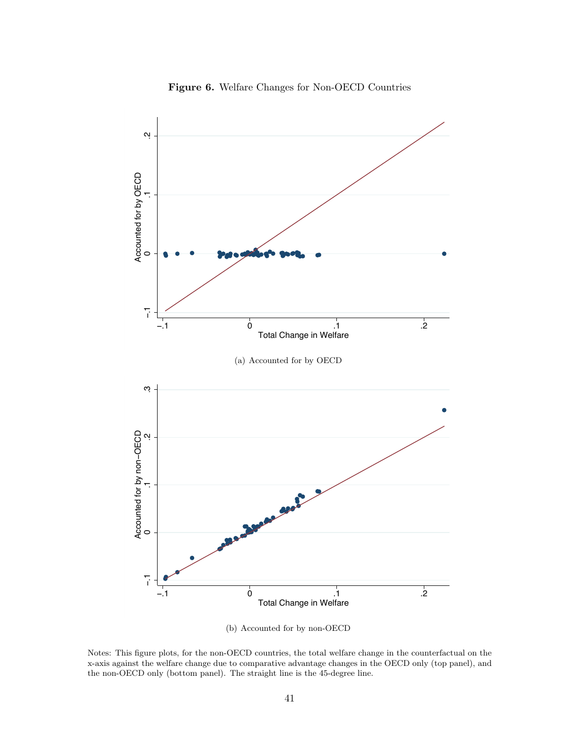**Figure 6.** Welfare Changes for Non-OECD Countries

(a) Accounted for by OECD

(b) Accounted for by non-OECD

Notes: This figure plots, for the non-OECD countries, the total welfare change in the counterfactual on the x-axis against the welfare change due to comparative advantage changes in the OECD only (top panel), and the non-OECD only (bottom panel). The straight line is the 45-degree line.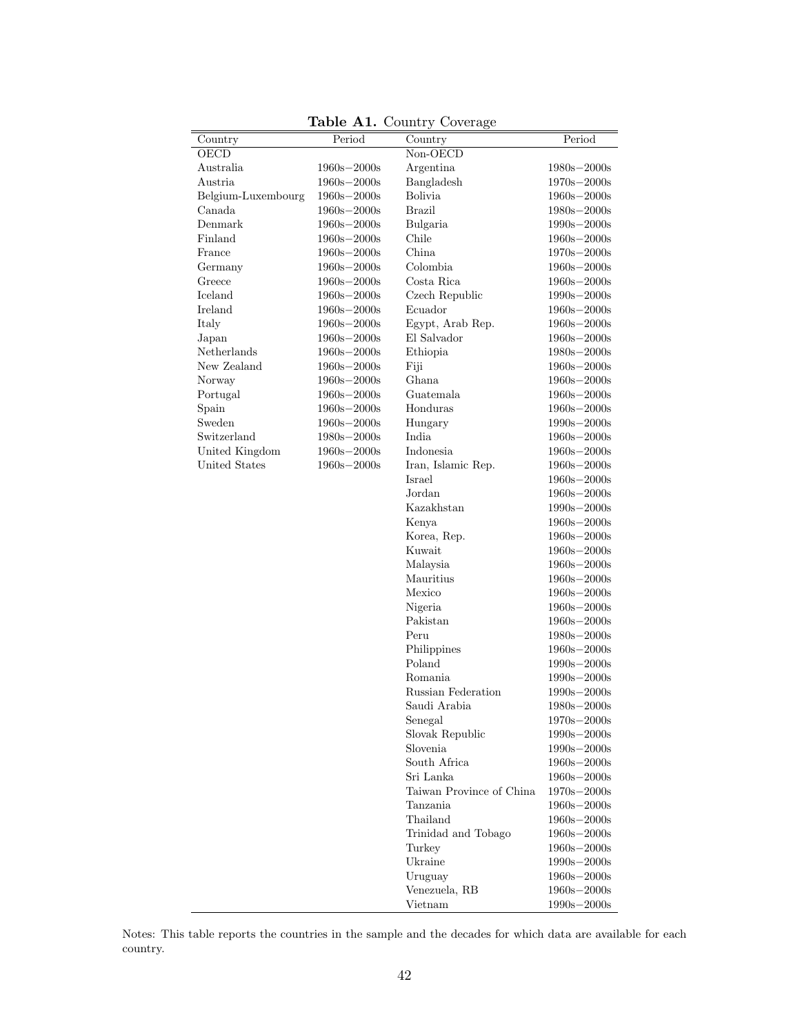**Table A1.** Country Coverage

| Country | Period | Country | Period |
|---|---|---|---|
| OECD | | Non-OECD | |
| Australia | 1960s−2000s | Argentina | 1980s−2000s |
| Austria | 1960s−2000s | Bangladesh | 1970s−2000s |
| Belgium-Luxembourg | 1960s−2000s | Bolivia | 1960s−2000s |
| Canada | 1960s−2000s | Brazil | 1980s−2000s |
| Denmark | 1960s−2000s | Bulgaria | 1990s−2000s |
| Finland | 1960s−2000s | Chile | 1960s−2000s |
| France | 1960s−2000s | China | 1970s−2000s |
| Germany | 1960s−2000s | Colombia | 1960s−2000s |
| Greece | 1960s−2000s | Costa Rica | 1960s−2000s |
| Iceland | 1960s−2000s | Czech Republic | 1990s−2000s |
| Ireland | 1960s−2000s | Ecuador | 1960s−2000s |
| Italy | 1960s−2000s | Egypt, Arab Rep. | 1960s−2000s |
| Japan | 1960s−2000s | El Salvador | 1960s−2000s |
| Netherlands | 1960s−2000s | Ethiopia | 1980s−2000s |
| New Zealand | 1960s−2000s | Fiji | 1960s−2000s |
| Norway | 1960s−2000s | Ghana | 1960s−2000s |
| Portugal | 1960s−2000s | Guatemala | 1960s−2000s |
| Spain | 1960s−2000s | Honduras | 1960s−2000s |
| Sweden | 1960s−2000s | Hungary | 1990s−2000s |
| Switzerland | 1980s−2000s | India | 1960s−2000s |
| United Kingdom | 1960s−2000s | Indonesia | 1960s−2000s |
| United States | 1960s−2000s | Iran, Islamic Rep. | 1960s−2000s |
| | | Israel | 1960s−2000s |
| | | Jordan | 1960s−2000s |
| | | Kazakhstan | 1990s−2000s |
| | | Kenya | 1960s−2000s |
| | | Korea, Rep. | 1960s−2000s |
| | | Kuwait | 1960s−2000s |
| | | Malaysia | 1960s−2000s |
| | | Mauritius | 1960s−2000s |
| | | Mexico | 1960s−2000s |
| | | Nigeria | 1960s−2000s |
| | | Pakistan | 1960s−2000s |
| | | Peru | 1980s−2000s |
| | | Philippines | 1960s−2000s |
| | | Poland | 1990s−2000s |
| | | Romania | 1990s−2000s |
| | | Russian Federation | 1990s−2000s |
| | | Saudi Arabia | 1980s−2000s |
| | | Senegal | 1970s−2000s |
| | | Slovak Republic | 1990s−2000s |
| | | Slovenia | 1990s−2000s |
| | | South Africa | 1960s−2000s |
| | | Sri Lanka | 1960s−2000s |
| | | Taiwan Province of China | 1970s−2000s |
| | | Tanzania | 1960s−2000s |
| | | Thailand | 1960s−2000s |
| | | Trinidad and Tobago | 1960s−2000s |
| | | Turkey | 1960s−2000s |
| | | Ukraine | 1990s−2000s |
| | | Uruguay | 1960s−2000s |
| | | Venezuela, RB | 1960s−2000s |
| | | Vietnam | 1990s−2000s |

Notes: This table reports the countries in the sample and the decades for which data are available for each country.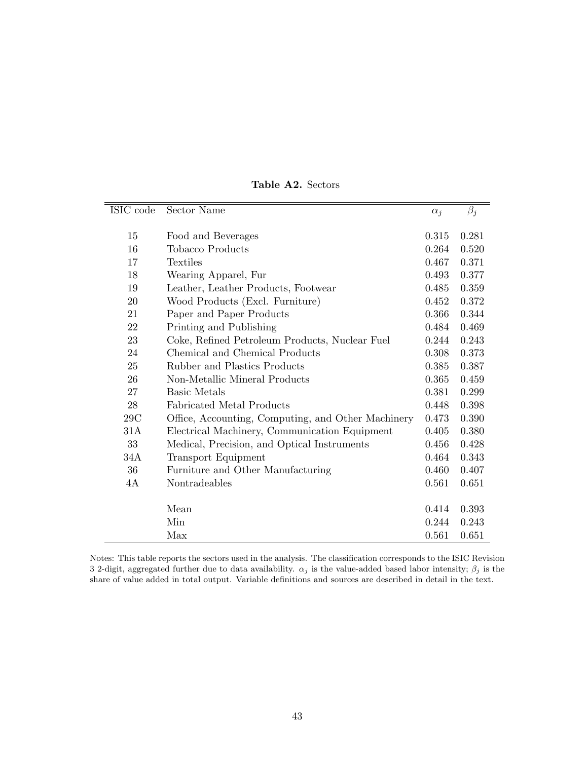**Table A2.** Sectors

| ISIC code | Sector Name | $\alpha_j$ | $\beta_j$ |
|---|---|---|---|
| 15 | Food and Beverages | 0.315 | 0.281 |
| 16 | Tobacco Products | 0.264 | 0.520 |
| 17 | Textiles | 0.467 | 0.371 |
| 18 | Wearing Apparel, Fur | 0.493 | 0.377 |
| 19 | Leather, Leather Products, Footwear | 0.485 | 0.359 |
| 20 | Wood Products (Excl. Furniture) | 0.452 | 0.372 |
| 21 | Paper and Paper Products | 0.366 | 0.344 |
| 22 | Printing and Publishing | 0.484 | 0.469 |
| 23 | Coke, Refined Petroleum Products, Nuclear Fuel | 0.244 | 0.243 |
| 24 | Chemical and Chemical Products | 0.308 | 0.373 |
| 25 | Rubber and Plastics Products | 0.385 | 0.387 |
| 26 | Non-Metallic Mineral Products | 0.365 | 0.459 |
| 27 | Basic Metals | 0.381 | 0.299 |
| 28 | Fabricated Metal Products | 0.448 | 0.398 |
| 29C | Office, Accounting, Computing, and Other Machinery | 0.473 | 0.390 |
| 31A | Electrical Machinery, Communication Equipment | 0.405 | 0.380 |
| 33 | Medical, Precision, and Optical Instruments | 0.456 | 0.428 |
| 34A | Transport Equipment | 0.464 | 0.343 |
| 36 | Furniture and Other Manufacturing | 0.460 | 0.407 |
| 4A | Nontradeables | 0.561 | 0.651 |
| | Mean | 0.414 | 0.393 |
| | Min | 0.244 | 0.243 |
| | Max | 0.561 | 0.651 |

Notes: This table reports the sectors used in the analysis. The classification corresponds to the ISIC Revision 3 2-digit, aggregated further due to data availability. $\alpha_j$ is the value-added based labor intensity; $\beta_j$ is the share of value added in total output. Variable definitions and sources are described in detail in the text.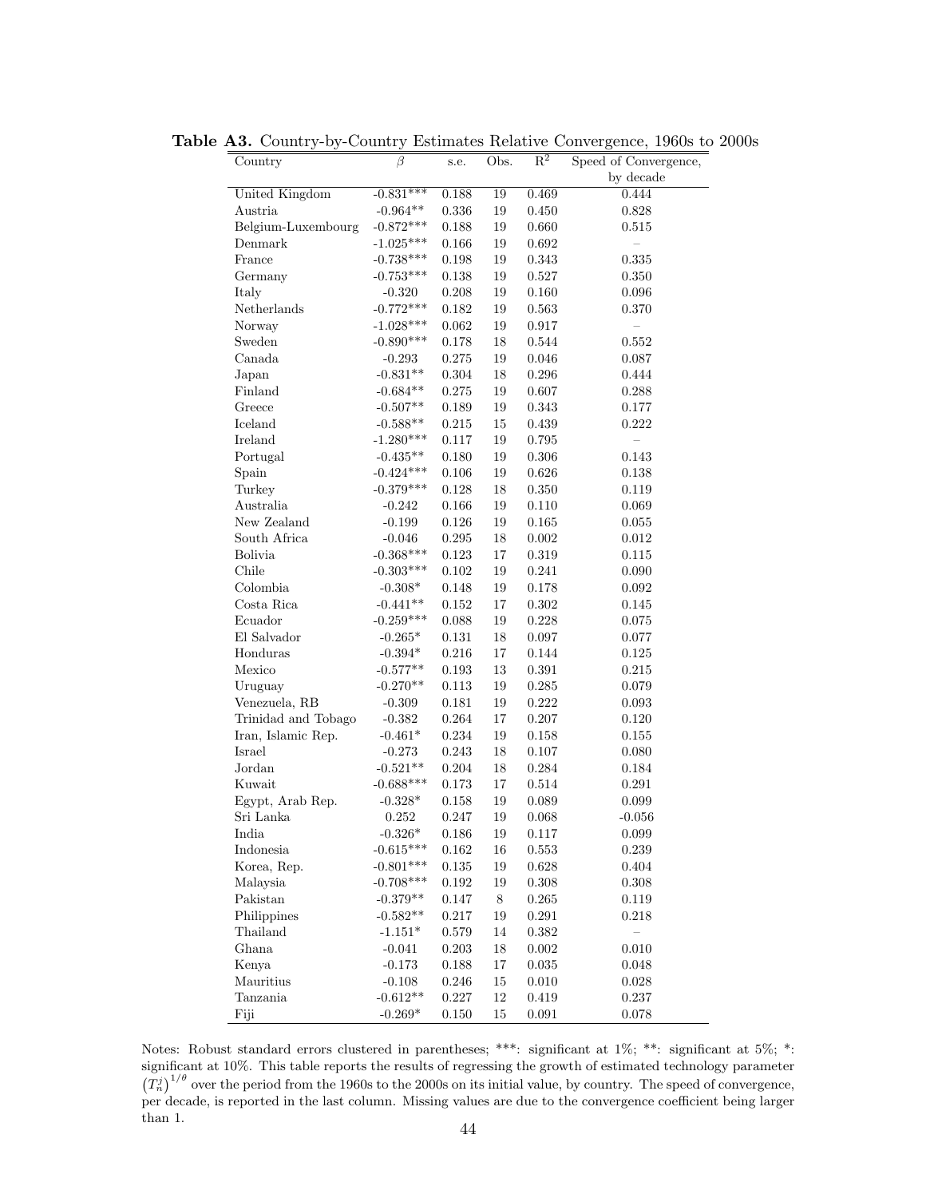**Table A3.** Country-by-Country Estimates Relative Convergence, 1960s to 2000s

| Country | $\beta$ | s.e. | Obs. | $R^2$ | Speed of Convergence, by decade |
|---|---|---|---|---|---|
| United Kingdom | -0.831*** | 0.188 | 19 | 0.469 | 0.444 |
| Austria | -0.964** | 0.336 | 19 | 0.450 | 0.828 |
| Belgium-Luxembourg | -0.872*** | 0.188 | 19 | 0.660 | 0.515 |
| Denmark | -1.025*** | 0.166 | 19 | 0.692 | – |
| France | -0.738*** | 0.198 | 19 | 0.343 | 0.335 |
| Germany | -0.753*** | 0.138 | 19 | 0.527 | 0.350 |
| Italy | -0.320 | 0.208 | 19 | 0.160 | 0.096 |
| Netherlands | -0.772*** | 0.182 | 19 | 0.563 | 0.370 |
| Norway | -1.028*** | 0.062 | 19 | 0.917 | – |
| Sweden | -0.890*** | 0.178 | 18 | 0.544 | 0.552 |
| Canada | -0.293 | 0.275 | 19 | 0.046 | 0.087 |
| Japan | -0.831** | 0.304 | 18 | 0.296 | 0.444 |
| Finland | -0.684** | 0.275 | 19 | 0.607 | 0.288 |
| Greece | -0.507** | 0.189 | 19 | 0.343 | 0.177 |
| Iceland | -0.588** | 0.215 | 15 | 0.439 | 0.222 |
| Ireland | -1.280*** | 0.117 | 19 | 0.795 | – |
| Portugal | -0.435** | 0.180 | 19 | 0.306 | 0.143 |
| Spain | -0.424*** | 0.106 | 19 | 0.626 | 0.138 |
| Turkey | -0.379*** | 0.128 | 18 | 0.350 | 0.119 |
| Australia | -0.242 | 0.166 | 19 | 0.110 | 0.069 |
| New Zealand | -0.199 | 0.126 | 19 | 0.165 | 0.055 |
| South Africa | -0.046 | 0.295 | 18 | 0.002 | 0.012 |
| Bolivia | -0.368*** | 0.123 | 17 | 0.319 | 0.115 |
| Chile | -0.303*** | 0.102 | 19 | 0.241 | 0.090 |
| Colombia | -0.308* | 0.148 | 19 | 0.178 | 0.092 |
| Costa Rica | -0.441** | 0.152 | 17 | 0.302 | 0.145 |
| Ecuador | -0.259*** | 0.088 | 19 | 0.228 | 0.075 |
| El Salvador | -0.265* | 0.131 | 18 | 0.097 | 0.077 |
| Honduras | -0.394* | 0.216 | 17 | 0.144 | 0.125 |
| Mexico | -0.577** | 0.193 | 13 | 0.391 | 0.215 |
| Uruguay | -0.270** | 0.113 | 19 | 0.285 | 0.079 |
| Venezuela, RB | -0.309 | 0.181 | 19 | 0.222 | 0.093 |
| Trinidad and Tobago | -0.382 | 0.264 | 17 | 0.207 | 0.120 |
| Iran, Islamic Rep. | -0.461* | 0.234 | 19 | 0.158 | 0.155 |
| Israel | -0.273 | 0.243 | 18 | 0.107 | 0.080 |
| Jordan | -0.521** | 0.204 | 18 | 0.284 | 0.184 |
| Kuwait | -0.688*** | 0.173 | 17 | 0.514 | 0.291 |
| Egypt, Arab Rep. | -0.328* | 0.158 | 19 | 0.089 | 0.099 |
| Sri Lanka | 0.252 | 0.247 | 19 | 0.068 | -0.056 |
| India | -0.326* | 0.186 | 19 | 0.117 | 0.099 |
| Indonesia | -0.615*** | 0.162 | 16 | 0.553 | 0.239 |
| Korea, Rep. | -0.801*** | 0.135 | 19 | 0.628 | 0.404 |
| Malaysia | -0.708*** | 0.192 | 19 | 0.308 | 0.308 |
| Pakistan | -0.379** | 0.147 | 8 | 0.265 | 0.119 |
| Philippines | -0.582** | 0.217 | 19 | 0.291 | 0.218 |
| Thailand | -1.151* | 0.579 | 14 | 0.382 | – |
| Ghana | -0.041 | 0.203 | 18 | 0.002 | 0.010 |
| Kenya | -0.173 | 0.188 | 17 | 0.035 | 0.048 |
| Mauritius | -0.108 | 0.246 | 15 | 0.010 | 0.028 |
| Tanzania | -0.612** | 0.227 | 12 | 0.419 | 0.237 |
| Fiji | -0.269* | 0.150 | 15 | 0.091 | 0.078 |

Notes: Robust standard errors clustered in parentheses; ***: significant at 1%; **: significant at 5%; *: significant at 10%. This table reports the results of regressing the growth of estimated technology parameter $\left(T_n^j\right)^{1/\theta}$ over the period from the 1960s to the 2000s on its initial value, by country. The speed of convergence, per decade, is reported in the last column. Missing values are due to the convergence coefficient being larger than 1.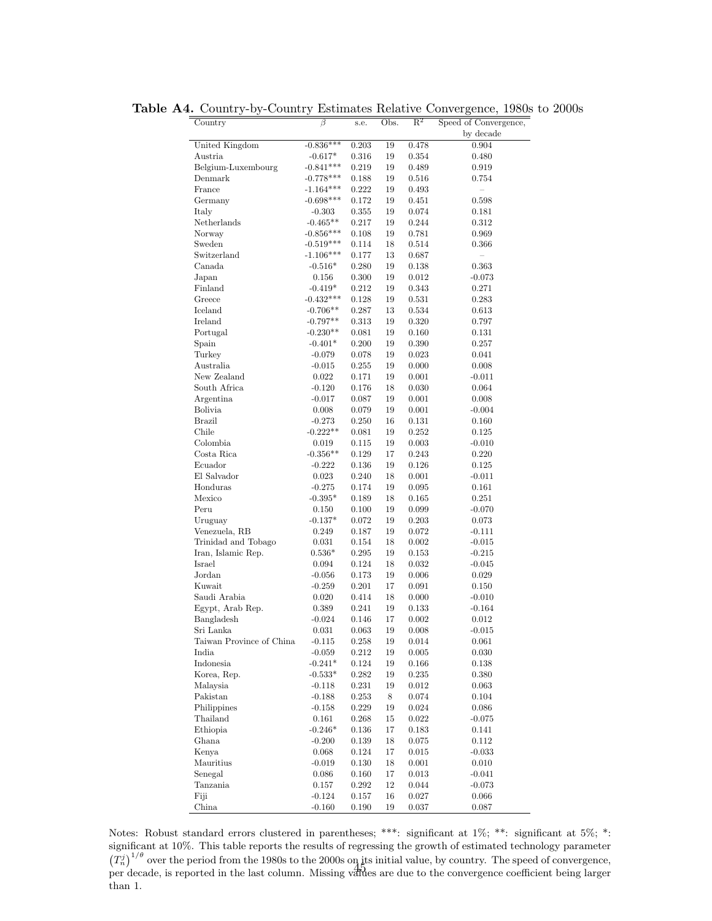**Table A4.** Country-by-Country Estimates Relative Convergence, 1980s to 2000s

| Country | $\beta$ | s.e. | Obs. | $R^2$ | Speed of Convergence, by decade |
|---|---|---|---|---|---|
| United Kingdom | -0.836*** | 0.203 | 19 | 0.478 | 0.904 |
| Austria | -0.617* | 0.316 | 19 | 0.354 | 0.480 |
| Belgium-Luxembourg | -0.841*** | 0.219 | 19 | 0.489 | 0.919 |
| Denmark | -0.778*** | 0.188 | 19 | 0.516 | 0.754 |
| France | -1.164*** | 0.222 | 19 | 0.493 | – |
| Germany | -0.698*** | 0.172 | 19 | 0.451 | 0.598 |
| Italy | -0.303 | 0.355 | 19 | 0.074 | 0.181 |
| Netherlands | -0.465** | 0.217 | 19 | 0.244 | 0.312 |
| Norway | -0.856*** | 0.108 | 19 | 0.781 | 0.969 |
| Sweden | -0.519*** | 0.114 | 18 | 0.514 | 0.366 |
| Switzerland | -1.106*** | 0.177 | 13 | 0.687 | – |
| Canada | -0.516* | 0.280 | 19 | 0.138 | 0.363 |
| Japan | 0.156 | 0.300 | 19 | 0.012 | -0.073 |
| Finland | -0.419* | 0.212 | 19 | 0.343 | 0.271 |
| Greece | -0.432*** | 0.128 | 19 | 0.531 | 0.283 |
| Iceland | -0.706** | 0.287 | 13 | 0.534 | 0.613 |
| Ireland | -0.797** | 0.313 | 19 | 0.320 | 0.797 |
| Portugal | -0.230** | 0.081 | 19 | 0.160 | 0.131 |
| Spain | -0.401* | 0.200 | 19 | 0.390 | 0.257 |
| Turkey | -0.079 | 0.078 | 19 | 0.023 | 0.041 |
| Australia | -0.015 | 0.255 | 19 | 0.000 | 0.008 |
| New Zealand | 0.022 | 0.171 | 19 | 0.001 | -0.011 |
| South Africa | -0.120 | 0.176 | 18 | 0.030 | 0.064 |
| Argentina | -0.017 | 0.087 | 19 | 0.001 | 0.008 |
| Bolivia | 0.008 | 0.079 | 19 | 0.001 | -0.004 |
| Brazil | -0.273 | 0.250 | 16 | 0.131 | 0.160 |
| Chile | -0.222** | 0.081 | 19 | 0.252 | 0.125 |
| Colombia | 0.019 | 0.115 | 19 | 0.003 | -0.010 |
| Costa Rica | -0.356** | 0.129 | 17 | 0.243 | 0.220 |
| Ecuador | -0.222 | 0.136 | 19 | 0.126 | 0.125 |
| El Salvador | 0.023 | 0.240 | 18 | 0.001 | -0.011 |
| Honduras | -0.275 | 0.174 | 19 | 0.095 | 0.161 |
| Mexico | -0.395* | 0.189 | 18 | 0.165 | 0.251 |
| Peru | 0.150 | 0.100 | 19 | 0.099 | -0.070 |
| Uruguay | -0.137* | 0.072 | 19 | 0.203 | 0.073 |
| Venezuela, RB | 0.249 | 0.187 | 19 | 0.072 | -0.111 |
| Trinidad and Tobago | 0.031 | 0.154 | 18 | 0.002 | -0.015 |
| Iran, Islamic Rep. | 0.536* | 0.295 | 19 | 0.153 | -0.215 |
| Israel | 0.094 | 0.124 | 18 | 0.032 | -0.045 |
| Jordan | -0.056 | 0.173 | 19 | 0.006 | 0.029 |
| Kuwait | -0.259 | 0.201 | 17 | 0.091 | 0.150 |
| Saudi Arabia | 0.020 | 0.414 | 18 | 0.000 | -0.010 |
| Egypt, Arab Rep. | 0.389 | 0.241 | 19 | 0.133 | -0.164 |
| Bangladesh | -0.024 | 0.146 | 17 | 0.002 | 0.012 |
| Sri Lanka | 0.031 | 0.063 | 19 | 0.008 | -0.015 |
| Taiwan Province of China | -0.115 | 0.258 | 19 | 0.014 | 0.061 |
| India | -0.059 | 0.212 | 19 | 0.005 | 0.030 |
| Indonesia | -0.241* | 0.124 | 19 | 0.166 | 0.138 |
| Korea, Rep. | -0.533* | 0.282 | 19 | 0.235 | 0.380 |
| Malaysia | -0.118 | 0.231 | 19 | 0.012 | 0.063 |
| Pakistan | -0.188 | 0.253 | 8 | 0.074 | 0.104 |
| Philippines | -0.158 | 0.229 | 19 | 0.024 | 0.086 |
| Thailand | 0.161 | 0.268 | 15 | 0.022 | -0.075 |
| Ethiopia | -0.246* | 0.136 | 17 | 0.183 | 0.141 |
| Ghana | -0.200 | 0.139 | 18 | 0.075 | 0.112 |
| Kenya | 0.068 | 0.124 | 17 | 0.015 | -0.033 |
| Mauritius | -0.019 | 0.130 | 18 | 0.001 | 0.010 |
| Senegal | 0.086 | 0.160 | 17 | 0.013 | -0.041 |
| Tanzania | 0.157 | 0.292 | 12 | 0.044 | -0.073 |
| Fiji | -0.124 | 0.157 | 16 | 0.027 | 0.066 |
| China | -0.160 | 0.190 | 19 | 0.037 | 0.087 |

Notes: Robust standard errors clustered in parentheses; ***: significant at 1%; **: significant at 5%; *: significant at 10%. This table reports the results of regressing the growth of estimated technology parameter $\left(T_n^j\right)^{1/\theta}$ over the period from the 1980s to the 2000s on its initial value, by country. The speed of convergence, per decade, is reported in the last column. Missing values are due to the convergence coefficient being larger than 1.